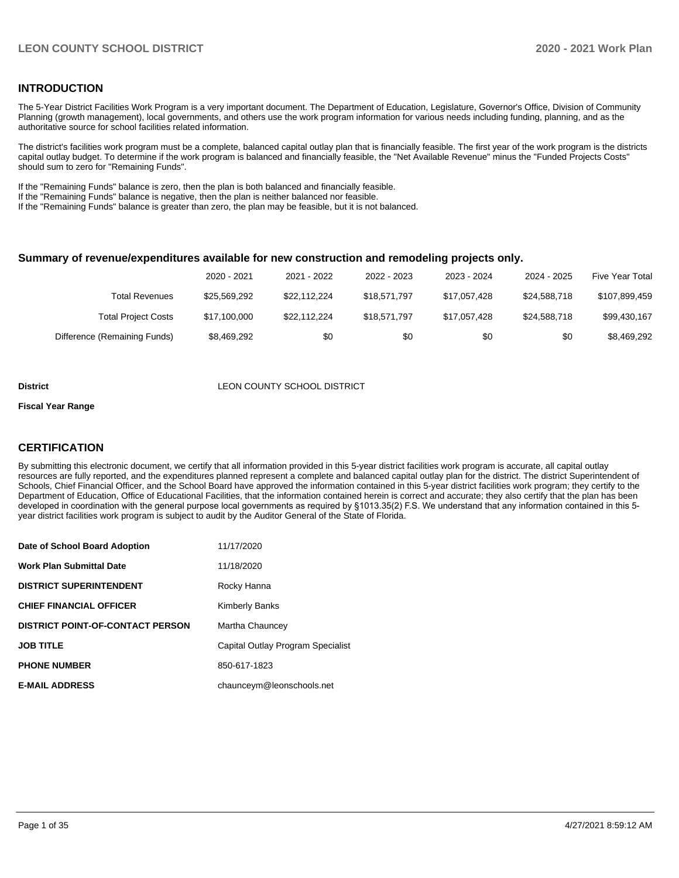## INTRODUCTION

The 5-Year District Facilities Work Program is a very important document. The Department of Education, Legislature, Governor's Office, Division of Community Planning (growth management), local governments, and others use the work program information for various needs including funding, planning, and as the authoritative source for school facilities related information.

The district's facilities work program must be a complete, balanced capital outlay plan that is financially feasible. The first year of the work program is the districts capital outlay budget. To determine if the work program is balanced and financially feasible, the "Net Available Revenue" minus the "Funded Projects Costs" should sum to zero for "Remaining Funds".

If the "Remaining Funds" balance is zero, then the plan is both balanced and financially feasible.
If the "Remaining Funds" balance is negative, then the plan is neither balanced nor feasible.
If the "Remaining Funds" balance is greater than zero, the plan may be feasible, but it is not balanced.

### Summary of revenue/expenditures available for new construction and remodeling projects only.

| | 2020 - 2021 | 2021 - 2022 | 2022 - 2023 | 2023 - 2024 | 2024 - 2025 | Five Year Total |
|---|---|---|---|---|---|---|
| Total Revenues | $25,569,292 | $22,112,224 | $18,571,797 | $17,057,428 | $24,588,718 | $107,899,459 |
| Total Project Costs | $17,100,000 | $22,112,224 | $18,571,797 | $17,057,428 | $24,588,718 | $99,430,167 |
| Difference (Remaining Funds) | $8,469,292 | $0 | $0 | $0 | $0 | $8,469,292 |

**District** LEON COUNTY SCHOOL DISTRICT

**Fiscal Year Range**

## CERTIFICATION

By submitting this electronic document, we certify that all information provided in this 5-year district facilities work program is accurate, all capital outlay resources are fully reported, and the expenditures planned represent a complete and balanced capital outlay plan for the district. The district Superintendent of Schools, Chief Financial Officer, and the School Board have approved the information contained in this 5-year district facilities work program; they certify to the Department of Education, Office of Educational Facilities, that the information contained herein is correct and accurate; they also certify that the plan has been developed in coordination with the general purpose local governments as required by §1013.35(2) F.S. We understand that any information contained in this 5-year district facilities work program is subject to audit by the Auditor General of the State of Florida.

| | |
|---|---|
| **Date of School Board Adoption** | 11/17/2020 |
| **Work Plan Submittal Date** | 11/18/2020 |
| **DISTRICT SUPERINTENDENT** | Rocky Hanna |
| **CHIEF FINANCIAL OFFICER** | Kimberly Banks |
| **DISTRICT POINT-OF-CONTACT PERSON** | Martha Chauncey |
| **JOB TITLE** | Capital Outlay Program Specialist |
| **PHONE NUMBER** | 850-617-1823 |
| **E-MAIL ADDRESS** | chaunceym@leonschools.net |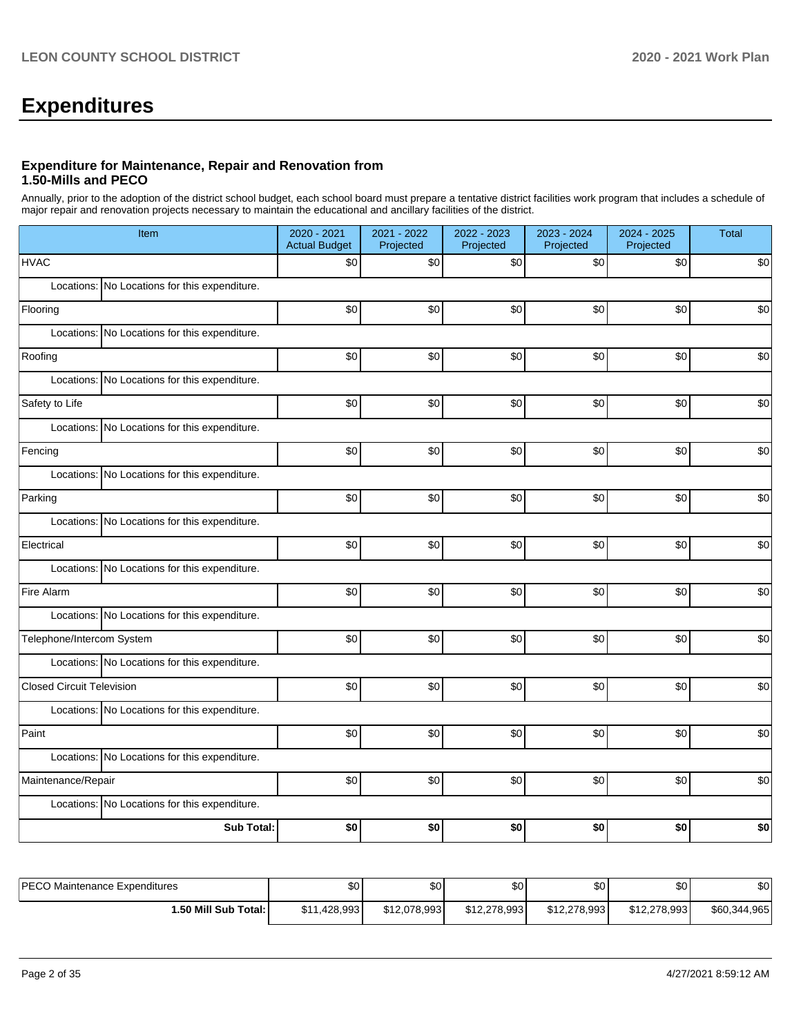# Expenditures

### Expenditure for Maintenance, Repair and Renovation from 1.50-Mills and PECO

Annually, prior to the adoption of the district school budget, each school board must prepare a tentative district facilities work program that includes a schedule of major repair and renovation projects necessary to maintain the educational and ancillary facilities of the district.

| Item | 2020 - 2021 Actual Budget | 2021 - 2022 Projected | 2022 - 2023 Projected | 2023 - 2024 Projected | 2024 - 2025 Projected | Total |
|---|---|---|---|---|---|---|
| HVAC | $0 | $0 | $0 | $0 | $0 | $0 |
| Locations: No Locations for this expenditure. | | | | | | |
| Flooring | $0 | $0 | $0 | $0 | $0 | $0 |
| Locations: No Locations for this expenditure. | | | | | | |
| Roofing | $0 | $0 | $0 | $0 | $0 | $0 |
| Locations: No Locations for this expenditure. | | | | | | |
| Safety to Life | $0 | $0 | $0 | $0 | $0 | $0 |
| Locations: No Locations for this expenditure. | | | | | | |
| Fencing | $0 | $0 | $0 | $0 | $0 | $0 |
| Locations: No Locations for this expenditure. | | | | | | |
| Parking | $0 | $0 | $0 | $0 | $0 | $0 |
| Locations: No Locations for this expenditure. | | | | | | |
| Electrical | $0 | $0 | $0 | $0 | $0 | $0 |
| Locations: No Locations for this expenditure. | | | | | | |
| Fire Alarm | $0 | $0 | $0 | $0 | $0 | $0 |
| Locations: No Locations for this expenditure. | | | | | | |
| Telephone/Intercom System | $0 | $0 | $0 | $0 | $0 | $0 |
| Locations: No Locations for this expenditure. | | | | | | |
| Closed Circuit Television | $0 | $0 | $0 | $0 | $0 | $0 |
| Locations: No Locations for this expenditure. | | | | | | |
| Paint | $0 | $0 | $0 | $0 | $0 | $0 |
| Locations: No Locations for this expenditure. | | | | | | |
| Maintenance/Repair | $0 | $0 | $0 | $0 | $0 | $0 |
| Locations: No Locations for this expenditure. | | | | | | |
| **Sub Total:** | **$0** | **$0** | **$0** | **$0** | **$0** | **$0** |

| | | | | | | |
|---|---|---|---|---|---|---|
| PECO Maintenance Expenditures | $0 | $0 | $0 | $0 | $0 | $0 |
| **1.50 Mill Sub Total:** | $11,428,993 | $12,078,993 | $12,278,993 | $12,278,993 | $12,278,993 | $60,344,965 |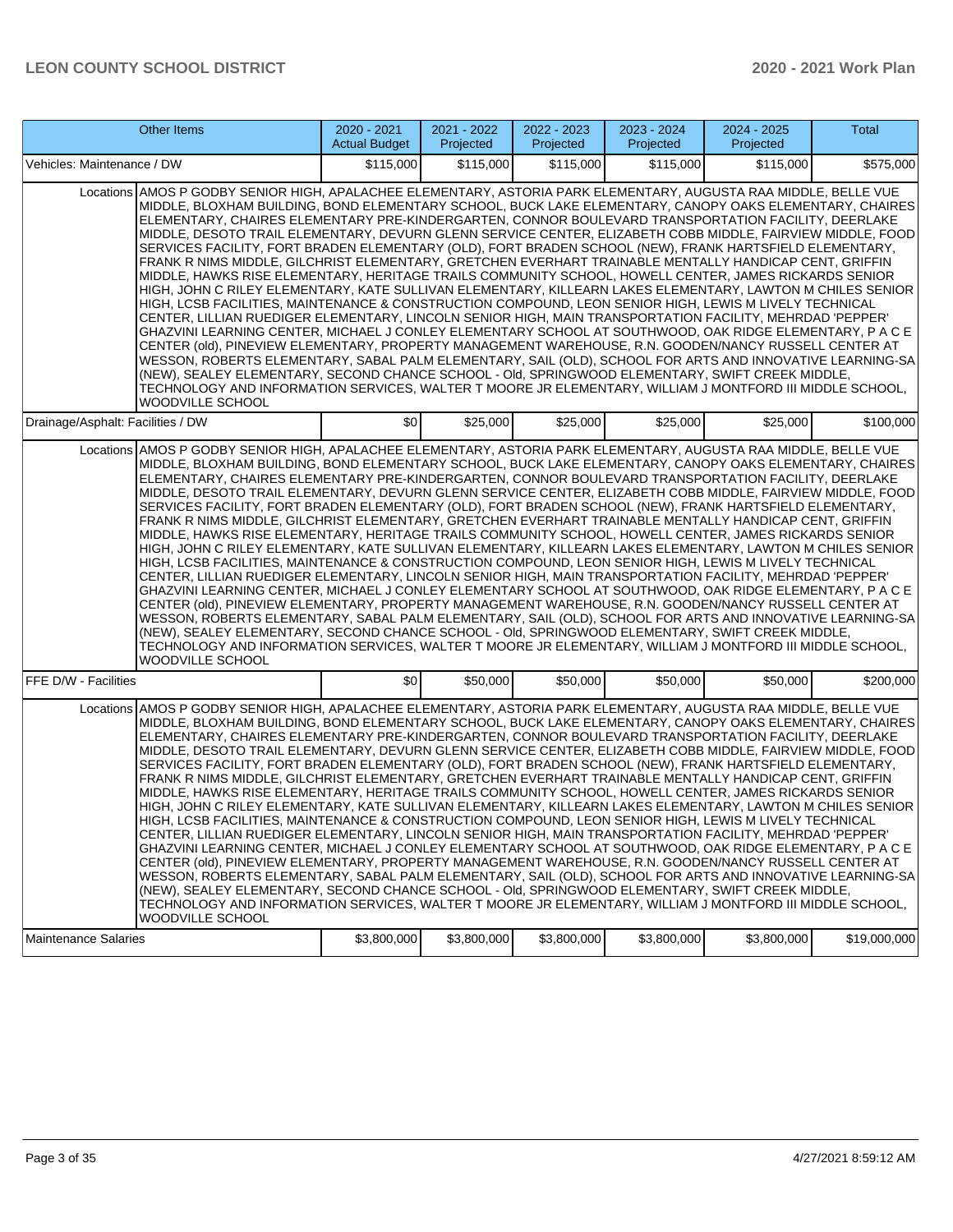| Other Items | | 2020 - 2021 Actual Budget | 2021 - 2022 Projected | 2022 - 2023 Projected | 2023 - 2024 Projected | 2024 - 2025 Projected | Total |
|---|---|---|---|---|---|---|---|
| Vehicles: Maintenance / DW | | $115,000 | $115,000 | $115,000 | $115,000 | $115,000 | $575,000 |
| | Locations | AMOS P GODBY SENIOR HIGH, APALACHEE ELEMENTARY, ASTORIA PARK ELEMENTARY, AUGUSTA RAA MIDDLE, BELLE VUE MIDDLE, BLOXHAM BUILDING, BOND ELEMENTARY SCHOOL, BUCK LAKE ELEMENTARY, CANOPY OAKS ELEMENTARY, CHAIRES ELEMENTARY, CHAIRES ELEMENTARY PRE-KINDERGARTEN, CONNOR BOULEVARD TRANSPORTATION FACILITY, DEERLAKE MIDDLE, DESOTO TRAIL ELEMENTARY, DEVURN GLENN SERVICE CENTER, ELIZABETH COBB MIDDLE, FAIRVIEW MIDDLE, FOOD SERVICES FACILITY, FORT BRADEN ELEMENTARY (OLD), FORT BRADEN SCHOOL (NEW), FRANK HARTSFIELD ELEMENTARY, FRANK R NIMS MIDDLE, GILCHRIST ELEMENTARY, GRETCHEN EVERHART TRAINABLE MENTALLY HANDICAP CENT, GRIFFIN MIDDLE, HAWKS RISE ELEMENTARY, HERITAGE TRAILS COMMUNITY SCHOOL, HOWELL CENTER, JAMES RICKARDS SENIOR HIGH, JOHN C RILEY ELEMENTARY, KATE SULLIVAN ELEMENTARY, KILLEARN LAKES ELEMENTARY, LAWTON M CHILES SENIOR HIGH, LCSB FACILITIES, MAINTENANCE & CONSTRUCTION COMPOUND, LEON SENIOR HIGH, LEWIS M LIVELY TECHNICAL CENTER, LILLIAN RUEDIGER ELEMENTARY, LINCOLN SENIOR HIGH, MAIN TRANSPORTATION FACILITY, MEHRDAD 'PEPPER' GHAZVINI LEARNING CENTER, MICHAEL J CONLEY ELEMENTARY SCHOOL AT SOUTHWOOD, OAK RIDGE ELEMENTARY, P A C E CENTER (old), PINEVIEW ELEMENTARY, PROPERTY MANAGEMENT WAREHOUSE, R.N. GOODEN/NANCY RUSSELL CENTER AT WESSON, ROBERTS ELEMENTARY, SABAL PALM ELEMENTARY, SAIL (OLD), SCHOOL FOR ARTS AND INNOVATIVE LEARNING-SA (NEW), SEALEY ELEMENTARY, SECOND CHANCE SCHOOL - Old, SPRINGWOOD ELEMENTARY, SWIFT CREEK MIDDLE, TECHNOLOGY AND INFORMATION SERVICES, WALTER T MOORE JR ELEMENTARY, WILLIAM J MONTFORD III MIDDLE SCHOOL, WOODVILLE SCHOOL | | | | | |
| Drainage/Asphalt: Facilities / DW | | $0 | $25,000 | $25,000 | $25,000 | $25,000 | $100,000 |
| | Locations | AMOS P GODBY SENIOR HIGH, APALACHEE ELEMENTARY, ASTORIA PARK ELEMENTARY, AUGUSTA RAA MIDDLE, BELLE VUE MIDDLE, BLOXHAM BUILDING, BOND ELEMENTARY SCHOOL, BUCK LAKE ELEMENTARY, CANOPY OAKS ELEMENTARY, CHAIRES ELEMENTARY, CHAIRES ELEMENTARY PRE-KINDERGARTEN, CONNOR BOULEVARD TRANSPORTATION FACILITY, DEERLAKE MIDDLE, DESOTO TRAIL ELEMENTARY, DEVURN GLENN SERVICE CENTER, ELIZABETH COBB MIDDLE, FAIRVIEW MIDDLE, FOOD SERVICES FACILITY, FORT BRADEN ELEMENTARY (OLD), FORT BRADEN SCHOOL (NEW), FRANK HARTSFIELD ELEMENTARY, FRANK R NIMS MIDDLE, GILCHRIST ELEMENTARY, GRETCHEN EVERHART TRAINABLE MENTALLY HANDICAP CENT, GRIFFIN MIDDLE, HAWKS RISE ELEMENTARY, HERITAGE TRAILS COMMUNITY SCHOOL, HOWELL CENTER, JAMES RICKARDS SENIOR HIGH, JOHN C RILEY ELEMENTARY, KATE SULLIVAN ELEMENTARY, KILLEARN LAKES ELEMENTARY, LAWTON M CHILES SENIOR HIGH, LCSB FACILITIES, MAINTENANCE & CONSTRUCTION COMPOUND, LEON SENIOR HIGH, LEWIS M LIVELY TECHNICAL CENTER, LILLIAN RUEDIGER ELEMENTARY, LINCOLN SENIOR HIGH, MAIN TRANSPORTATION FACILITY, MEHRDAD 'PEPPER' GHAZVINI LEARNING CENTER, MICHAEL J CONLEY ELEMENTARY SCHOOL AT SOUTHWOOD, OAK RIDGE ELEMENTARY, P A C E CENTER (old), PINEVIEW ELEMENTARY, PROPERTY MANAGEMENT WAREHOUSE, R.N. GOODEN/NANCY RUSSELL CENTER AT WESSON, ROBERTS ELEMENTARY, SABAL PALM ELEMENTARY, SAIL (OLD), SCHOOL FOR ARTS AND INNOVATIVE LEARNING-SA (NEW), SEALEY ELEMENTARY, SECOND CHANCE SCHOOL - Old, SPRINGWOOD ELEMENTARY, SWIFT CREEK MIDDLE, TECHNOLOGY AND INFORMATION SERVICES, WALTER T MOORE JR ELEMENTARY, WILLIAM J MONTFORD III MIDDLE SCHOOL, WOODVILLE SCHOOL | | | | | |
| FFE D/W - Facilities | | $0 | $50,000 | $50,000 | $50,000 | $50,000 | $200,000 |
| | Locations | AMOS P GODBY SENIOR HIGH, APALACHEE ELEMENTARY, ASTORIA PARK ELEMENTARY, AUGUSTA RAA MIDDLE, BELLE VUE MIDDLE, BLOXHAM BUILDING, BOND ELEMENTARY SCHOOL, BUCK LAKE ELEMENTARY, CANOPY OAKS ELEMENTARY, CHAIRES ELEMENTARY, CHAIRES ELEMENTARY PRE-KINDERGARTEN, CONNOR BOULEVARD TRANSPORTATION FACILITY, DEERLAKE MIDDLE, DESOTO TRAIL ELEMENTARY, DEVURN GLENN SERVICE CENTER, ELIZABETH COBB MIDDLE, FAIRVIEW MIDDLE, FOOD SERVICES FACILITY, FORT BRADEN ELEMENTARY (OLD), FORT BRADEN SCHOOL (NEW), FRANK HARTSFIELD ELEMENTARY, FRANK R NIMS MIDDLE, GILCHRIST ELEMENTARY, GRETCHEN EVERHART TRAINABLE MENTALLY HANDICAP CENT, GRIFFIN MIDDLE, HAWKS RISE ELEMENTARY, HERITAGE TRAILS COMMUNITY SCHOOL, HOWELL CENTER, JAMES RICKARDS SENIOR HIGH, JOHN C RILEY ELEMENTARY, KATE SULLIVAN ELEMENTARY, KILLEARN LAKES ELEMENTARY, LAWTON M CHILES SENIOR HIGH, LCSB FACILITIES, MAINTENANCE & CONSTRUCTION COMPOUND, LEON SENIOR HIGH, LEWIS M LIVELY TECHNICAL CENTER, LILLIAN RUEDIGER ELEMENTARY, LINCOLN SENIOR HIGH, MAIN TRANSPORTATION FACILITY, MEHRDAD 'PEPPER' GHAZVINI LEARNING CENTER, MICHAEL J CONLEY ELEMENTARY SCHOOL AT SOUTHWOOD, OAK RIDGE ELEMENTARY, P A C E CENTER (old), PINEVIEW ELEMENTARY, PROPERTY MANAGEMENT WAREHOUSE, R.N. GOODEN/NANCY RUSSELL CENTER AT WESSON, ROBERTS ELEMENTARY, SABAL PALM ELEMENTARY, SAIL (OLD), SCHOOL FOR ARTS AND INNOVATIVE LEARNING-SA (NEW), SEALEY ELEMENTARY, SECOND CHANCE SCHOOL - Old, SPRINGWOOD ELEMENTARY, SWIFT CREEK MIDDLE, TECHNOLOGY AND INFORMATION SERVICES, WALTER T MOORE JR ELEMENTARY, WILLIAM J MONTFORD III MIDDLE SCHOOL, WOODVILLE SCHOOL | | | | | |
| Maintenance Salaries | | $3,800,000 | $3,800,000 | $3,800,000 | $3,800,000 | $3,800,000 | $19,000,000 |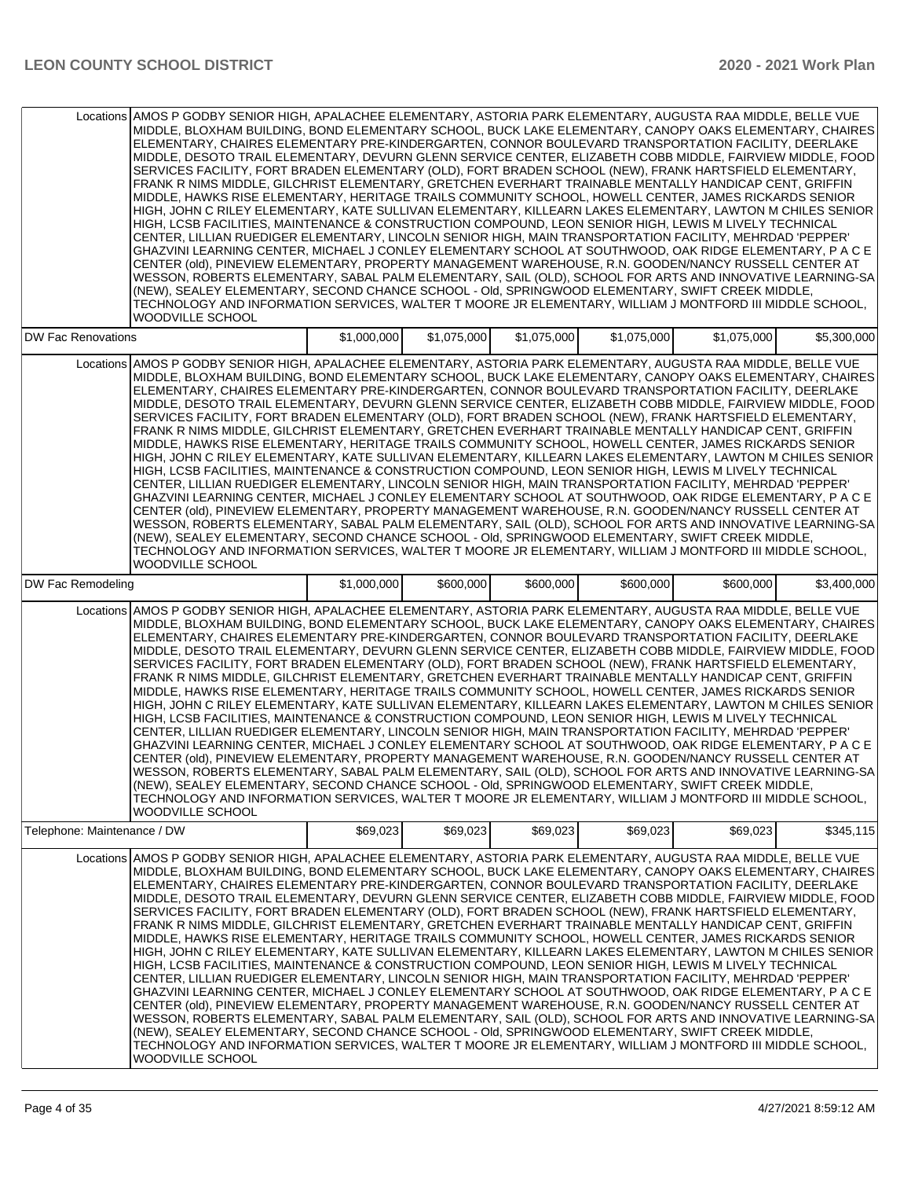| | | | | | | |
|---|---|---|---|---|---|---|
| Locations | AMOS P GODBY SENIOR HIGH, APALACHEE ELEMENTARY, ASTORIA PARK ELEMENTARY, AUGUSTA RAA MIDDLE, BELLE VUE MIDDLE, BLOXHAM BUILDING, BOND ELEMENTARY SCHOOL, BUCK LAKE ELEMENTARY, CANOPY OAKS ELEMENTARY, CHAIRES ELEMENTARY, CHAIRES ELEMENTARY PRE-KINDERGARTEN, CONNOR BOULEVARD TRANSPORTATION FACILITY, DEERLAKE MIDDLE, DESOTO TRAIL ELEMENTARY, DEVURN GLENN SERVICE CENTER, ELIZABETH COBB MIDDLE, FAIRVIEW MIDDLE, FOOD SERVICES FACILITY, FORT BRADEN ELEMENTARY (OLD), FORT BRADEN SCHOOL (NEW), FRANK HARTSFIELD ELEMENTARY, FRANK R NIMS MIDDLE, GILCHRIST ELEMENTARY, GRETCHEN EVERHART TRAINABLE MENTALLY HANDICAP CENT, GRIFFIN MIDDLE, HAWKS RISE ELEMENTARY, HERITAGE TRAILS COMMUNITY SCHOOL, HOWELL CENTER, JAMES RICKARDS SENIOR HIGH, JOHN C RILEY ELEMENTARY, KATE SULLIVAN ELEMENTARY, KILLEARN LAKES ELEMENTARY, LAWTON M CHILES SENIOR HIGH, LCSB FACILITIES, MAINTENANCE & CONSTRUCTION COMPOUND, LEON SENIOR HIGH, LEWIS M LIVELY TECHNICAL CENTER, LILLIAN RUEDIGER ELEMENTARY, LINCOLN SENIOR HIGH, MAIN TRANSPORTATION FACILITY, MEHRDAD 'PEPPER' GHAZVINI LEARNING CENTER, MICHAEL J CONLEY ELEMENTARY SCHOOL AT SOUTHWOOD, OAK RIDGE ELEMENTARY, P A C E CENTER (old), PINEVIEW ELEMENTARY, PROPERTY MANAGEMENT WAREHOUSE, R.N. GOODEN/NANCY RUSSELL CENTER AT WESSON, ROBERTS ELEMENTARY, SABAL PALM ELEMENTARY, SAIL (OLD), SCHOOL FOR ARTS AND INNOVATIVE LEARNING-SA (NEW), SEALEY ELEMENTARY, SECOND CHANCE SCHOOL - Old, SPRINGWOOD ELEMENTARY, SWIFT CREEK MIDDLE, TECHNOLOGY AND INFORMATION SERVICES, WALTER T MOORE JR ELEMENTARY, WILLIAM J MONTFORD III MIDDLE SCHOOL, WOODVILLE SCHOOL | | | | | |
| DW Fac Renovations | | $1,000,000 | $1,075,000 | $1,075,000 | $1,075,000 | $1,075,000 | $5,300,000 |
| Locations | AMOS P GODBY SENIOR HIGH, APALACHEE ELEMENTARY, ASTORIA PARK ELEMENTARY, AUGUSTA RAA MIDDLE, BELLE VUE MIDDLE, BLOXHAM BUILDING, BOND ELEMENTARY SCHOOL, BUCK LAKE ELEMENTARY, CANOPY OAKS ELEMENTARY, CHAIRES ELEMENTARY, CHAIRES ELEMENTARY PRE-KINDERGARTEN, CONNOR BOULEVARD TRANSPORTATION FACILITY, DEERLAKE MIDDLE, DESOTO TRAIL ELEMENTARY, DEVURN GLENN SERVICE CENTER, ELIZABETH COBB MIDDLE, FAIRVIEW MIDDLE, FOOD SERVICES FACILITY, FORT BRADEN ELEMENTARY (OLD), FORT BRADEN SCHOOL (NEW), FRANK HARTSFIELD ELEMENTARY, FRANK R NIMS MIDDLE, GILCHRIST ELEMENTARY, GRETCHEN EVERHART TRAINABLE MENTALLY HANDICAP CENT, GRIFFIN MIDDLE, HAWKS RISE ELEMENTARY, HERITAGE TRAILS COMMUNITY SCHOOL, HOWELL CENTER, JAMES RICKARDS SENIOR HIGH, JOHN C RILEY ELEMENTARY, KATE SULLIVAN ELEMENTARY, KILLEARN LAKES ELEMENTARY, LAWTON M CHILES SENIOR HIGH, LCSB FACILITIES, MAINTENANCE & CONSTRUCTION COMPOUND, LEON SENIOR HIGH, LEWIS M LIVELY TECHNICAL CENTER, LILLIAN RUEDIGER ELEMENTARY, LINCOLN SENIOR HIGH, MAIN TRANSPORTATION FACILITY, MEHRDAD 'PEPPER' GHAZVINI LEARNING CENTER, MICHAEL J CONLEY ELEMENTARY SCHOOL AT SOUTHWOOD, OAK RIDGE ELEMENTARY, P A C E CENTER (old), PINEVIEW ELEMENTARY, PROPERTY MANAGEMENT WAREHOUSE, R.N. GOODEN/NANCY RUSSELL CENTER AT WESSON, ROBERTS ELEMENTARY, SABAL PALM ELEMENTARY, SAIL (OLD), SCHOOL FOR ARTS AND INNOVATIVE LEARNING-SA (NEW), SEALEY ELEMENTARY, SECOND CHANCE SCHOOL - Old, SPRINGWOOD ELEMENTARY, SWIFT CREEK MIDDLE, TECHNOLOGY AND INFORMATION SERVICES, WALTER T MOORE JR ELEMENTARY, WILLIAM J MONTFORD III MIDDLE SCHOOL, WOODVILLE SCHOOL | | | | | |
| DW Fac Remodeling | | $1,000,000 | $600,000 | $600,000 | $600,000 | $600,000 | $3,400,000 |
| Locations | AMOS P GODBY SENIOR HIGH, APALACHEE ELEMENTARY, ASTORIA PARK ELEMENTARY, AUGUSTA RAA MIDDLE, BELLE VUE MIDDLE, BLOXHAM BUILDING, BOND ELEMENTARY SCHOOL, BUCK LAKE ELEMENTARY, CANOPY OAKS ELEMENTARY, CHAIRES ELEMENTARY, CHAIRES ELEMENTARY PRE-KINDERGARTEN, CONNOR BOULEVARD TRANSPORTATION FACILITY, DEERLAKE MIDDLE, DESOTO TRAIL ELEMENTARY, DEVURN GLENN SERVICE CENTER, ELIZABETH COBB MIDDLE, FAIRVIEW MIDDLE, FOOD SERVICES FACILITY, FORT BRADEN ELEMENTARY (OLD), FORT BRADEN SCHOOL (NEW), FRANK HARTSFIELD ELEMENTARY, FRANK R NIMS MIDDLE, GILCHRIST ELEMENTARY, GRETCHEN EVERHART TRAINABLE MENTALLY HANDICAP CENT, GRIFFIN MIDDLE, HAWKS RISE ELEMENTARY, HERITAGE TRAILS COMMUNITY SCHOOL, HOWELL CENTER, JAMES RICKARDS SENIOR HIGH, JOHN C RILEY ELEMENTARY, KATE SULLIVAN ELEMENTARY, KILLEARN LAKES ELEMENTARY, LAWTON M CHILES SENIOR HIGH, LCSB FACILITIES, MAINTENANCE & CONSTRUCTION COMPOUND, LEON SENIOR HIGH, LEWIS M LIVELY TECHNICAL CENTER, LILLIAN RUEDIGER ELEMENTARY, LINCOLN SENIOR HIGH, MAIN TRANSPORTATION FACILITY, MEHRDAD 'PEPPER' GHAZVINI LEARNING CENTER, MICHAEL J CONLEY ELEMENTARY SCHOOL AT SOUTHWOOD, OAK RIDGE ELEMENTARY, P A C E CENTER (old), PINEVIEW ELEMENTARY, PROPERTY MANAGEMENT WAREHOUSE, R.N. GOODEN/NANCY RUSSELL CENTER AT WESSON, ROBERTS ELEMENTARY, SABAL PALM ELEMENTARY, SAIL (OLD), SCHOOL FOR ARTS AND INNOVATIVE LEARNING-SA (NEW), SEALEY ELEMENTARY, SECOND CHANCE SCHOOL - Old, SPRINGWOOD ELEMENTARY, SWIFT CREEK MIDDLE, TECHNOLOGY AND INFORMATION SERVICES, WALTER T MOORE JR ELEMENTARY, WILLIAM J MONTFORD III MIDDLE SCHOOL, WOODVILLE SCHOOL | | | | | |
| Telephone: Maintenance / DW | | $69,023 | $69,023 | $69,023 | $69,023 | $69,023 | $345,115 |
| Locations | AMOS P GODBY SENIOR HIGH, APALACHEE ELEMENTARY, ASTORIA PARK ELEMENTARY, AUGUSTA RAA MIDDLE, BELLE VUE MIDDLE, BLOXHAM BUILDING, BOND ELEMENTARY SCHOOL, BUCK LAKE ELEMENTARY, CANOPY OAKS ELEMENTARY, CHAIRES ELEMENTARY, CHAIRES ELEMENTARY PRE-KINDERGARTEN, CONNOR BOULEVARD TRANSPORTATION FACILITY, DEERLAKE MIDDLE, DESOTO TRAIL ELEMENTARY, DEVURN GLENN SERVICE CENTER, ELIZABETH COBB MIDDLE, FAIRVIEW MIDDLE, FOOD SERVICES FACILITY, FORT BRADEN ELEMENTARY (OLD), FORT BRADEN SCHOOL (NEW), FRANK HARTSFIELD ELEMENTARY, FRANK R NIMS MIDDLE, GILCHRIST ELEMENTARY, GRETCHEN EVERHART TRAINABLE MENTALLY HANDICAP CENT, GRIFFIN MIDDLE, HAWKS RISE ELEMENTARY, HERITAGE TRAILS COMMUNITY SCHOOL, HOWELL CENTER, JAMES RICKARDS SENIOR HIGH, JOHN C RILEY ELEMENTARY, KATE SULLIVAN ELEMENTARY, KILLEARN LAKES ELEMENTARY, LAWTON M CHILES SENIOR HIGH, LCSB FACILITIES, MAINTENANCE & CONSTRUCTION COMPOUND, LEON SENIOR HIGH, LEWIS M LIVELY TECHNICAL CENTER, LILLIAN RUEDIGER ELEMENTARY, LINCOLN SENIOR HIGH, MAIN TRANSPORTATION FACILITY, MEHRDAD 'PEPPER' GHAZVINI LEARNING CENTER, MICHAEL J CONLEY ELEMENTARY SCHOOL AT SOUTHWOOD, OAK RIDGE ELEMENTARY, P A C E CENTER (old), PINEVIEW ELEMENTARY, PROPERTY MANAGEMENT WAREHOUSE, R.N. GOODEN/NANCY RUSSELL CENTER AT WESSON, ROBERTS ELEMENTARY, SABAL PALM ELEMENTARY, SAIL (OLD), SCHOOL FOR ARTS AND INNOVATIVE LEARNING-SA (NEW), SEALEY ELEMENTARY, SECOND CHANCE SCHOOL - Old, SPRINGWOOD ELEMENTARY, SWIFT CREEK MIDDLE, TECHNOLOGY AND INFORMATION SERVICES, WALTER T MOORE JR ELEMENTARY, WILLIAM J MONTFORD III MIDDLE SCHOOL, WOODVILLE SCHOOL | | | | | |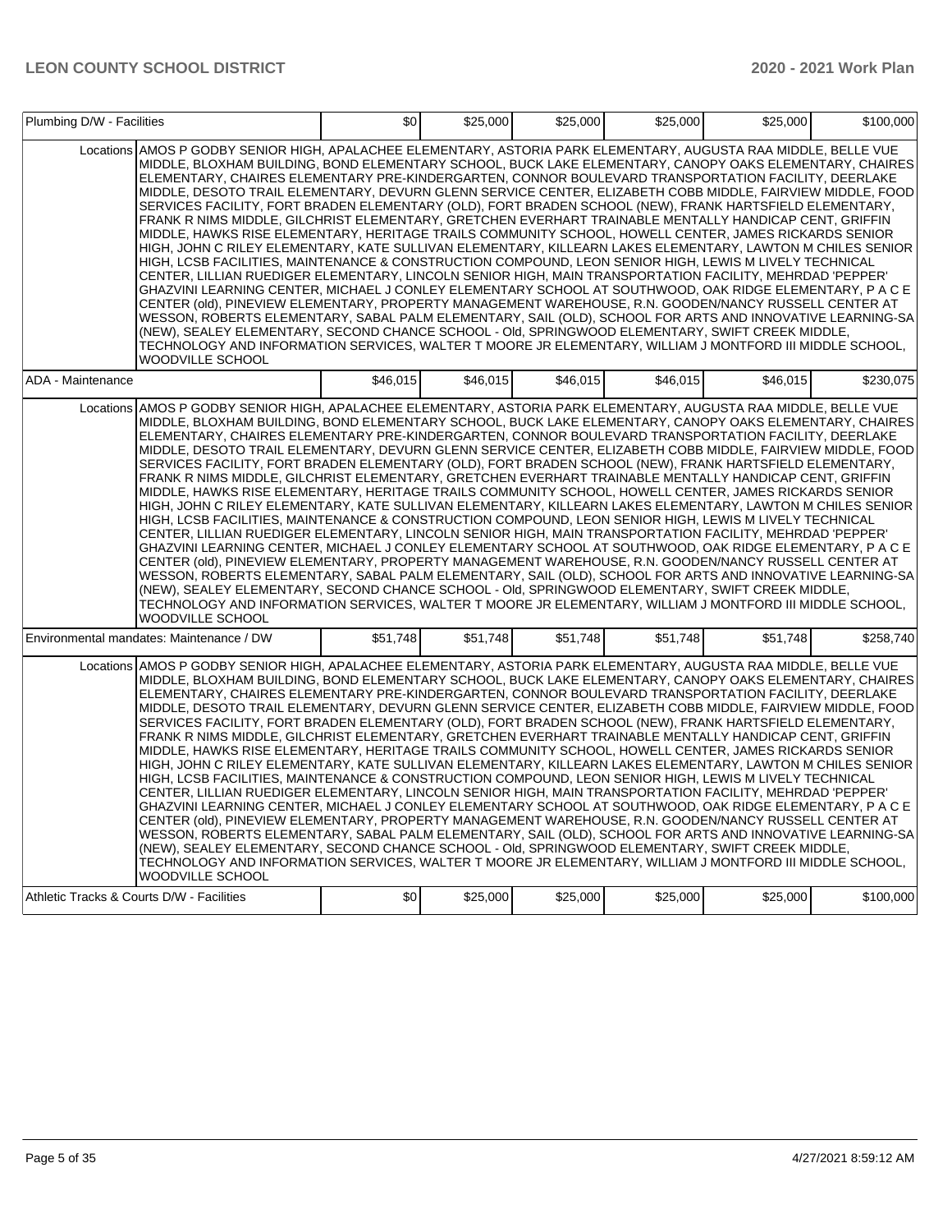| Plumbing D/W - Facilities | | $0 | $25,000 | $25,000 | $25,000 | $25,000 | $100,000 |
|---|---|---|---|---|---|---|---|
| | Locations | AMOS P GODBY SENIOR HIGH, APALACHEE ELEMENTARY, ASTORIA PARK ELEMENTARY, AUGUSTA RAA MIDDLE, BELLE VUE MIDDLE, BLOXHAM BUILDING, BOND ELEMENTARY SCHOOL, BUCK LAKE ELEMENTARY, CANOPY OAKS ELEMENTARY, CHAIRES ELEMENTARY, CHAIRES ELEMENTARY PRE-KINDERGARTEN, CONNOR BOULEVARD TRANSPORTATION FACILITY, DEERLAKE MIDDLE, DESOTO TRAIL ELEMENTARY, DEVURN GLENN SERVICE CENTER, ELIZABETH COBB MIDDLE, FAIRVIEW MIDDLE, FOOD SERVICES FACILITY, FORT BRADEN ELEMENTARY (OLD), FORT BRADEN SCHOOL (NEW), FRANK HARTSFIELD ELEMENTARY, FRANK R NIMS MIDDLE, GILCHRIST ELEMENTARY, GRETCHEN EVERHART TRAINABLE MENTALLY HANDICAP CENT, GRIFFIN MIDDLE, HAWKS RISE ELEMENTARY, HERITAGE TRAILS COMMUNITY SCHOOL, HOWELL CENTER, JAMES RICKARDS SENIOR HIGH, JOHN C RILEY ELEMENTARY, KATE SULLIVAN ELEMENTARY, KILLEARN LAKES ELEMENTARY, LAWTON M CHILES SENIOR HIGH, LCSB FACILITIES, MAINTENANCE & CONSTRUCTION COMPOUND, LEON SENIOR HIGH, LEWIS M LIVELY TECHNICAL CENTER, LILLIAN RUEDIGER ELEMENTARY, LINCOLN SENIOR HIGH, MAIN TRANSPORTATION FACILITY, MEHRDAD 'PEPPER' GHAZVINI LEARNING CENTER, MICHAEL J CONLEY ELEMENTARY SCHOOL AT SOUTHWOOD, OAK RIDGE ELEMENTARY, P A C E CENTER (old), PINEVIEW ELEMENTARY, PROPERTY MANAGEMENT WAREHOUSE, R.N. GOODEN/NANCY RUSSELL CENTER AT WESSON, ROBERTS ELEMENTARY, SABAL PALM ELEMENTARY, SAIL (OLD), SCHOOL FOR ARTS AND INNOVATIVE LEARNING-SA (NEW), SEALEY ELEMENTARY, SECOND CHANCE SCHOOL - Old, SPRINGWOOD ELEMENTARY, SWIFT CREEK MIDDLE, TECHNOLOGY AND INFORMATION SERVICES, WALTER T MOORE JR ELEMENTARY, WILLIAM J MONTFORD III MIDDLE SCHOOL, WOODVILLE SCHOOL | | | | | | |
| ADA - Maintenance | | $46,015 | $46,015 | $46,015 | $46,015 | $46,015 | $230,075 |
| | Locations | AMOS P GODBY SENIOR HIGH, APALACHEE ELEMENTARY, ASTORIA PARK ELEMENTARY, AUGUSTA RAA MIDDLE, BELLE VUE MIDDLE, BLOXHAM BUILDING, BOND ELEMENTARY SCHOOL, BUCK LAKE ELEMENTARY, CANOPY OAKS ELEMENTARY, CHAIRES ELEMENTARY, CHAIRES ELEMENTARY PRE-KINDERGARTEN, CONNOR BOULEVARD TRANSPORTATION FACILITY, DEERLAKE MIDDLE, DESOTO TRAIL ELEMENTARY, DEVURN GLENN SERVICE CENTER, ELIZABETH COBB MIDDLE, FAIRVIEW MIDDLE, FOOD SERVICES FACILITY, FORT BRADEN ELEMENTARY (OLD), FORT BRADEN SCHOOL (NEW), FRANK HARTSFIELD ELEMENTARY, FRANK R NIMS MIDDLE, GILCHRIST ELEMENTARY, GRETCHEN EVERHART TRAINABLE MENTALLY HANDICAP CENT, GRIFFIN MIDDLE, HAWKS RISE ELEMENTARY, HERITAGE TRAILS COMMUNITY SCHOOL, HOWELL CENTER, JAMES RICKARDS SENIOR HIGH, JOHN C RILEY ELEMENTARY, KATE SULLIVAN ELEMENTARY, KILLEARN LAKES ELEMENTARY, LAWTON M CHILES SENIOR HIGH, LCSB FACILITIES, MAINTENANCE & CONSTRUCTION COMPOUND, LEON SENIOR HIGH, LEWIS M LIVELY TECHNICAL CENTER, LILLIAN RUEDIGER ELEMENTARY, LINCOLN SENIOR HIGH, MAIN TRANSPORTATION FACILITY, MEHRDAD 'PEPPER' GHAZVINI LEARNING CENTER, MICHAEL J CONLEY ELEMENTARY SCHOOL AT SOUTHWOOD, OAK RIDGE ELEMENTARY, P A C E CENTER (old), PINEVIEW ELEMENTARY, PROPERTY MANAGEMENT WAREHOUSE, R.N. GOODEN/NANCY RUSSELL CENTER AT WESSON, ROBERTS ELEMENTARY, SABAL PALM ELEMENTARY, SAIL (OLD), SCHOOL FOR ARTS AND INNOVATIVE LEARNING-SA (NEW), SEALEY ELEMENTARY, SECOND CHANCE SCHOOL - Old, SPRINGWOOD ELEMENTARY, SWIFT CREEK MIDDLE, TECHNOLOGY AND INFORMATION SERVICES, WALTER T MOORE JR ELEMENTARY, WILLIAM J MONTFORD III MIDDLE SCHOOL, WOODVILLE SCHOOL | | | | | | |
| Environmental mandates: Maintenance / DW | | $51,748 | $51,748 | $51,748 | $51,748 | $51,748 | $258,740 |
| | Locations | AMOS P GODBY SENIOR HIGH, APALACHEE ELEMENTARY, ASTORIA PARK ELEMENTARY, AUGUSTA RAA MIDDLE, BELLE VUE MIDDLE, BLOXHAM BUILDING, BOND ELEMENTARY SCHOOL, BUCK LAKE ELEMENTARY, CANOPY OAKS ELEMENTARY, CHAIRES ELEMENTARY, CHAIRES ELEMENTARY PRE-KINDERGARTEN, CONNOR BOULEVARD TRANSPORTATION FACILITY, DEERLAKE MIDDLE, DESOTO TRAIL ELEMENTARY, DEVURN GLENN SERVICE CENTER, ELIZABETH COBB MIDDLE, FAIRVIEW MIDDLE, FOOD SERVICES FACILITY, FORT BRADEN ELEMENTARY (OLD), FORT BRADEN SCHOOL (NEW), FRANK HARTSFIELD ELEMENTARY, FRANK R NIMS MIDDLE, GILCHRIST ELEMENTARY, GRETCHEN EVERHART TRAINABLE MENTALLY HANDICAP CENT, GRIFFIN MIDDLE, HAWKS RISE ELEMENTARY, HERITAGE TRAILS COMMUNITY SCHOOL, HOWELL CENTER, JAMES RICKARDS SENIOR HIGH, JOHN C RILEY ELEMENTARY, KATE SULLIVAN ELEMENTARY, KILLEARN LAKES ELEMENTARY, LAWTON M CHILES SENIOR HIGH, LCSB FACILITIES, MAINTENANCE & CONSTRUCTION COMPOUND, LEON SENIOR HIGH, LEWIS M LIVELY TECHNICAL CENTER, LILLIAN RUEDIGER ELEMENTARY, LINCOLN SENIOR HIGH, MAIN TRANSPORTATION FACILITY, MEHRDAD 'PEPPER' GHAZVINI LEARNING CENTER, MICHAEL J CONLEY ELEMENTARY SCHOOL AT SOUTHWOOD, OAK RIDGE ELEMENTARY, P A C E CENTER (old), PINEVIEW ELEMENTARY, PROPERTY MANAGEMENT WAREHOUSE, R.N. GOODEN/NANCY RUSSELL CENTER AT WESSON, ROBERTS ELEMENTARY, SABAL PALM ELEMENTARY, SAIL (OLD), SCHOOL FOR ARTS AND INNOVATIVE LEARNING-SA (NEW), SEALEY ELEMENTARY, SECOND CHANCE SCHOOL - Old, SPRINGWOOD ELEMENTARY, SWIFT CREEK MIDDLE, TECHNOLOGY AND INFORMATION SERVICES, WALTER T MOORE JR ELEMENTARY, WILLIAM J MONTFORD III MIDDLE SCHOOL, WOODVILLE SCHOOL | | | | | | |
| Athletic Tracks & Courts D/W - Facilities | | $0 | $25,000 | $25,000 | $25,000 | $25,000 | $100,000 |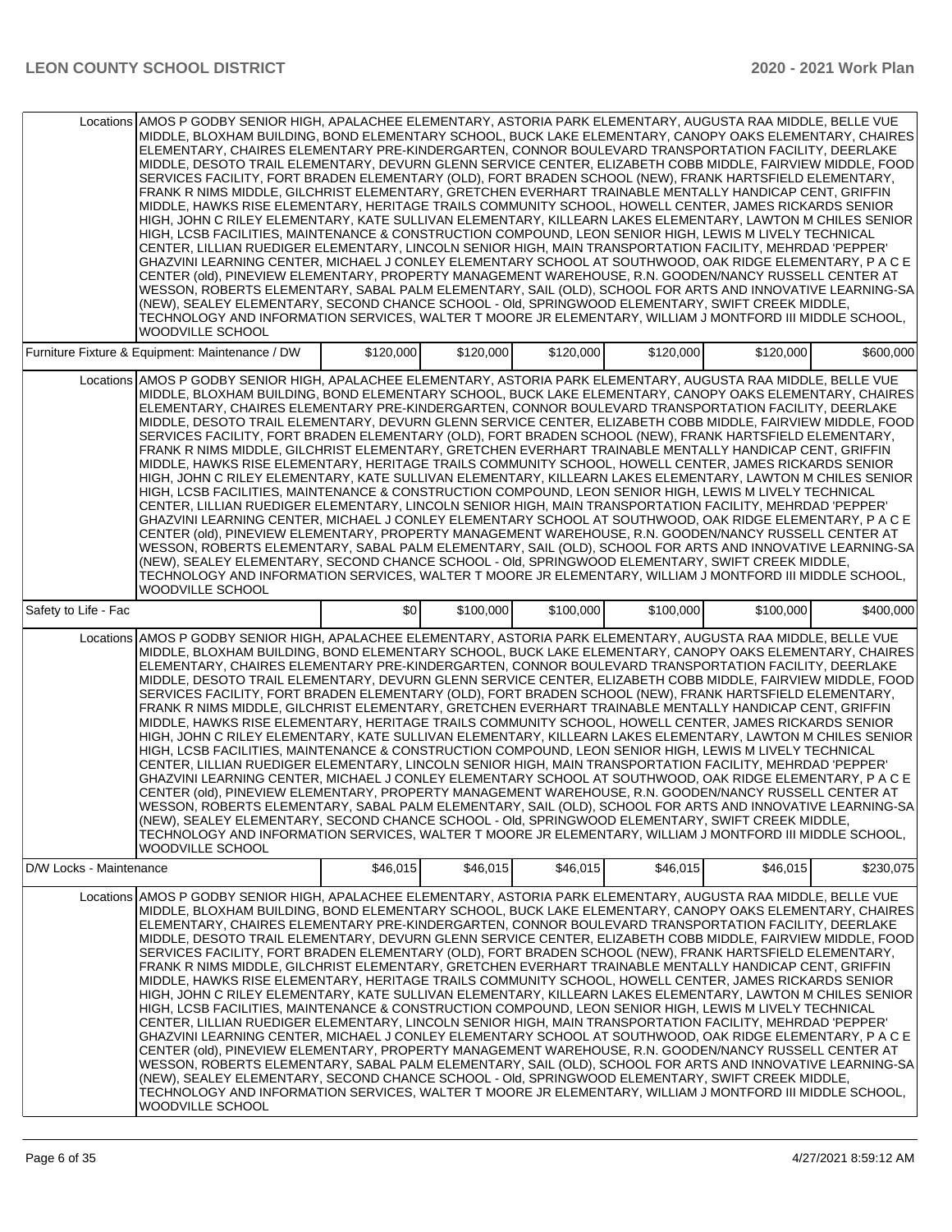| | | | | | | |
|---|---|---|---|---|---|---|
| Locations | AMOS P GODBY SENIOR HIGH, APALACHEE ELEMENTARY, ASTORIA PARK ELEMENTARY, AUGUSTA RAA MIDDLE, BELLE VUE MIDDLE, BLOXHAM BUILDING, BOND ELEMENTARY SCHOOL, BUCK LAKE ELEMENTARY, CANOPY OAKS ELEMENTARY, CHAIRES ELEMENTARY, CHAIRES ELEMENTARY PRE-KINDERGARTEN, CONNOR BOULEVARD TRANSPORTATION FACILITY, DEERLAKE MIDDLE, DESOTO TRAIL ELEMENTARY, DEVURN GLENN SERVICE CENTER, ELIZABETH COBB MIDDLE, FAIRVIEW MIDDLE, FOOD SERVICES FACILITY, FORT BRADEN ELEMENTARY (OLD), FORT BRADEN SCHOOL (NEW), FRANK HARTSFIELD ELEMENTARY, FRANK R NIMS MIDDLE, GILCHRIST ELEMENTARY, GRETCHEN EVERHART TRAINABLE MENTALLY HANDICAP CENT, GRIFFIN MIDDLE, HAWKS RISE ELEMENTARY, HERITAGE TRAILS COMMUNITY SCHOOL, HOWELL CENTER, JAMES RICKARDS SENIOR HIGH, JOHN C RILEY ELEMENTARY, KATE SULLIVAN ELEMENTARY, KILLEARN LAKES ELEMENTARY, LAWTON M CHILES SENIOR HIGH, LCSB FACILITIES, MAINTENANCE & CONSTRUCTION COMPOUND, LEON SENIOR HIGH, LEWIS M LIVELY TECHNICAL CENTER, LILLIAN RUEDIGER ELEMENTARY, LINCOLN SENIOR HIGH, MAIN TRANSPORTATION FACILITY, MEHRDAD 'PEPPER' GHAZVINI LEARNING CENTER, MICHAEL J CONLEY ELEMENTARY SCHOOL AT SOUTHWOOD, OAK RIDGE ELEMENTARY, P A C E CENTER (old), PINEVIEW ELEMENTARY, PROPERTY MANAGEMENT WAREHOUSE, R.N. GOODEN/NANCY RUSSELL CENTER AT WESSON, ROBERTS ELEMENTARY, SABAL PALM ELEMENTARY, SAIL (OLD), SCHOOL FOR ARTS AND INNOVATIVE LEARNING-SA (NEW), SEALEY ELEMENTARY, SECOND CHANCE SCHOOL - Old, SPRINGWOOD ELEMENTARY, SWIFT CREEK MIDDLE, TECHNOLOGY AND INFORMATION SERVICES, WALTER T MOORE JR ELEMENTARY, WILLIAM J MONTFORD III MIDDLE SCHOOL, WOODVILLE SCHOOL | | | | | |
| Furniture Fixture & Equipment: Maintenance / DW | | $120,000 | $120,000 | $120,000 | $120,000 | $120,000 | $600,000 |
| Locations | AMOS P GODBY SENIOR HIGH, APALACHEE ELEMENTARY, ASTORIA PARK ELEMENTARY, AUGUSTA RAA MIDDLE, BELLE VUE MIDDLE, BLOXHAM BUILDING, BOND ELEMENTARY SCHOOL, BUCK LAKE ELEMENTARY, CANOPY OAKS ELEMENTARY, CHAIRES ELEMENTARY, CHAIRES ELEMENTARY PRE-KINDERGARTEN, CONNOR BOULEVARD TRANSPORTATION FACILITY, DEERLAKE MIDDLE, DESOTO TRAIL ELEMENTARY, DEVURN GLENN SERVICE CENTER, ELIZABETH COBB MIDDLE, FAIRVIEW MIDDLE, FOOD SERVICES FACILITY, FORT BRADEN ELEMENTARY (OLD), FORT BRADEN SCHOOL (NEW), FRANK HARTSFIELD ELEMENTARY, FRANK R NIMS MIDDLE, GILCHRIST ELEMENTARY, GRETCHEN EVERHART TRAINABLE MENTALLY HANDICAP CENT, GRIFFIN MIDDLE, HAWKS RISE ELEMENTARY, HERITAGE TRAILS COMMUNITY SCHOOL, HOWELL CENTER, JAMES RICKARDS SENIOR HIGH, JOHN C RILEY ELEMENTARY, KATE SULLIVAN ELEMENTARY, KILLEARN LAKES ELEMENTARY, LAWTON M CHILES SENIOR HIGH, LCSB FACILITIES, MAINTENANCE & CONSTRUCTION COMPOUND, LEON SENIOR HIGH, LEWIS M LIVELY TECHNICAL CENTER, LILLIAN RUEDIGER ELEMENTARY, LINCOLN SENIOR HIGH, MAIN TRANSPORTATION FACILITY, MEHRDAD 'PEPPER' GHAZVINI LEARNING CENTER, MICHAEL J CONLEY ELEMENTARY SCHOOL AT SOUTHWOOD, OAK RIDGE ELEMENTARY, P A C E CENTER (old), PINEVIEW ELEMENTARY, PROPERTY MANAGEMENT WAREHOUSE, R.N. GOODEN/NANCY RUSSELL CENTER AT WESSON, ROBERTS ELEMENTARY, SABAL PALM ELEMENTARY, SAIL (OLD), SCHOOL FOR ARTS AND INNOVATIVE LEARNING-SA (NEW), SEALEY ELEMENTARY, SECOND CHANCE SCHOOL - Old, SPRINGWOOD ELEMENTARY, SWIFT CREEK MIDDLE, TECHNOLOGY AND INFORMATION SERVICES, WALTER T MOORE JR ELEMENTARY, WILLIAM J MONTFORD III MIDDLE SCHOOL, WOODVILLE SCHOOL | | | | | |
| Safety to Life - Fac | | $0 | $100,000 | $100,000 | $100,000 | $100,000 | $400,000 |
| Locations | AMOS P GODBY SENIOR HIGH, APALACHEE ELEMENTARY, ASTORIA PARK ELEMENTARY, AUGUSTA RAA MIDDLE, BELLE VUE MIDDLE, BLOXHAM BUILDING, BOND ELEMENTARY SCHOOL, BUCK LAKE ELEMENTARY, CANOPY OAKS ELEMENTARY, CHAIRES ELEMENTARY, CHAIRES ELEMENTARY PRE-KINDERGARTEN, CONNOR BOULEVARD TRANSPORTATION FACILITY, DEERLAKE MIDDLE, DESOTO TRAIL ELEMENTARY, DEVURN GLENN SERVICE CENTER, ELIZABETH COBB MIDDLE, FAIRVIEW MIDDLE, FOOD SERVICES FACILITY, FORT BRADEN ELEMENTARY (OLD), FORT BRADEN SCHOOL (NEW), FRANK HARTSFIELD ELEMENTARY, FRANK R NIMS MIDDLE, GILCHRIST ELEMENTARY, GRETCHEN EVERHART TRAINABLE MENTALLY HANDICAP CENT, GRIFFIN MIDDLE, HAWKS RISE ELEMENTARY, HERITAGE TRAILS COMMUNITY SCHOOL, HOWELL CENTER, JAMES RICKARDS SENIOR HIGH, JOHN C RILEY ELEMENTARY, KATE SULLIVAN ELEMENTARY, KILLEARN LAKES ELEMENTARY, LAWTON M CHILES SENIOR HIGH, LCSB FACILITIES, MAINTENANCE & CONSTRUCTION COMPOUND, LEON SENIOR HIGH, LEWIS M LIVELY TECHNICAL CENTER, LILLIAN RUEDIGER ELEMENTARY, LINCOLN SENIOR HIGH, MAIN TRANSPORTATION FACILITY, MEHRDAD 'PEPPER' GHAZVINI LEARNING CENTER, MICHAEL J CONLEY ELEMENTARY SCHOOL AT SOUTHWOOD, OAK RIDGE ELEMENTARY, P A C E CENTER (old), PINEVIEW ELEMENTARY, PROPERTY MANAGEMENT WAREHOUSE, R.N. GOODEN/NANCY RUSSELL CENTER AT WESSON, ROBERTS ELEMENTARY, SABAL PALM ELEMENTARY, SAIL (OLD), SCHOOL FOR ARTS AND INNOVATIVE LEARNING-SA (NEW), SEALEY ELEMENTARY, SECOND CHANCE SCHOOL - Old, SPRINGWOOD ELEMENTARY, SWIFT CREEK MIDDLE, TECHNOLOGY AND INFORMATION SERVICES, WALTER T MOORE JR ELEMENTARY, WILLIAM J MONTFORD III MIDDLE SCHOOL, WOODVILLE SCHOOL | | | | | |
| D/W Locks - Maintenance | | $46,015 | $46,015 | $46,015 | $46,015 | $46,015 | $230,075 |
| Locations | AMOS P GODBY SENIOR HIGH, APALACHEE ELEMENTARY, ASTORIA PARK ELEMENTARY, AUGUSTA RAA MIDDLE, BELLE VUE MIDDLE, BLOXHAM BUILDING, BOND ELEMENTARY SCHOOL, BUCK LAKE ELEMENTARY, CANOPY OAKS ELEMENTARY, CHAIRES ELEMENTARY, CHAIRES ELEMENTARY PRE-KINDERGARTEN, CONNOR BOULEVARD TRANSPORTATION FACILITY, DEERLAKE MIDDLE, DESOTO TRAIL ELEMENTARY, DEVURN GLENN SERVICE CENTER, ELIZABETH COBB MIDDLE, FAIRVIEW MIDDLE, FOOD SERVICES FACILITY, FORT BRADEN ELEMENTARY (OLD), FORT BRADEN SCHOOL (NEW), FRANK HARTSFIELD ELEMENTARY, FRANK R NIMS MIDDLE, GILCHRIST ELEMENTARY, GRETCHEN EVERHART TRAINABLE MENTALLY HANDICAP CENT, GRIFFIN MIDDLE, HAWKS RISE ELEMENTARY, HERITAGE TRAILS COMMUNITY SCHOOL, HOWELL CENTER, JAMES RICKARDS SENIOR HIGH, JOHN C RILEY ELEMENTARY, KATE SULLIVAN ELEMENTARY, KILLEARN LAKES ELEMENTARY, LAWTON M CHILES SENIOR HIGH, LCSB FACILITIES, MAINTENANCE & CONSTRUCTION COMPOUND, LEON SENIOR HIGH, LEWIS M LIVELY TECHNICAL CENTER, LILLIAN RUEDIGER ELEMENTARY, LINCOLN SENIOR HIGH, MAIN TRANSPORTATION FACILITY, MEHRDAD 'PEPPER' GHAZVINI LEARNING CENTER, MICHAEL J CONLEY ELEMENTARY SCHOOL AT SOUTHWOOD, OAK RIDGE ELEMENTARY, P A C E CENTER (old), PINEVIEW ELEMENTARY, PROPERTY MANAGEMENT WAREHOUSE, R.N. GOODEN/NANCY RUSSELL CENTER AT WESSON, ROBERTS ELEMENTARY, SABAL PALM ELEMENTARY, SAIL (OLD), SCHOOL FOR ARTS AND INNOVATIVE LEARNING-SA (NEW), SEALEY ELEMENTARY, SECOND CHANCE SCHOOL - Old, SPRINGWOOD ELEMENTARY, SWIFT CREEK MIDDLE, TECHNOLOGY AND INFORMATION SERVICES, WALTER T MOORE JR ELEMENTARY, WILLIAM J MONTFORD III MIDDLE SCHOOL, WOODVILLE SCHOOL | | | | | |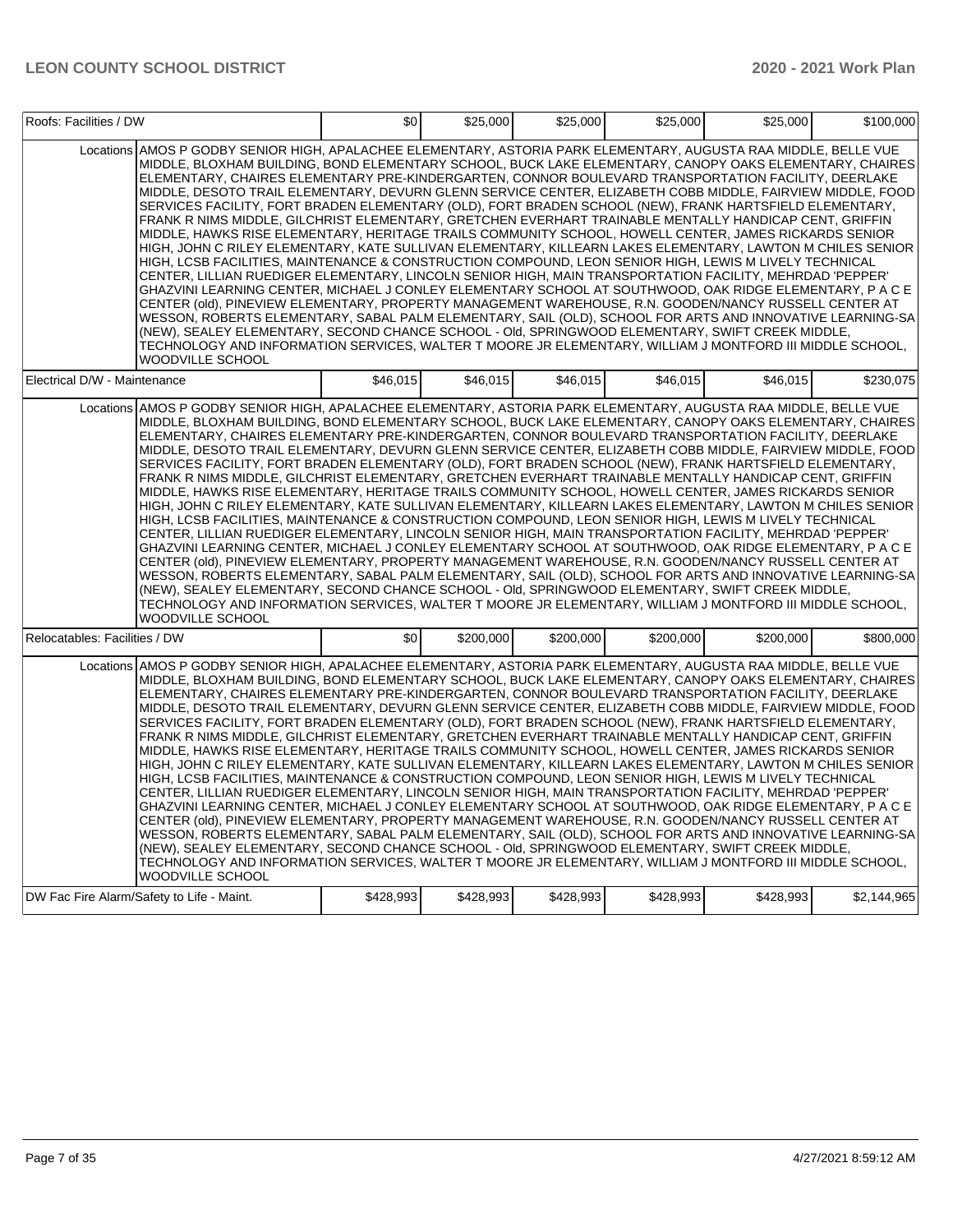| Roofs: Facilities / DW | | $0 | $25,000 | $25,000 | $25,000 | $25,000 | $100,000 |
|---|---|---|---|---|---|---|---|
| | Locations | AMOS P GODBY SENIOR HIGH, APALACHEE ELEMENTARY, ASTORIA PARK ELEMENTARY, AUGUSTA RAA MIDDLE, BELLE VUE MIDDLE, BLOXHAM BUILDING, BOND ELEMENTARY SCHOOL, BUCK LAKE ELEMENTARY, CANOPY OAKS ELEMENTARY, CHAIRES ELEMENTARY, CHAIRES ELEMENTARY PRE-KINDERGARTEN, CONNOR BOULEVARD TRANSPORTATION FACILITY, DEERLAKE MIDDLE, DESOTO TRAIL ELEMENTARY, DEVURN GLENN SERVICE CENTER, ELIZABETH COBB MIDDLE, FAIRVIEW MIDDLE, FOOD SERVICES FACILITY, FORT BRADEN ELEMENTARY (OLD), FORT BRADEN SCHOOL (NEW), FRANK HARTSFIELD ELEMENTARY, FRANK R NIMS MIDDLE, GILCHRIST ELEMENTARY, GRETCHEN EVERHART TRAINABLE MENTALLY HANDICAP CENT, GRIFFIN MIDDLE, HAWKS RISE ELEMENTARY, HERITAGE TRAILS COMMUNITY SCHOOL, HOWELL CENTER, JAMES RICKARDS SENIOR HIGH, JOHN C RILEY ELEMENTARY, KATE SULLIVAN ELEMENTARY, KILLEARN LAKES ELEMENTARY, LAWTON M CHILES SENIOR HIGH, LCSB FACILITIES, MAINTENANCE & CONSTRUCTION COMPOUND, LEON SENIOR HIGH, LEWIS M LIVELY TECHNICAL CENTER, LILLIAN RUEDIGER ELEMENTARY, LINCOLN SENIOR HIGH, MAIN TRANSPORTATION FACILITY, MEHRDAD 'PEPPER' GHAZVINI LEARNING CENTER, MICHAEL J CONLEY ELEMENTARY SCHOOL AT SOUTHWOOD, OAK RIDGE ELEMENTARY, P A C E CENTER (old), PINEVIEW ELEMENTARY, PROPERTY MANAGEMENT WAREHOUSE, R.N. GOODEN/NANCY RUSSELL CENTER AT WESSON, ROBERTS ELEMENTARY, SABAL PALM ELEMENTARY, SAIL (OLD), SCHOOL FOR ARTS AND INNOVATIVE LEARNING-SA (NEW), SEALEY ELEMENTARY, SECOND CHANCE SCHOOL - Old, SPRINGWOOD ELEMENTARY, SWIFT CREEK MIDDLE, TECHNOLOGY AND INFORMATION SERVICES, WALTER T MOORE JR ELEMENTARY, WILLIAM J MONTFORD III MIDDLE SCHOOL, WOODVILLE SCHOOL | | | | | |
| Electrical D/W - Maintenance | | $46,015 | $46,015 | $46,015 | $46,015 | $46,015 | $230,075 |
| | Locations | AMOS P GODBY SENIOR HIGH, APALACHEE ELEMENTARY, ASTORIA PARK ELEMENTARY, AUGUSTA RAA MIDDLE, BELLE VUE MIDDLE, BLOXHAM BUILDING, BOND ELEMENTARY SCHOOL, BUCK LAKE ELEMENTARY, CANOPY OAKS ELEMENTARY, CHAIRES ELEMENTARY, CHAIRES ELEMENTARY PRE-KINDERGARTEN, CONNOR BOULEVARD TRANSPORTATION FACILITY, DEERLAKE MIDDLE, DESOTO TRAIL ELEMENTARY, DEVURN GLENN SERVICE CENTER, ELIZABETH COBB MIDDLE, FAIRVIEW MIDDLE, FOOD SERVICES FACILITY, FORT BRADEN ELEMENTARY (OLD), FORT BRADEN SCHOOL (NEW), FRANK HARTSFIELD ELEMENTARY, FRANK R NIMS MIDDLE, GILCHRIST ELEMENTARY, GRETCHEN EVERHART TRAINABLE MENTALLY HANDICAP CENT, GRIFFIN MIDDLE, HAWKS RISE ELEMENTARY, HERITAGE TRAILS COMMUNITY SCHOOL, HOWELL CENTER, JAMES RICKARDS SENIOR HIGH, JOHN C RILEY ELEMENTARY, KATE SULLIVAN ELEMENTARY, KILLEARN LAKES ELEMENTARY, LAWTON M CHILES SENIOR HIGH, LCSB FACILITIES, MAINTENANCE & CONSTRUCTION COMPOUND, LEON SENIOR HIGH, LEWIS M LIVELY TECHNICAL CENTER, LILLIAN RUEDIGER ELEMENTARY, LINCOLN SENIOR HIGH, MAIN TRANSPORTATION FACILITY, MEHRDAD 'PEPPER' GHAZVINI LEARNING CENTER, MICHAEL J CONLEY ELEMENTARY SCHOOL AT SOUTHWOOD, OAK RIDGE ELEMENTARY, P A C E CENTER (old), PINEVIEW ELEMENTARY, PROPERTY MANAGEMENT WAREHOUSE, R.N. GOODEN/NANCY RUSSELL CENTER AT WESSON, ROBERTS ELEMENTARY, SABAL PALM ELEMENTARY, SAIL (OLD), SCHOOL FOR ARTS AND INNOVATIVE LEARNING-SA (NEW), SEALEY ELEMENTARY, SECOND CHANCE SCHOOL - Old, SPRINGWOOD ELEMENTARY, SWIFT CREEK MIDDLE, TECHNOLOGY AND INFORMATION SERVICES, WALTER T MOORE JR ELEMENTARY, WILLIAM J MONTFORD III MIDDLE SCHOOL, WOODVILLE SCHOOL | | | | | |
| Relocatables: Facilities / DW | | $0 | $200,000 | $200,000 | $200,000 | $200,000 | $800,000 |
| | Locations | AMOS P GODBY SENIOR HIGH, APALACHEE ELEMENTARY, ASTORIA PARK ELEMENTARY, AUGUSTA RAA MIDDLE, BELLE VUE MIDDLE, BLOXHAM BUILDING, BOND ELEMENTARY SCHOOL, BUCK LAKE ELEMENTARY, CANOPY OAKS ELEMENTARY, CHAIRES ELEMENTARY, CHAIRES ELEMENTARY PRE-KINDERGARTEN, CONNOR BOULEVARD TRANSPORTATION FACILITY, DEERLAKE MIDDLE, DESOTO TRAIL ELEMENTARY, DEVURN GLENN SERVICE CENTER, ELIZABETH COBB MIDDLE, FAIRVIEW MIDDLE, FOOD SERVICES FACILITY, FORT BRADEN ELEMENTARY (OLD), FORT BRADEN SCHOOL (NEW), FRANK HARTSFIELD ELEMENTARY, FRANK R NIMS MIDDLE, GILCHRIST ELEMENTARY, GRETCHEN EVERHART TRAINABLE MENTALLY HANDICAP CENT, GRIFFIN MIDDLE, HAWKS RISE ELEMENTARY, HERITAGE TRAILS COMMUNITY SCHOOL, HOWELL CENTER, JAMES RICKARDS SENIOR HIGH, JOHN C RILEY ELEMENTARY, KATE SULLIVAN ELEMENTARY, KILLEARN LAKES ELEMENTARY, LAWTON M CHILES SENIOR HIGH, LCSB FACILITIES, MAINTENANCE & CONSTRUCTION COMPOUND, LEON SENIOR HIGH, LEWIS M LIVELY TECHNICAL CENTER, LILLIAN RUEDIGER ELEMENTARY, LINCOLN SENIOR HIGH, MAIN TRANSPORTATION FACILITY, MEHRDAD 'PEPPER' GHAZVINI LEARNING CENTER, MICHAEL J CONLEY ELEMENTARY SCHOOL AT SOUTHWOOD, OAK RIDGE ELEMENTARY, P A C E CENTER (old), PINEVIEW ELEMENTARY, PROPERTY MANAGEMENT WAREHOUSE, R.N. GOODEN/NANCY RUSSELL CENTER AT WESSON, ROBERTS ELEMENTARY, SABAL PALM ELEMENTARY, SAIL (OLD), SCHOOL FOR ARTS AND INNOVATIVE LEARNING-SA (NEW), SEALEY ELEMENTARY, SECOND CHANCE SCHOOL - Old, SPRINGWOOD ELEMENTARY, SWIFT CREEK MIDDLE, TECHNOLOGY AND INFORMATION SERVICES, WALTER T MOORE JR ELEMENTARY, WILLIAM J MONTFORD III MIDDLE SCHOOL, WOODVILLE SCHOOL | | | | | |
| DW Fac Fire Alarm/Safety to Life - Maint. | | $428,993 | $428,993 | $428,993 | $428,993 | $428,993 | $2,144,965 |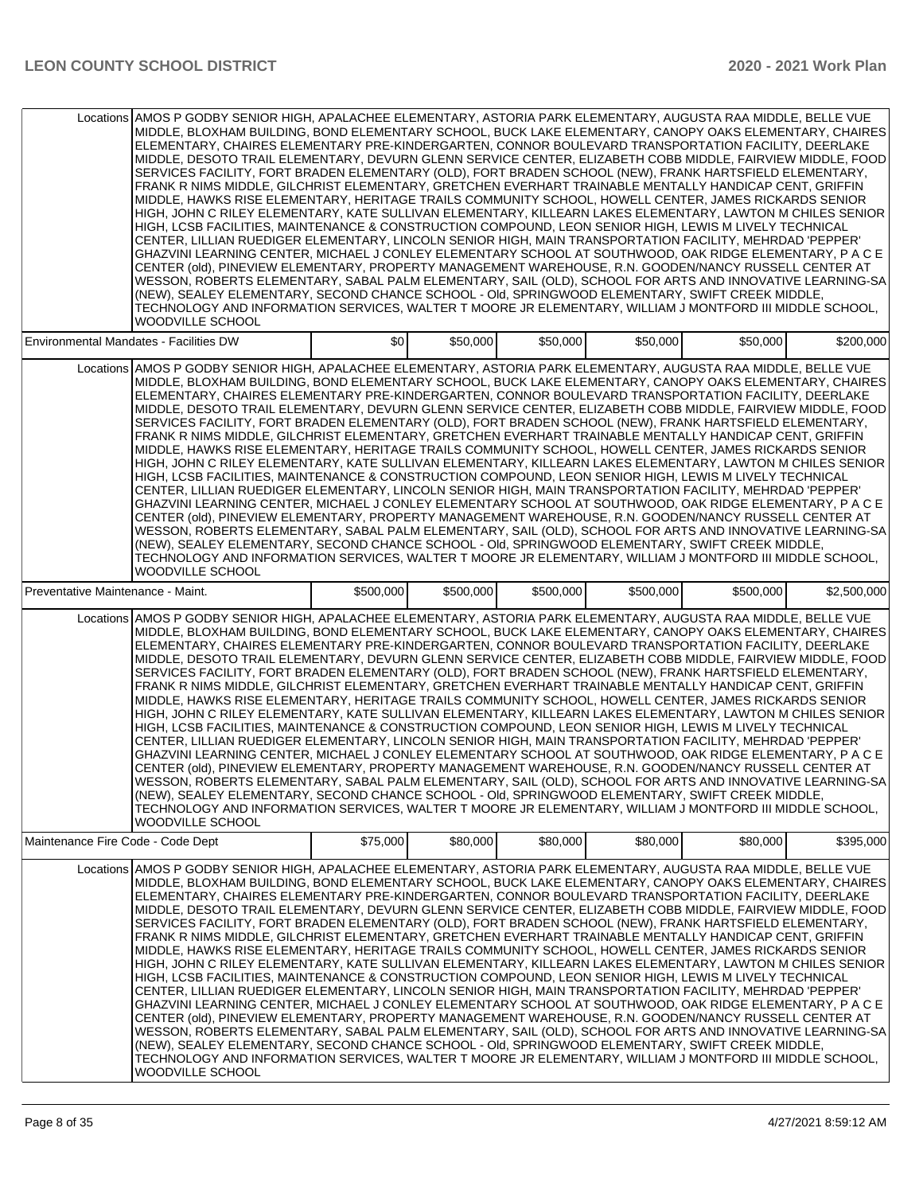| | | | | | | |
|---|---|---|---|---|---|---|
| Locations | AMOS P GODBY SENIOR HIGH, APALACHEE ELEMENTARY, ASTORIA PARK ELEMENTARY, AUGUSTA RAA MIDDLE, BELLE VUE MIDDLE, BLOXHAM BUILDING, BOND ELEMENTARY SCHOOL, BUCK LAKE ELEMENTARY, CANOPY OAKS ELEMENTARY, CHAIRES ELEMENTARY, CHAIRES ELEMENTARY PRE-KINDERGARTEN, CONNOR BOULEVARD TRANSPORTATION FACILITY, DEERLAKE MIDDLE, DESOTO TRAIL ELEMENTARY, DEVURN GLENN SERVICE CENTER, ELIZABETH COBB MIDDLE, FAIRVIEW MIDDLE, FOOD SERVICES FACILITY, FORT BRADEN ELEMENTARY (OLD), FORT BRADEN SCHOOL (NEW), FRANK HARTSFIELD ELEMENTARY, FRANK R NIMS MIDDLE, GILCHRIST ELEMENTARY, GRETCHEN EVERHART TRAINABLE MENTALLY HANDICAP CENT, GRIFFIN MIDDLE, HAWKS RISE ELEMENTARY, HERITAGE TRAILS COMMUNITY SCHOOL, HOWELL CENTER, JAMES RICKARDS SENIOR HIGH, JOHN C RILEY ELEMENTARY, KATE SULLIVAN ELEMENTARY, KILLEARN LAKES ELEMENTARY, LAWTON M CHILES SENIOR HIGH, LCSB FACILITIES, MAINTENANCE & CONSTRUCTION COMPOUND, LEON SENIOR HIGH, LEWIS M LIVELY TECHNICAL CENTER, LILLIAN RUEDIGER ELEMENTARY, LINCOLN SENIOR HIGH, MAIN TRANSPORTATION FACILITY, MEHRDAD 'PEPPER' GHAZVINI LEARNING CENTER, MICHAEL J CONLEY ELEMENTARY SCHOOL AT SOUTHWOOD, OAK RIDGE ELEMENTARY, P A C E CENTER (old), PINEVIEW ELEMENTARY, PROPERTY MANAGEMENT WAREHOUSE, R.N. GOODEN/NANCY RUSSELL CENTER AT WESSON, ROBERTS ELEMENTARY, SABAL PALM ELEMENTARY, SAIL (OLD), SCHOOL FOR ARTS AND INNOVATIVE LEARNING-SA (NEW), SEALEY ELEMENTARY, SECOND CHANCE SCHOOL - Old, SPRINGWOOD ELEMENTARY, SWIFT CREEK MIDDLE, TECHNOLOGY AND INFORMATION SERVICES, WALTER T MOORE JR ELEMENTARY, WILLIAM J MONTFORD III MIDDLE SCHOOL, WOODVILLE SCHOOL | | | | | |
| Environmental Mandates - Facilities DW | | $0 | $50,000 | $50,000 | $50,000 | $50,000 | $200,000 |
| Locations | AMOS P GODBY SENIOR HIGH, APALACHEE ELEMENTARY, ASTORIA PARK ELEMENTARY, AUGUSTA RAA MIDDLE, BELLE VUE MIDDLE, BLOXHAM BUILDING, BOND ELEMENTARY SCHOOL, BUCK LAKE ELEMENTARY, CANOPY OAKS ELEMENTARY, CHAIRES ELEMENTARY, CHAIRES ELEMENTARY PRE-KINDERGARTEN, CONNOR BOULEVARD TRANSPORTATION FACILITY, DEERLAKE MIDDLE, DESOTO TRAIL ELEMENTARY, DEVURN GLENN SERVICE CENTER, ELIZABETH COBB MIDDLE, FAIRVIEW MIDDLE, FOOD SERVICES FACILITY, FORT BRADEN ELEMENTARY (OLD), FORT BRADEN SCHOOL (NEW), FRANK HARTSFIELD ELEMENTARY, FRANK R NIMS MIDDLE, GILCHRIST ELEMENTARY, GRETCHEN EVERHART TRAINABLE MENTALLY HANDICAP CENT, GRIFFIN MIDDLE, HAWKS RISE ELEMENTARY, HERITAGE TRAILS COMMUNITY SCHOOL, HOWELL CENTER, JAMES RICKARDS SENIOR HIGH, JOHN C RILEY ELEMENTARY, KATE SULLIVAN ELEMENTARY, KILLEARN LAKES ELEMENTARY, LAWTON M CHILES SENIOR HIGH, LCSB FACILITIES, MAINTENANCE & CONSTRUCTION COMPOUND, LEON SENIOR HIGH, LEWIS M LIVELY TECHNICAL CENTER, LILLIAN RUEDIGER ELEMENTARY, LINCOLN SENIOR HIGH, MAIN TRANSPORTATION FACILITY, MEHRDAD 'PEPPER' GHAZVINI LEARNING CENTER, MICHAEL J CONLEY ELEMENTARY SCHOOL AT SOUTHWOOD, OAK RIDGE ELEMENTARY, P A C E CENTER (old), PINEVIEW ELEMENTARY, PROPERTY MANAGEMENT WAREHOUSE, R.N. GOODEN/NANCY RUSSELL CENTER AT WESSON, ROBERTS ELEMENTARY, SABAL PALM ELEMENTARY, SAIL (OLD), SCHOOL FOR ARTS AND INNOVATIVE LEARNING-SA (NEW), SEALEY ELEMENTARY, SECOND CHANCE SCHOOL - Old, SPRINGWOOD ELEMENTARY, SWIFT CREEK MIDDLE, TECHNOLOGY AND INFORMATION SERVICES, WALTER T MOORE JR ELEMENTARY, WILLIAM J MONTFORD III MIDDLE SCHOOL, WOODVILLE SCHOOL | | | | | |
| Preventative Maintenance - Maint. | | $500,000 | $500,000 | $500,000 | $500,000 | $500,000 | $2,500,000 |
| Locations | AMOS P GODBY SENIOR HIGH, APALACHEE ELEMENTARY, ASTORIA PARK ELEMENTARY, AUGUSTA RAA MIDDLE, BELLE VUE MIDDLE, BLOXHAM BUILDING, BOND ELEMENTARY SCHOOL, BUCK LAKE ELEMENTARY, CANOPY OAKS ELEMENTARY, CHAIRES ELEMENTARY, CHAIRES ELEMENTARY PRE-KINDERGARTEN, CONNOR BOULEVARD TRANSPORTATION FACILITY, DEERLAKE MIDDLE, DESOTO TRAIL ELEMENTARY, DEVURN GLENN SERVICE CENTER, ELIZABETH COBB MIDDLE, FAIRVIEW MIDDLE, FOOD SERVICES FACILITY, FORT BRADEN ELEMENTARY (OLD), FORT BRADEN SCHOOL (NEW), FRANK HARTSFIELD ELEMENTARY, FRANK R NIMS MIDDLE, GILCHRIST ELEMENTARY, GRETCHEN EVERHART TRAINABLE MENTALLY HANDICAP CENT, GRIFFIN MIDDLE, HAWKS RISE ELEMENTARY, HERITAGE TRAILS COMMUNITY SCHOOL, HOWELL CENTER, JAMES RICKARDS SENIOR HIGH, JOHN C RILEY ELEMENTARY, KATE SULLIVAN ELEMENTARY, KILLEARN LAKES ELEMENTARY, LAWTON M CHILES SENIOR HIGH, LCSB FACILITIES, MAINTENANCE & CONSTRUCTION COMPOUND, LEON SENIOR HIGH, LEWIS M LIVELY TECHNICAL CENTER, LILLIAN RUEDIGER ELEMENTARY, LINCOLN SENIOR HIGH, MAIN TRANSPORTATION FACILITY, MEHRDAD 'PEPPER' GHAZVINI LEARNING CENTER, MICHAEL J CONLEY ELEMENTARY SCHOOL AT SOUTHWOOD, OAK RIDGE ELEMENTARY, P A C E CENTER (old), PINEVIEW ELEMENTARY, PROPERTY MANAGEMENT WAREHOUSE, R.N. GOODEN/NANCY RUSSELL CENTER AT WESSON, ROBERTS ELEMENTARY, SABAL PALM ELEMENTARY, SAIL (OLD), SCHOOL FOR ARTS AND INNOVATIVE LEARNING-SA (NEW), SEALEY ELEMENTARY, SECOND CHANCE SCHOOL - Old, SPRINGWOOD ELEMENTARY, SWIFT CREEK MIDDLE, TECHNOLOGY AND INFORMATION SERVICES, WALTER T MOORE JR ELEMENTARY, WILLIAM J MONTFORD III MIDDLE SCHOOL, WOODVILLE SCHOOL | | | | | |
| Maintenance Fire Code - Code Dept | | $75,000 | $80,000 | $80,000 | $80,000 | $80,000 | $395,000 |
| Locations | AMOS P GODBY SENIOR HIGH, APALACHEE ELEMENTARY, ASTORIA PARK ELEMENTARY, AUGUSTA RAA MIDDLE, BELLE VUE MIDDLE, BLOXHAM BUILDING, BOND ELEMENTARY SCHOOL, BUCK LAKE ELEMENTARY, CANOPY OAKS ELEMENTARY, CHAIRES ELEMENTARY, CHAIRES ELEMENTARY PRE-KINDERGARTEN, CONNOR BOULEVARD TRANSPORTATION FACILITY, DEERLAKE MIDDLE, DESOTO TRAIL ELEMENTARY, DEVURN GLENN SERVICE CENTER, ELIZABETH COBB MIDDLE, FAIRVIEW MIDDLE, FOOD SERVICES FACILITY, FORT BRADEN ELEMENTARY (OLD), FORT BRADEN SCHOOL (NEW), FRANK HARTSFIELD ELEMENTARY, FRANK R NIMS MIDDLE, GILCHRIST ELEMENTARY, GRETCHEN EVERHART TRAINABLE MENTALLY HANDICAP CENT, GRIFFIN MIDDLE, HAWKS RISE ELEMENTARY, HERITAGE TRAILS COMMUNITY SCHOOL, HOWELL CENTER, JAMES RICKARDS SENIOR HIGH, JOHN C RILEY ELEMENTARY, KATE SULLIVAN ELEMENTARY, KILLEARN LAKES ELEMENTARY, LAWTON M CHILES SENIOR HIGH, LCSB FACILITIES, MAINTENANCE & CONSTRUCTION COMPOUND, LEON SENIOR HIGH, LEWIS M LIVELY TECHNICAL CENTER, LILLIAN RUEDIGER ELEMENTARY, LINCOLN SENIOR HIGH, MAIN TRANSPORTATION FACILITY, MEHRDAD 'PEPPER' GHAZVINI LEARNING CENTER, MICHAEL J CONLEY ELEMENTARY SCHOOL AT SOUTHWOOD, OAK RIDGE ELEMENTARY, P A C E CENTER (old), PINEVIEW ELEMENTARY, PROPERTY MANAGEMENT WAREHOUSE, R.N. GOODEN/NANCY RUSSELL CENTER AT WESSON, ROBERTS ELEMENTARY, SABAL PALM ELEMENTARY, SAIL (OLD), SCHOOL FOR ARTS AND INNOVATIVE LEARNING-SA (NEW), SEALEY ELEMENTARY, SECOND CHANCE SCHOOL - Old, SPRINGWOOD ELEMENTARY, SWIFT CREEK MIDDLE, TECHNOLOGY AND INFORMATION SERVICES, WALTER T MOORE JR ELEMENTARY, WILLIAM J MONTFORD III MIDDLE SCHOOL, WOODVILLE SCHOOL | | | | | |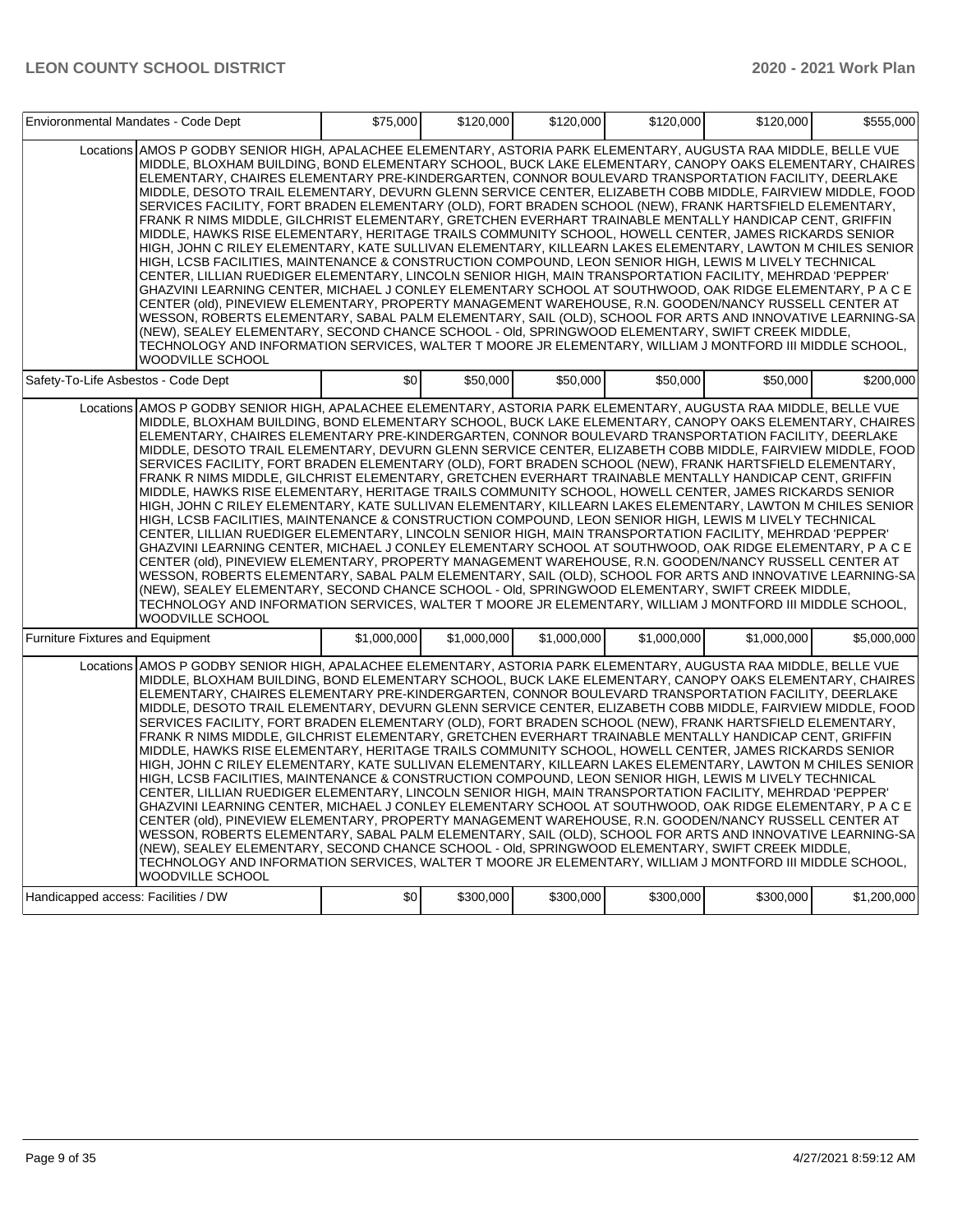| Enviornomental Mandates - Code Dept | | $75,000 | $120,000 | $120,000 | $120,000 | $120,000 | $555,000 |
|---|---|---|---|---|---|---|---|
| | Locations | AMOS P GODBY SENIOR HIGH, APALACHEE ELEMENTARY, ASTORIA PARK ELEMENTARY, AUGUSTA RAA MIDDLE, BELLE VUE MIDDLE, BLOXHAM BUILDING, BOND ELEMENTARY SCHOOL, BUCK LAKE ELEMENTARY, CANOPY OAKS ELEMENTARY, CHAIRES ELEMENTARY, CHAIRES ELEMENTARY PRE-KINDERGARTEN, CONNOR BOULEVARD TRANSPORTATION FACILITY, DEERLAKE MIDDLE, DESOTO TRAIL ELEMENTARY, DEVURN GLENN SERVICE CENTER, ELIZABETH COBB MIDDLE, FAIRVIEW MIDDLE, FOOD SERVICES FACILITY, FORT BRADEN ELEMENTARY (OLD), FORT BRADEN SCHOOL (NEW), FRANK HARTSFIELD ELEMENTARY, FRANK R NIMS MIDDLE, GILCHRIST ELEMENTARY, GRETCHEN EVERHART TRAINABLE MENTALLY HANDICAP CENT, GRIFFIN MIDDLE, HAWKS RISE ELEMENTARY, HERITAGE TRAILS COMMUNITY SCHOOL, HOWELL CENTER, JAMES RICKARDS SENIOR HIGH, JOHN C RILEY ELEMENTARY, KATE SULLIVAN ELEMENTARY, KILLEARN LAKES ELEMENTARY, LAWTON M CHILES SENIOR HIGH, LCSB FACILITIES, MAINTENANCE & CONSTRUCTION COMPOUND, LEON SENIOR HIGH, LEWIS M LIVELY TECHNICAL CENTER, LILLIAN RUEDIGER ELEMENTARY, LINCOLN SENIOR HIGH, MAIN TRANSPORTATION FACILITY, MEHRDAD 'PEPPER' GHAZVINI LEARNING CENTER, MICHAEL J CONLEY ELEMENTARY SCHOOL AT SOUTHWOOD, OAK RIDGE ELEMENTARY, P A C E CENTER (old), PINEVIEW ELEMENTARY, PROPERTY MANAGEMENT WAREHOUSE, R.N. GOODEN/NANCY RUSSELL CENTER AT WESSON, ROBERTS ELEMENTARY, SABAL PALM ELEMENTARY, SAIL (OLD), SCHOOL FOR ARTS AND INNOVATIVE LEARNING-SA (NEW), SEALEY ELEMENTARY, SECOND CHANCE SCHOOL - Old, SPRINGWOOD ELEMENTARY, SWIFT CREEK MIDDLE, TECHNOLOGY AND INFORMATION SERVICES, WALTER T MOORE JR ELEMENTARY, WILLIAM J MONTFORD III MIDDLE SCHOOL, WOODVILLE SCHOOL | | | | | | |
| Safety-To-Life Asbestos - Code Dept | | $0 | $50,000 | $50,000 | $50,000 | $50,000 | $200,000 |
| | Locations | AMOS P GODBY SENIOR HIGH, APALACHEE ELEMENTARY, ASTORIA PARK ELEMENTARY, AUGUSTA RAA MIDDLE, BELLE VUE MIDDLE, BLOXHAM BUILDING, BOND ELEMENTARY SCHOOL, BUCK LAKE ELEMENTARY, CANOPY OAKS ELEMENTARY, CHAIRES ELEMENTARY, CHAIRES ELEMENTARY PRE-KINDERGARTEN, CONNOR BOULEVARD TRANSPORTATION FACILITY, DEERLAKE MIDDLE, DESOTO TRAIL ELEMENTARY, DEVURN GLENN SERVICE CENTER, ELIZABETH COBB MIDDLE, FAIRVIEW MIDDLE, FOOD SERVICES FACILITY, FORT BRADEN ELEMENTARY (OLD), FORT BRADEN SCHOOL (NEW), FRANK HARTSFIELD ELEMENTARY, FRANK R NIMS MIDDLE, GILCHRIST ELEMENTARY, GRETCHEN EVERHART TRAINABLE MENTALLY HANDICAP CENT, GRIFFIN MIDDLE, HAWKS RISE ELEMENTARY, HERITAGE TRAILS COMMUNITY SCHOOL, HOWELL CENTER, JAMES RICKARDS SENIOR HIGH, JOHN C RILEY ELEMENTARY, KATE SULLIVAN ELEMENTARY, KILLEARN LAKES ELEMENTARY, LAWTON M CHILES SENIOR HIGH, LCSB FACILITIES, MAINTENANCE & CONSTRUCTION COMPOUND, LEON SENIOR HIGH, LEWIS M LIVELY TECHNICAL CENTER, LILLIAN RUEDIGER ELEMENTARY, LINCOLN SENIOR HIGH, MAIN TRANSPORTATION FACILITY, MEHRDAD 'PEPPER' GHAZVINI LEARNING CENTER, MICHAEL J CONLEY ELEMENTARY SCHOOL AT SOUTHWOOD, OAK RIDGE ELEMENTARY, P A C E CENTER (old), PINEVIEW ELEMENTARY, PROPERTY MANAGEMENT WAREHOUSE, R.N. GOODEN/NANCY RUSSELL CENTER AT WESSON, ROBERTS ELEMENTARY, SABAL PALM ELEMENTARY, SAIL (OLD), SCHOOL FOR ARTS AND INNOVATIVE LEARNING-SA (NEW), SEALEY ELEMENTARY, SECOND CHANCE SCHOOL - Old, SPRINGWOOD ELEMENTARY, SWIFT CREEK MIDDLE, TECHNOLOGY AND INFORMATION SERVICES, WALTER T MOORE JR ELEMENTARY, WILLIAM J MONTFORD III MIDDLE SCHOOL, WOODVILLE SCHOOL | | | | | | |
| Furniture Fixtures and Equipment | | $1,000,000 | $1,000,000 | $1,000,000 | $1,000,000 | $1,000,000 | $5,000,000 |
| | Locations | AMOS P GODBY SENIOR HIGH, APALACHEE ELEMENTARY, ASTORIA PARK ELEMENTARY, AUGUSTA RAA MIDDLE, BELLE VUE MIDDLE, BLOXHAM BUILDING, BOND ELEMENTARY SCHOOL, BUCK LAKE ELEMENTARY, CANOPY OAKS ELEMENTARY, CHAIRES ELEMENTARY, CHAIRES ELEMENTARY PRE-KINDERGARTEN, CONNOR BOULEVARD TRANSPORTATION FACILITY, DEERLAKE MIDDLE, DESOTO TRAIL ELEMENTARY, DEVURN GLENN SERVICE CENTER, ELIZABETH COBB MIDDLE, FAIRVIEW MIDDLE, FOOD SERVICES FACILITY, FORT BRADEN ELEMENTARY (OLD), FORT BRADEN SCHOOL (NEW), FRANK HARTSFIELD ELEMENTARY, FRANK R NIMS MIDDLE, GILCHRIST ELEMENTARY, GRETCHEN EVERHART TRAINABLE MENTALLY HANDICAP CENT, GRIFFIN MIDDLE, HAWKS RISE ELEMENTARY, HERITAGE TRAILS COMMUNITY SCHOOL, HOWELL CENTER, JAMES RICKARDS SENIOR HIGH, JOHN C RILEY ELEMENTARY, KATE SULLIVAN ELEMENTARY, KILLEARN LAKES ELEMENTARY, LAWTON M CHILES SENIOR HIGH, LCSB FACILITIES, MAINTENANCE & CONSTRUCTION COMPOUND, LEON SENIOR HIGH, LEWIS M LIVELY TECHNICAL CENTER, LILLIAN RUEDIGER ELEMENTARY, LINCOLN SENIOR HIGH, MAIN TRANSPORTATION FACILITY, MEHRDAD 'PEPPER' GHAZVINI LEARNING CENTER, MICHAEL J CONLEY ELEMENTARY SCHOOL AT SOUTHWOOD, OAK RIDGE ELEMENTARY, P A C E CENTER (old), PINEVIEW ELEMENTARY, PROPERTY MANAGEMENT WAREHOUSE, R.N. GOODEN/NANCY RUSSELL CENTER AT WESSON, ROBERTS ELEMENTARY, SABAL PALM ELEMENTARY, SAIL (OLD), SCHOOL FOR ARTS AND INNOVATIVE LEARNING-SA (NEW), SEALEY ELEMENTARY, SECOND CHANCE SCHOOL - Old, SPRINGWOOD ELEMENTARY, SWIFT CREEK MIDDLE, TECHNOLOGY AND INFORMATION SERVICES, WALTER T MOORE JR ELEMENTARY, WILLIAM J MONTFORD III MIDDLE SCHOOL, WOODVILLE SCHOOL | | | | | | |
| Handicapped access: Facilities / DW | | $0 | $300,000 | $300,000 | $300,000 | $300,000 | $1,200,000 |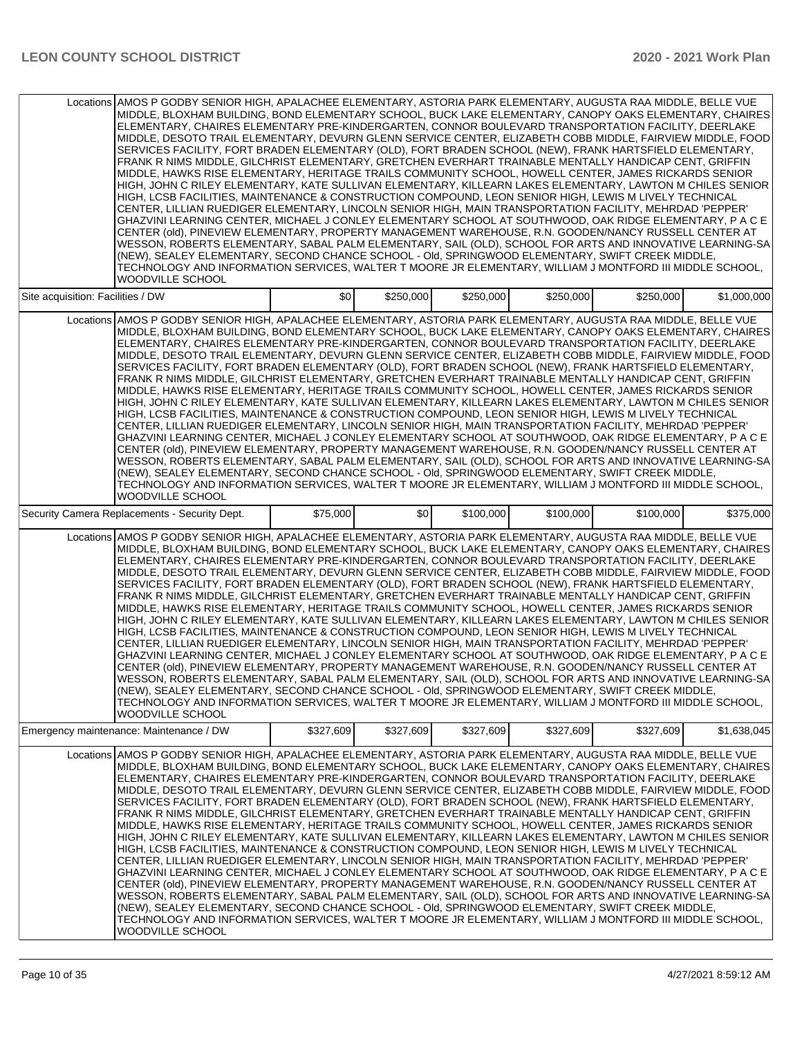| | | | | | | |
|---|---|---|---|---|---|---|
| Locations | AMOS P GODBY SENIOR HIGH, APALACHEE ELEMENTARY, ASTORIA PARK ELEMENTARY, AUGUSTA RAA MIDDLE, BELLE VUE MIDDLE, BLOXHAM BUILDING, BOND ELEMENTARY SCHOOL, BUCK LAKE ELEMENTARY, CANOPY OAKS ELEMENTARY, CHAIRES ELEMENTARY, CHAIRES ELEMENTARY PRE-KINDERGARTEN, CONNOR BOULEVARD TRANSPORTATION FACILITY, DEERLAKE MIDDLE, DESOTO TRAIL ELEMENTARY, DEVURN GLENN SERVICE CENTER, ELIZABETH COBB MIDDLE, FAIRVIEW MIDDLE, FOOD SERVICES FACILITY, FORT BRADEN ELEMENTARY (OLD), FORT BRADEN SCHOOL (NEW), FRANK HARTSFIELD ELEMENTARY, FRANK R NIMS MIDDLE, GILCHRIST ELEMENTARY, GRETCHEN EVERHART TRAINABLE MENTALLY HANDICAP CENT, GRIFFIN MIDDLE, HAWKS RISE ELEMENTARY, HERITAGE TRAILS COMMUNITY SCHOOL, HOWELL CENTER, JAMES RICKARDS SENIOR HIGH, JOHN C RILEY ELEMENTARY, KATE SULLIVAN ELEMENTARY, KILLEARN LAKES ELEMENTARY, LAWTON M CHILES SENIOR HIGH, LCSB FACILITIES, MAINTENANCE & CONSTRUCTION COMPOUND, LEON SENIOR HIGH, LEWIS M LIVELY TECHNICAL CENTER, LILLIAN RUEDIGER ELEMENTARY, LINCOLN SENIOR HIGH, MAIN TRANSPORTATION FACILITY, MEHRDAD 'PEPPER' GHAZVINI LEARNING CENTER, MICHAEL J CONLEY ELEMENTARY SCHOOL AT SOUTHWOOD, OAK RIDGE ELEMENTARY, P A C E CENTER (old), PINEVIEW ELEMENTARY, PROPERTY MANAGEMENT WAREHOUSE, R.N. GOODEN/NANCY RUSSELL CENTER AT WESSON, ROBERTS ELEMENTARY, SABAL PALM ELEMENTARY, SAIL (OLD), SCHOOL FOR ARTS AND INNOVATIVE LEARNING-SA (NEW), SEALEY ELEMENTARY, SECOND CHANCE SCHOOL - Old, SPRINGWOOD ELEMENTARY, SWIFT CREEK MIDDLE, TECHNOLOGY AND INFORMATION SERVICES, WALTER T MOORE JR ELEMENTARY, WILLIAM J MONTFORD III MIDDLE SCHOOL, WOODVILLE SCHOOL | | | | | |
| Site acquisition: Facilities / DW | | $0 | $250,000 | $250,000 | $250,000 | $250,000 | $1,000,000 |
| Locations | AMOS P GODBY SENIOR HIGH, APALACHEE ELEMENTARY, ASTORIA PARK ELEMENTARY, AUGUSTA RAA MIDDLE, BELLE VUE MIDDLE, BLOXHAM BUILDING, BOND ELEMENTARY SCHOOL, BUCK LAKE ELEMENTARY, CANOPY OAKS ELEMENTARY, CHAIRES ELEMENTARY, CHAIRES ELEMENTARY PRE-KINDERGARTEN, CONNOR BOULEVARD TRANSPORTATION FACILITY, DEERLAKE MIDDLE, DESOTO TRAIL ELEMENTARY, DEVURN GLENN SERVICE CENTER, ELIZABETH COBB MIDDLE, FAIRVIEW MIDDLE, FOOD SERVICES FACILITY, FORT BRADEN ELEMENTARY (OLD), FORT BRADEN SCHOOL (NEW), FRANK HARTSFIELD ELEMENTARY, FRANK R NIMS MIDDLE, GILCHRIST ELEMENTARY, GRETCHEN EVERHART TRAINABLE MENTALLY HANDICAP CENT, GRIFFIN MIDDLE, HAWKS RISE ELEMENTARY, HERITAGE TRAILS COMMUNITY SCHOOL, HOWELL CENTER, JAMES RICKARDS SENIOR HIGH, JOHN C RILEY ELEMENTARY, KATE SULLIVAN ELEMENTARY, KILLEARN LAKES ELEMENTARY, LAWTON M CHILES SENIOR HIGH, LCSB FACILITIES, MAINTENANCE & CONSTRUCTION COMPOUND, LEON SENIOR HIGH, LEWIS M LIVELY TECHNICAL CENTER, LILLIAN RUEDIGER ELEMENTARY, LINCOLN SENIOR HIGH, MAIN TRANSPORTATION FACILITY, MEHRDAD 'PEPPER' GHAZVINI LEARNING CENTER, MICHAEL J CONLEY ELEMENTARY SCHOOL AT SOUTHWOOD, OAK RIDGE ELEMENTARY, P A C E CENTER (old), PINEVIEW ELEMENTARY, PROPERTY MANAGEMENT WAREHOUSE, R.N. GOODEN/NANCY RUSSELL CENTER AT WESSON, ROBERTS ELEMENTARY, SABAL PALM ELEMENTARY, SAIL (OLD), SCHOOL FOR ARTS AND INNOVATIVE LEARNING-SA (NEW), SEALEY ELEMENTARY, SECOND CHANCE SCHOOL - Old, SPRINGWOOD ELEMENTARY, SWIFT CREEK MIDDLE, TECHNOLOGY AND INFORMATION SERVICES, WALTER T MOORE JR ELEMENTARY, WILLIAM J MONTFORD III MIDDLE SCHOOL, WOODVILLE SCHOOL | | | | | |
| Security Camera Replacements - Security Dept. | | $75,000 | $0 | $100,000 | $100,000 | $100,000 | $375,000 |
| Locations | AMOS P GODBY SENIOR HIGH, APALACHEE ELEMENTARY, ASTORIA PARK ELEMENTARY, AUGUSTA RAA MIDDLE, BELLE VUE MIDDLE, BLOXHAM BUILDING, BOND ELEMENTARY SCHOOL, BUCK LAKE ELEMENTARY, CANOPY OAKS ELEMENTARY, CHAIRES ELEMENTARY, CHAIRES ELEMENTARY PRE-KINDERGARTEN, CONNOR BOULEVARD TRANSPORTATION FACILITY, DEERLAKE MIDDLE, DESOTO TRAIL ELEMENTARY, DEVURN GLENN SERVICE CENTER, ELIZABETH COBB MIDDLE, FAIRVIEW MIDDLE, FOOD SERVICES FACILITY, FORT BRADEN ELEMENTARY (OLD), FORT BRADEN SCHOOL (NEW), FRANK HARTSFIELD ELEMENTARY, FRANK R NIMS MIDDLE, GILCHRIST ELEMENTARY, GRETCHEN EVERHART TRAINABLE MENTALLY HANDICAP CENT, GRIFFIN MIDDLE, HAWKS RISE ELEMENTARY, HERITAGE TRAILS COMMUNITY SCHOOL, HOWELL CENTER, JAMES RICKARDS SENIOR HIGH, JOHN C RILEY ELEMENTARY, KATE SULLIVAN ELEMENTARY, KILLEARN LAKES ELEMENTARY, LAWTON M CHILES SENIOR HIGH, LCSB FACILITIES, MAINTENANCE & CONSTRUCTION COMPOUND, LEON SENIOR HIGH, LEWIS M LIVELY TECHNICAL CENTER, LILLIAN RUEDIGER ELEMENTARY, LINCOLN SENIOR HIGH, MAIN TRANSPORTATION FACILITY, MEHRDAD 'PEPPER' GHAZVINI LEARNING CENTER, MICHAEL J CONLEY ELEMENTARY SCHOOL AT SOUTHWOOD, OAK RIDGE ELEMENTARY, P A C E CENTER (old), PINEVIEW ELEMENTARY, PROPERTY MANAGEMENT WAREHOUSE, R.N. GOODEN/NANCY RUSSELL CENTER AT WESSON, ROBERTS ELEMENTARY, SABAL PALM ELEMENTARY, SAIL (OLD), SCHOOL FOR ARTS AND INNOVATIVE LEARNING-SA (NEW), SEALEY ELEMENTARY, SECOND CHANCE SCHOOL - Old, SPRINGWOOD ELEMENTARY, SWIFT CREEK MIDDLE, TECHNOLOGY AND INFORMATION SERVICES, WALTER T MOORE JR ELEMENTARY, WILLIAM J MONTFORD III MIDDLE SCHOOL, WOODVILLE SCHOOL | | | | | |
| Emergency maintenance: Maintenance / DW | | $327,609 | $327,609 | $327,609 | $327,609 | $327,609 | $1,638,045 |
| Locations | AMOS P GODBY SENIOR HIGH, APALACHEE ELEMENTARY, ASTORIA PARK ELEMENTARY, AUGUSTA RAA MIDDLE, BELLE VUE MIDDLE, BLOXHAM BUILDING, BOND ELEMENTARY SCHOOL, BUCK LAKE ELEMENTARY, CANOPY OAKS ELEMENTARY, CHAIRES ELEMENTARY, CHAIRES ELEMENTARY PRE-KINDERGARTEN, CONNOR BOULEVARD TRANSPORTATION FACILITY, DEERLAKE MIDDLE, DESOTO TRAIL ELEMENTARY, DEVURN GLENN SERVICE CENTER, ELIZABETH COBB MIDDLE, FAIRVIEW MIDDLE, FOOD SERVICES FACILITY, FORT BRADEN ELEMENTARY (OLD), FORT BRADEN SCHOOL (NEW), FRANK HARTSFIELD ELEMENTARY, FRANK R NIMS MIDDLE, GILCHRIST ELEMENTARY, GRETCHEN EVERHART TRAINABLE MENTALLY HANDICAP CENT, GRIFFIN MIDDLE, HAWKS RISE ELEMENTARY, HERITAGE TRAILS COMMUNITY SCHOOL, HOWELL CENTER, JAMES RICKARDS SENIOR HIGH, JOHN C RILEY ELEMENTARY, KATE SULLIVAN ELEMENTARY, KILLEARN LAKES ELEMENTARY, LAWTON M CHILES SENIOR HIGH, LCSB FACILITIES, MAINTENANCE & CONSTRUCTION COMPOUND, LEON SENIOR HIGH, LEWIS M LIVELY TECHNICAL CENTER, LILLIAN RUEDIGER ELEMENTARY, LINCOLN SENIOR HIGH, MAIN TRANSPORTATION FACILITY, MEHRDAD 'PEPPER' GHAZVINI LEARNING CENTER, MICHAEL J CONLEY ELEMENTARY SCHOOL AT SOUTHWOOD, OAK RIDGE ELEMENTARY, P A C E CENTER (old), PINEVIEW ELEMENTARY, PROPERTY MANAGEMENT WAREHOUSE, R.N. GOODEN/NANCY RUSSELL CENTER AT WESSON, ROBERTS ELEMENTARY, SABAL PALM ELEMENTARY, SAIL (OLD), SCHOOL FOR ARTS AND INNOVATIVE LEARNING-SA (NEW), SEALEY ELEMENTARY, SECOND CHANCE SCHOOL - Old, SPRINGWOOD ELEMENTARY, SWIFT CREEK MIDDLE, TECHNOLOGY AND INFORMATION SERVICES, WALTER T MOORE JR ELEMENTARY, WILLIAM J MONTFORD III MIDDLE SCHOOL, WOODVILLE SCHOOL | | | | | |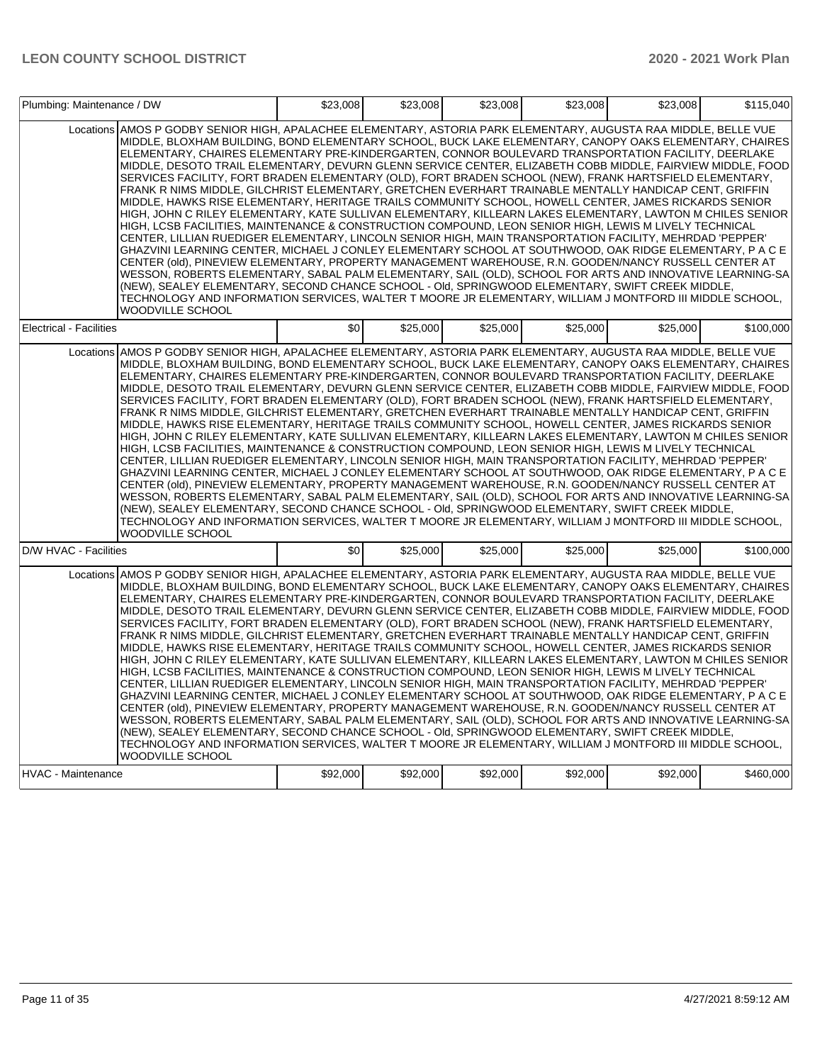| Plumbing: Maintenance / DW | | $23,008 | $23,008 | $23,008 | $23,008 | $23,008 | $115,040 |
|---|---|---|---|---|---|---|---|
| | Locations | AMOS P GODBY SENIOR HIGH, APALACHEE ELEMENTARY, ASTORIA PARK ELEMENTARY, AUGUSTA RAA MIDDLE, BELLE VUE MIDDLE, BLOXHAM BUILDING, BOND ELEMENTARY SCHOOL, BUCK LAKE ELEMENTARY, CANOPY OAKS ELEMENTARY, CHAIRES ELEMENTARY, CHAIRES ELEMENTARY PRE-KINDERGARTEN, CONNOR BOULEVARD TRANSPORTATION FACILITY, DEERLAKE MIDDLE, DESOTO TRAIL ELEMENTARY, DEVURN GLENN SERVICE CENTER, ELIZABETH COBB MIDDLE, FAIRVIEW MIDDLE, FOOD SERVICES FACILITY, FORT BRADEN ELEMENTARY (OLD), FORT BRADEN SCHOOL (NEW), FRANK HARTSFIELD ELEMENTARY, FRANK R NIMS MIDDLE, GILCHRIST ELEMENTARY, GRETCHEN EVERHART TRAINABLE MENTALLY HANDICAP CENT, GRIFFIN MIDDLE, HAWKS RISE ELEMENTARY, HERITAGE TRAILS COMMUNITY SCHOOL, HOWELL CENTER, JAMES RICKARDS SENIOR HIGH, JOHN C RILEY ELEMENTARY, KATE SULLIVAN ELEMENTARY, KILLEARN LAKES ELEMENTARY, LAWTON M CHILES SENIOR HIGH, LCSB FACILITIES, MAINTENANCE & CONSTRUCTION COMPOUND, LEON SENIOR HIGH, LEWIS M LIVELY TECHNICAL CENTER, LILLIAN RUEDIGER ELEMENTARY, LINCOLN SENIOR HIGH, MAIN TRANSPORTATION FACILITY, MEHRDAD 'PEPPER' GHAZVINI LEARNING CENTER, MICHAEL J CONLEY ELEMENTARY SCHOOL AT SOUTHWOOD, OAK RIDGE ELEMENTARY, P A C E CENTER (old), PINEVIEW ELEMENTARY, PROPERTY MANAGEMENT WAREHOUSE, R.N. GOODEN/NANCY RUSSELL CENTER AT WESSON, ROBERTS ELEMENTARY, SABAL PALM ELEMENTARY, SAIL (OLD), SCHOOL FOR ARTS AND INNOVATIVE LEARNING-SA (NEW), SEALEY ELEMENTARY, SECOND CHANCE SCHOOL - Old, SPRINGWOOD ELEMENTARY, SWIFT CREEK MIDDLE, TECHNOLOGY AND INFORMATION SERVICES, WALTER T MOORE JR ELEMENTARY, WILLIAM J MONTFORD III MIDDLE SCHOOL, WOODVILLE SCHOOL | | | | | | |
| Electrical - Facilities | | $0 | $25,000 | $25,000 | $25,000 | $25,000 | $100,000 |
| | Locations | AMOS P GODBY SENIOR HIGH, APALACHEE ELEMENTARY, ASTORIA PARK ELEMENTARY, AUGUSTA RAA MIDDLE, BELLE VUE MIDDLE, BLOXHAM BUILDING, BOND ELEMENTARY SCHOOL, BUCK LAKE ELEMENTARY, CANOPY OAKS ELEMENTARY, CHAIRES ELEMENTARY, CHAIRES ELEMENTARY PRE-KINDERGARTEN, CONNOR BOULEVARD TRANSPORTATION FACILITY, DEERLAKE MIDDLE, DESOTO TRAIL ELEMENTARY, DEVURN GLENN SERVICE CENTER, ELIZABETH COBB MIDDLE, FAIRVIEW MIDDLE, FOOD SERVICES FACILITY, FORT BRADEN ELEMENTARY (OLD), FORT BRADEN SCHOOL (NEW), FRANK HARTSFIELD ELEMENTARY, FRANK R NIMS MIDDLE, GILCHRIST ELEMENTARY, GRETCHEN EVERHART TRAINABLE MENTALLY HANDICAP CENT, GRIFFIN MIDDLE, HAWKS RISE ELEMENTARY, HERITAGE TRAILS COMMUNITY SCHOOL, HOWELL CENTER, JAMES RICKARDS SENIOR HIGH, JOHN C RILEY ELEMENTARY, KATE SULLIVAN ELEMENTARY, KILLEARN LAKES ELEMENTARY, LAWTON M CHILES SENIOR HIGH, LCSB FACILITIES, MAINTENANCE & CONSTRUCTION COMPOUND, LEON SENIOR HIGH, LEWIS M LIVELY TECHNICAL CENTER, LILLIAN RUEDIGER ELEMENTARY, LINCOLN SENIOR HIGH, MAIN TRANSPORTATION FACILITY, MEHRDAD 'PEPPER' GHAZVINI LEARNING CENTER, MICHAEL J CONLEY ELEMENTARY SCHOOL AT SOUTHWOOD, OAK RIDGE ELEMENTARY, P A C E CENTER (old), PINEVIEW ELEMENTARY, PROPERTY MANAGEMENT WAREHOUSE, R.N. GOODEN/NANCY RUSSELL CENTER AT WESSON, ROBERTS ELEMENTARY, SABAL PALM ELEMENTARY, SAIL (OLD), SCHOOL FOR ARTS AND INNOVATIVE LEARNING-SA (NEW), SEALEY ELEMENTARY, SECOND CHANCE SCHOOL - Old, SPRINGWOOD ELEMENTARY, SWIFT CREEK MIDDLE, TECHNOLOGY AND INFORMATION SERVICES, WALTER T MOORE JR ELEMENTARY, WILLIAM J MONTFORD III MIDDLE SCHOOL, WOODVILLE SCHOOL | | | | | | |
| D/W HVAC - Facilities | | $0 | $25,000 | $25,000 | $25,000 | $25,000 | $100,000 |
| | Locations | AMOS P GODBY SENIOR HIGH, APALACHEE ELEMENTARY, ASTORIA PARK ELEMENTARY, AUGUSTA RAA MIDDLE, BELLE VUE MIDDLE, BLOXHAM BUILDING, BOND ELEMENTARY SCHOOL, BUCK LAKE ELEMENTARY, CANOPY OAKS ELEMENTARY, CHAIRES ELEMENTARY, CHAIRES ELEMENTARY PRE-KINDERGARTEN, CONNOR BOULEVARD TRANSPORTATION FACILITY, DEERLAKE MIDDLE, DESOTO TRAIL ELEMENTARY, DEVURN GLENN SERVICE CENTER, ELIZABETH COBB MIDDLE, FAIRVIEW MIDDLE, FOOD SERVICES FACILITY, FORT BRADEN ELEMENTARY (OLD), FORT BRADEN SCHOOL (NEW), FRANK HARTSFIELD ELEMENTARY, FRANK R NIMS MIDDLE, GILCHRIST ELEMENTARY, GRETCHEN EVERHART TRAINABLE MENTALLY HANDICAP CENT, GRIFFIN MIDDLE, HAWKS RISE ELEMENTARY, HERITAGE TRAILS COMMUNITY SCHOOL, HOWELL CENTER, JAMES RICKARDS SENIOR HIGH, JOHN C RILEY ELEMENTARY, KATE SULLIVAN ELEMENTARY, KILLEARN LAKES ELEMENTARY, LAWTON M CHILES SENIOR HIGH, LCSB FACILITIES, MAINTENANCE & CONSTRUCTION COMPOUND, LEON SENIOR HIGH, LEWIS M LIVELY TECHNICAL CENTER, LILLIAN RUEDIGER ELEMENTARY, LINCOLN SENIOR HIGH, MAIN TRANSPORTATION FACILITY, MEHRDAD 'PEPPER' GHAZVINI LEARNING CENTER, MICHAEL J CONLEY ELEMENTARY SCHOOL AT SOUTHWOOD, OAK RIDGE ELEMENTARY, P A C E CENTER (old), PINEVIEW ELEMENTARY, PROPERTY MANAGEMENT WAREHOUSE, R.N. GOODEN/NANCY RUSSELL CENTER AT WESSON, ROBERTS ELEMENTARY, SABAL PALM ELEMENTARY, SAIL (OLD), SCHOOL FOR ARTS AND INNOVATIVE LEARNING-SA (NEW), SEALEY ELEMENTARY, SECOND CHANCE SCHOOL - Old, SPRINGWOOD ELEMENTARY, SWIFT CREEK MIDDLE, TECHNOLOGY AND INFORMATION SERVICES, WALTER T MOORE JR ELEMENTARY, WILLIAM J MONTFORD III MIDDLE SCHOOL, WOODVILLE SCHOOL | | | | | | |
| HVAC - Maintenance | | $92,000 | $92,000 | $92,000 | $92,000 | $92,000 | $460,000 |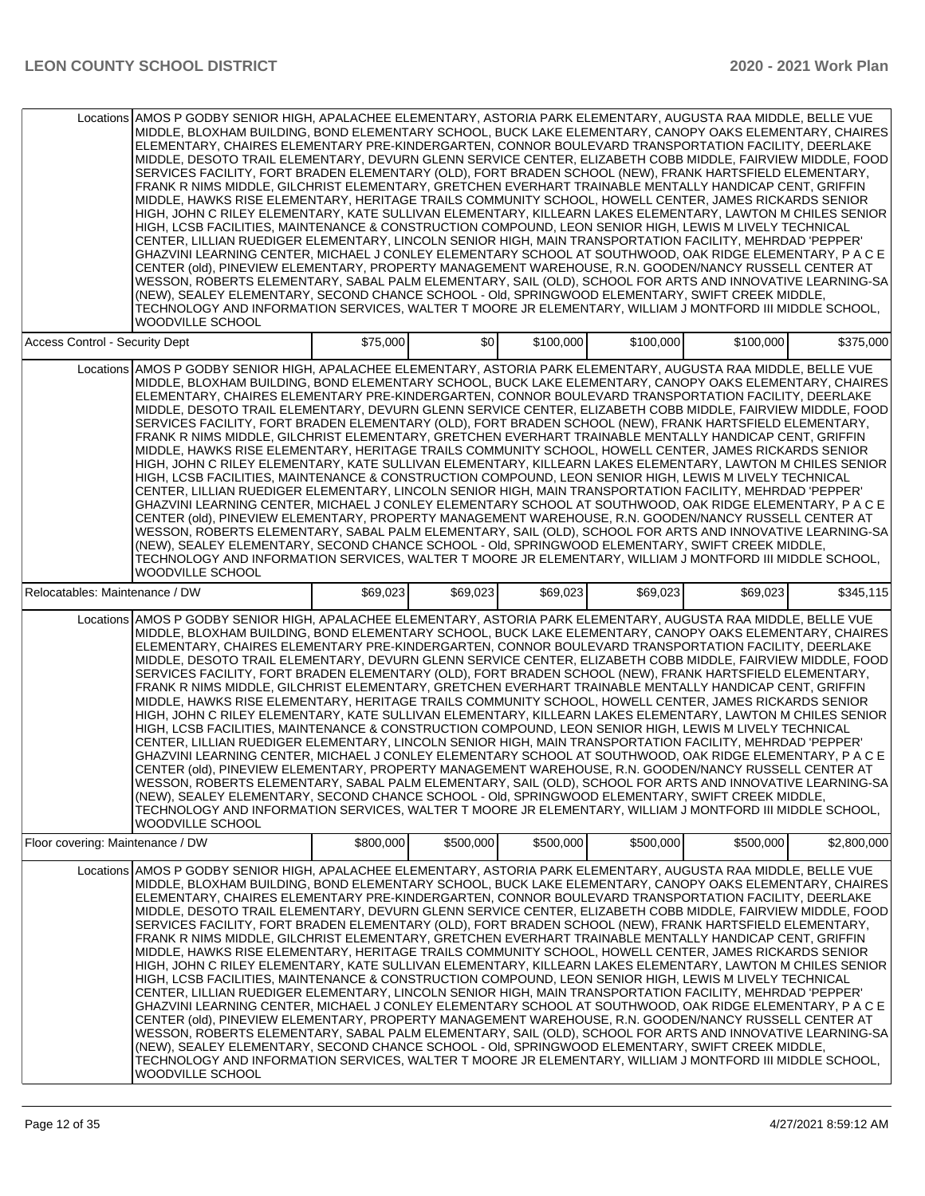| | | | | | | |
|---|---|---|---|---|---|---|
| Locations | AMOS P GODBY SENIOR HIGH, APALACHEE ELEMENTARY, ASTORIA PARK ELEMENTARY, AUGUSTA RAA MIDDLE, BELLE VUE MIDDLE, BLOXHAM BUILDING, BOND ELEMENTARY SCHOOL, BUCK LAKE ELEMENTARY, CANOPY OAKS ELEMENTARY, CHAIRES ELEMENTARY, CHAIRES ELEMENTARY PRE-KINDERGARTEN, CONNOR BOULEVARD TRANSPORTATION FACILITY, DEERLAKE MIDDLE, DESOTO TRAIL ELEMENTARY, DEVURN GLENN SERVICE CENTER, ELIZABETH COBB MIDDLE, FAIRVIEW MIDDLE, FOOD SERVICES FACILITY, FORT BRADEN ELEMENTARY (OLD), FORT BRADEN SCHOOL (NEW), FRANK HARTSFIELD ELEMENTARY, FRANK R NIMS MIDDLE, GILCHRIST ELEMENTARY, GRETCHEN EVERHART TRAINABLE MENTALLY HANDICAP CENT, GRIFFIN MIDDLE, HAWKS RISE ELEMENTARY, HERITAGE TRAILS COMMUNITY SCHOOL, HOWELL CENTER, JAMES RICKARDS SENIOR HIGH, JOHN C RILEY ELEMENTARY, KATE SULLIVAN ELEMENTARY, KILLEARN LAKES ELEMENTARY, LAWTON M CHILES SENIOR HIGH, LCSB FACILITIES, MAINTENANCE & CONSTRUCTION COMPOUND, LEON SENIOR HIGH, LEWIS M LIVELY TECHNICAL CENTER, LILLIAN RUEDIGER ELEMENTARY, LINCOLN SENIOR HIGH, MAIN TRANSPORTATION FACILITY, MEHRDAD 'PEPPER' GHAZVINI LEARNING CENTER, MICHAEL J CONLEY ELEMENTARY SCHOOL AT SOUTHWOOD, OAK RIDGE ELEMENTARY, P A C E CENTER (old), PINEVIEW ELEMENTARY, PROPERTY MANAGEMENT WAREHOUSE, R.N. GOODEN/NANCY RUSSELL CENTER AT WESSON, ROBERTS ELEMENTARY, SABAL PALM ELEMENTARY, SAIL (OLD), SCHOOL FOR ARTS AND INNOVATIVE LEARNING-SA (NEW), SEALEY ELEMENTARY, SECOND CHANCE SCHOOL - Old, SPRINGWOOD ELEMENTARY, SWIFT CREEK MIDDLE, TECHNOLOGY AND INFORMATION SERVICES, WALTER T MOORE JR ELEMENTARY, WILLIAM J MONTFORD III MIDDLE SCHOOL, WOODVILLE SCHOOL | | | | | |
| Access Control - Security Dept | | $75,000 | $0 | $100,000 | $100,000 | $100,000 | $375,000 |
| Locations | AMOS P GODBY SENIOR HIGH, APALACHEE ELEMENTARY, ASTORIA PARK ELEMENTARY, AUGUSTA RAA MIDDLE, BELLE VUE MIDDLE, BLOXHAM BUILDING, BOND ELEMENTARY SCHOOL, BUCK LAKE ELEMENTARY, CANOPY OAKS ELEMENTARY, CHAIRES ELEMENTARY, CHAIRES ELEMENTARY PRE-KINDERGARTEN, CONNOR BOULEVARD TRANSPORTATION FACILITY, DEERLAKE MIDDLE, DESOTO TRAIL ELEMENTARY, DEVURN GLENN SERVICE CENTER, ELIZABETH COBB MIDDLE, FAIRVIEW MIDDLE, FOOD SERVICES FACILITY, FORT BRADEN ELEMENTARY (OLD), FORT BRADEN SCHOOL (NEW), FRANK HARTSFIELD ELEMENTARY, FRANK R NIMS MIDDLE, GILCHRIST ELEMENTARY, GRETCHEN EVERHART TRAINABLE MENTALLY HANDICAP CENT, GRIFFIN MIDDLE, HAWKS RISE ELEMENTARY, HERITAGE TRAILS COMMUNITY SCHOOL, HOWELL CENTER, JAMES RICKARDS SENIOR HIGH, JOHN C RILEY ELEMENTARY, KATE SULLIVAN ELEMENTARY, KILLEARN LAKES ELEMENTARY, LAWTON M CHILES SENIOR HIGH, LCSB FACILITIES, MAINTENANCE & CONSTRUCTION COMPOUND, LEON SENIOR HIGH, LEWIS M LIVELY TECHNICAL CENTER, LILLIAN RUEDIGER ELEMENTARY, LINCOLN SENIOR HIGH, MAIN TRANSPORTATION FACILITY, MEHRDAD 'PEPPER' GHAZVINI LEARNING CENTER, MICHAEL J CONLEY ELEMENTARY SCHOOL AT SOUTHWOOD, OAK RIDGE ELEMENTARY, P A C E CENTER (old), PINEVIEW ELEMENTARY, PROPERTY MANAGEMENT WAREHOUSE, R.N. GOODEN/NANCY RUSSELL CENTER AT WESSON, ROBERTS ELEMENTARY, SABAL PALM ELEMENTARY, SAIL (OLD), SCHOOL FOR ARTS AND INNOVATIVE LEARNING-SA (NEW), SEALEY ELEMENTARY, SECOND CHANCE SCHOOL - Old, SPRINGWOOD ELEMENTARY, SWIFT CREEK MIDDLE, TECHNOLOGY AND INFORMATION SERVICES, WALTER T MOORE JR ELEMENTARY, WILLIAM J MONTFORD III MIDDLE SCHOOL, WOODVILLE SCHOOL | | | | | |
| Relocatables: Maintenance / DW | | $69,023 | $69,023 | $69,023 | $69,023 | $69,023 | $345,115 |
| Locations | AMOS P GODBY SENIOR HIGH, APALACHEE ELEMENTARY, ASTORIA PARK ELEMENTARY, AUGUSTA RAA MIDDLE, BELLE VUE MIDDLE, BLOXHAM BUILDING, BOND ELEMENTARY SCHOOL, BUCK LAKE ELEMENTARY, CANOPY OAKS ELEMENTARY, CHAIRES ELEMENTARY, CHAIRES ELEMENTARY PRE-KINDERGARTEN, CONNOR BOULEVARD TRANSPORTATION FACILITY, DEERLAKE MIDDLE, DESOTO TRAIL ELEMENTARY, DEVURN GLENN SERVICE CENTER, ELIZABETH COBB MIDDLE, FAIRVIEW MIDDLE, FOOD SERVICES FACILITY, FORT BRADEN ELEMENTARY (OLD), FORT BRADEN SCHOOL (NEW), FRANK HARTSFIELD ELEMENTARY, FRANK R NIMS MIDDLE, GILCHRIST ELEMENTARY, GRETCHEN EVERHART TRAINABLE MENTALLY HANDICAP CENT, GRIFFIN MIDDLE, HAWKS RISE ELEMENTARY, HERITAGE TRAILS COMMUNITY SCHOOL, HOWELL CENTER, JAMES RICKARDS SENIOR HIGH, JOHN C RILEY ELEMENTARY, KATE SULLIVAN ELEMENTARY, KILLEARN LAKES ELEMENTARY, LAWTON M CHILES SENIOR HIGH, LCSB FACILITIES, MAINTENANCE & CONSTRUCTION COMPOUND, LEON SENIOR HIGH, LEWIS M LIVELY TECHNICAL CENTER, LILLIAN RUEDIGER ELEMENTARY, LINCOLN SENIOR HIGH, MAIN TRANSPORTATION FACILITY, MEHRDAD 'PEPPER' GHAZVINI LEARNING CENTER, MICHAEL J CONLEY ELEMENTARY SCHOOL AT SOUTHWOOD, OAK RIDGE ELEMENTARY, P A C E CENTER (old), PINEVIEW ELEMENTARY, PROPERTY MANAGEMENT WAREHOUSE, R.N. GOODEN/NANCY RUSSELL CENTER AT WESSON, ROBERTS ELEMENTARY, SABAL PALM ELEMENTARY, SAIL (OLD), SCHOOL FOR ARTS AND INNOVATIVE LEARNING-SA (NEW), SEALEY ELEMENTARY, SECOND CHANCE SCHOOL - Old, SPRINGWOOD ELEMENTARY, SWIFT CREEK MIDDLE, TECHNOLOGY AND INFORMATION SERVICES, WALTER T MOORE JR ELEMENTARY, WILLIAM J MONTFORD III MIDDLE SCHOOL, WOODVILLE SCHOOL | | | | | |
| Floor covering: Maintenance / DW | | $800,000 | $500,000 | $500,000 | $500,000 | $500,000 | $2,800,000 |
| Locations | AMOS P GODBY SENIOR HIGH, APALACHEE ELEMENTARY, ASTORIA PARK ELEMENTARY, AUGUSTA RAA MIDDLE, BELLE VUE MIDDLE, BLOXHAM BUILDING, BOND ELEMENTARY SCHOOL, BUCK LAKE ELEMENTARY, CANOPY OAKS ELEMENTARY, CHAIRES ELEMENTARY, CHAIRES ELEMENTARY PRE-KINDERGARTEN, CONNOR BOULEVARD TRANSPORTATION FACILITY, DEERLAKE MIDDLE, DESOTO TRAIL ELEMENTARY, DEVURN GLENN SERVICE CENTER, ELIZABETH COBB MIDDLE, FAIRVIEW MIDDLE, FOOD SERVICES FACILITY, FORT BRADEN ELEMENTARY (OLD), FORT BRADEN SCHOOL (NEW), FRANK HARTSFIELD ELEMENTARY, FRANK R NIMS MIDDLE, GILCHRIST ELEMENTARY, GRETCHEN EVERHART TRAINABLE MENTALLY HANDICAP CENT, GRIFFIN MIDDLE, HAWKS RISE ELEMENTARY, HERITAGE TRAILS COMMUNITY SCHOOL, HOWELL CENTER, JAMES RICKARDS SENIOR HIGH, JOHN C RILEY ELEMENTARY, KATE SULLIVAN ELEMENTARY, KILLEARN LAKES ELEMENTARY, LAWTON M CHILES SENIOR HIGH, LCSB FACILITIES, MAINTENANCE & CONSTRUCTION COMPOUND, LEON SENIOR HIGH, LEWIS M LIVELY TECHNICAL CENTER, LILLIAN RUEDIGER ELEMENTARY, LINCOLN SENIOR HIGH, MAIN TRANSPORTATION FACILITY, MEHRDAD 'PEPPER' GHAZVINI LEARNING CENTER, MICHAEL J CONLEY ELEMENTARY SCHOOL AT SOUTHWOOD, OAK RIDGE ELEMENTARY, P A C E CENTER (old), PINEVIEW ELEMENTARY, PROPERTY MANAGEMENT WAREHOUSE, R.N. GOODEN/NANCY RUSSELL CENTER AT WESSON, ROBERTS ELEMENTARY, SABAL PALM ELEMENTARY, SAIL (OLD), SCHOOL FOR ARTS AND INNOVATIVE LEARNING-SA (NEW), SEALEY ELEMENTARY, SECOND CHANCE SCHOOL - Old, SPRINGWOOD ELEMENTARY, SWIFT CREEK MIDDLE, TECHNOLOGY AND INFORMATION SERVICES, WALTER T MOORE JR ELEMENTARY, WILLIAM J MONTFORD III MIDDLE SCHOOL, WOODVILLE SCHOOL | | | | | |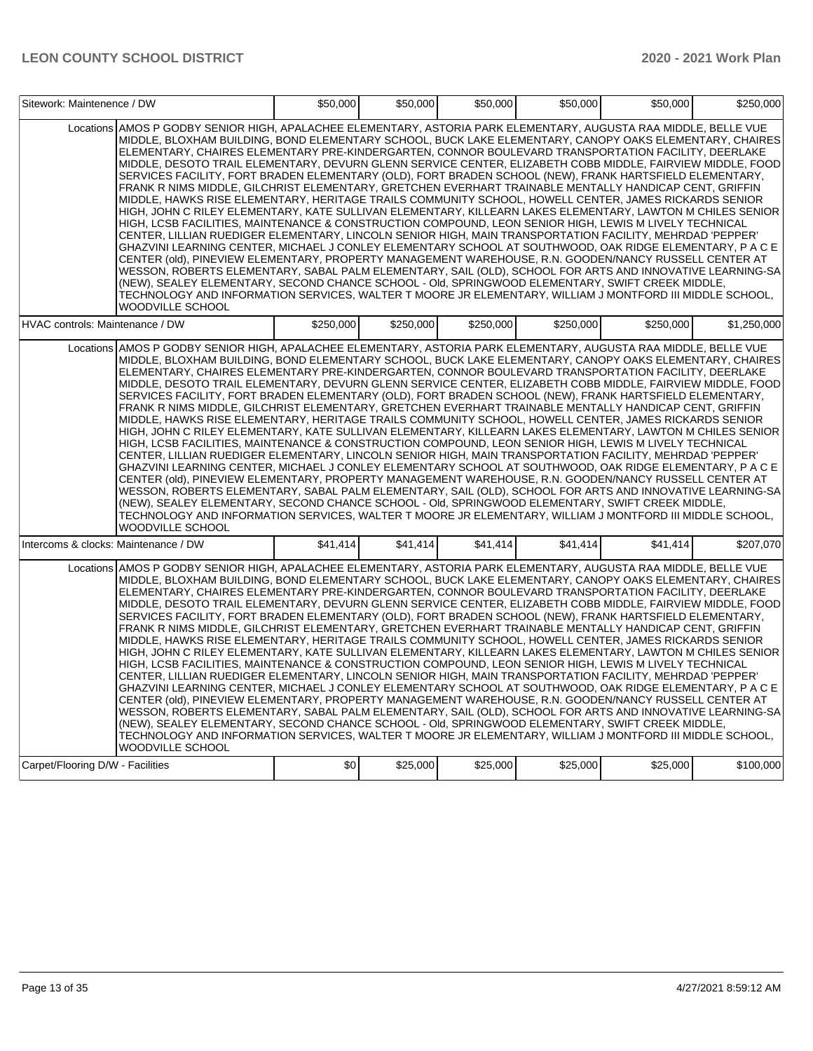| Sitework: Maintenence / DW | | $50,000 | $50,000 | $50,000 | $50,000 | $50,000 | $250,000 |
|---|---|---|---|---|---|---|---|
| | Locations | AMOS P GODBY SENIOR HIGH, APALACHEE ELEMENTARY, ASTORIA PARK ELEMENTARY, AUGUSTA RAA MIDDLE, BELLE VUE MIDDLE, BLOXHAM BUILDING, BOND ELEMENTARY SCHOOL, BUCK LAKE ELEMENTARY, CANOPY OAKS ELEMENTARY, CHAIRES ELEMENTARY, CHAIRES ELEMENTARY PRE-KINDERGARTEN, CONNOR BOULEVARD TRANSPORTATION FACILITY, DEERLAKE MIDDLE, DESOTO TRAIL ELEMENTARY, DEVURN GLENN SERVICE CENTER, ELIZABETH COBB MIDDLE, FAIRVIEW MIDDLE, FOOD SERVICES FACILITY, FORT BRADEN ELEMENTARY (OLD), FORT BRADEN SCHOOL (NEW), FRANK HARTSFIELD ELEMENTARY, FRANK R NIMS MIDDLE, GILCHRIST ELEMENTARY, GRETCHEN EVERHART TRAINABLE MENTALLY HANDICAP CENT, GRIFFIN MIDDLE, HAWKS RISE ELEMENTARY, HERITAGE TRAILS COMMUNITY SCHOOL, HOWELL CENTER, JAMES RICKARDS SENIOR HIGH, JOHN C RILEY ELEMENTARY, KATE SULLIVAN ELEMENTARY, KILLEARN LAKES ELEMENTARY, LAWTON M CHILES SENIOR HIGH, LCSB FACILITIES, MAINTENANCE & CONSTRUCTION COMPOUND, LEON SENIOR HIGH, LEWIS M LIVELY TECHNICAL CENTER, LILLIAN RUEDIGER ELEMENTARY, LINCOLN SENIOR HIGH, MAIN TRANSPORTATION FACILITY, MEHRDAD 'PEPPER' GHAZVINI LEARNING CENTER, MICHAEL J CONLEY ELEMENTARY SCHOOL AT SOUTHWOOD, OAK RIDGE ELEMENTARY, P A C E CENTER (old), PINEVIEW ELEMENTARY, PROPERTY MANAGEMENT WAREHOUSE, R.N. GOODEN/NANCY RUSSELL CENTER AT WESSON, ROBERTS ELEMENTARY, SABAL PALM ELEMENTARY, SAIL (OLD), SCHOOL FOR ARTS AND INNOVATIVE LEARNING-SA (NEW), SEALEY ELEMENTARY, SECOND CHANCE SCHOOL - Old, SPRINGWOOD ELEMENTARY, SWIFT CREEK MIDDLE, TECHNOLOGY AND INFORMATION SERVICES, WALTER T MOORE JR ELEMENTARY, WILLIAM J MONTFORD III MIDDLE SCHOOL, WOODVILLE SCHOOL | | | | | |
| HVAC controls: Maintenance / DW | | $250,000 | $250,000 | $250,000 | $250,000 | $250,000 | $1,250,000 |
| | Locations | AMOS P GODBY SENIOR HIGH, APALACHEE ELEMENTARY, ASTORIA PARK ELEMENTARY, AUGUSTA RAA MIDDLE, BELLE VUE MIDDLE, BLOXHAM BUILDING, BOND ELEMENTARY SCHOOL, BUCK LAKE ELEMENTARY, CANOPY OAKS ELEMENTARY, CHAIRES ELEMENTARY, CHAIRES ELEMENTARY PRE-KINDERGARTEN, CONNOR BOULEVARD TRANSPORTATION FACILITY, DEERLAKE MIDDLE, DESOTO TRAIL ELEMENTARY, DEVURN GLENN SERVICE CENTER, ELIZABETH COBB MIDDLE, FAIRVIEW MIDDLE, FOOD SERVICES FACILITY, FORT BRADEN ELEMENTARY (OLD), FORT BRADEN SCHOOL (NEW), FRANK HARTSFIELD ELEMENTARY, FRANK R NIMS MIDDLE, GILCHRIST ELEMENTARY, GRETCHEN EVERHART TRAINABLE MENTALLY HANDICAP CENT, GRIFFIN MIDDLE, HAWKS RISE ELEMENTARY, HERITAGE TRAILS COMMUNITY SCHOOL, HOWELL CENTER, JAMES RICKARDS SENIOR HIGH, JOHN C RILEY ELEMENTARY, KATE SULLIVAN ELEMENTARY, KILLEARN LAKES ELEMENTARY, LAWTON M CHILES SENIOR HIGH, LCSB FACILITIES, MAINTENANCE & CONSTRUCTION COMPOUND, LEON SENIOR HIGH, LEWIS M LIVELY TECHNICAL CENTER, LILLIAN RUEDIGER ELEMENTARY, LINCOLN SENIOR HIGH, MAIN TRANSPORTATION FACILITY, MEHRDAD 'PEPPER' GHAZVINI LEARNING CENTER, MICHAEL J CONLEY ELEMENTARY SCHOOL AT SOUTHWOOD, OAK RIDGE ELEMENTARY, P A C E CENTER (old), PINEVIEW ELEMENTARY, PROPERTY MANAGEMENT WAREHOUSE, R.N. GOODEN/NANCY RUSSELL CENTER AT WESSON, ROBERTS ELEMENTARY, SABAL PALM ELEMENTARY, SAIL (OLD), SCHOOL FOR ARTS AND INNOVATIVE LEARNING-SA (NEW), SEALEY ELEMENTARY, SECOND CHANCE SCHOOL - Old, SPRINGWOOD ELEMENTARY, SWIFT CREEK MIDDLE, TECHNOLOGY AND INFORMATION SERVICES, WALTER T MOORE JR ELEMENTARY, WILLIAM J MONTFORD III MIDDLE SCHOOL, WOODVILLE SCHOOL | | | | | |
| Intercoms & clocks: Maintenance / DW | | $41,414 | $41,414 | $41,414 | $41,414 | $41,414 | $207,070 |
| | Locations | AMOS P GODBY SENIOR HIGH, APALACHEE ELEMENTARY, ASTORIA PARK ELEMENTARY, AUGUSTA RAA MIDDLE, BELLE VUE MIDDLE, BLOXHAM BUILDING, BOND ELEMENTARY SCHOOL, BUCK LAKE ELEMENTARY, CANOPY OAKS ELEMENTARY, CHAIRES ELEMENTARY, CHAIRES ELEMENTARY PRE-KINDERGARTEN, CONNOR BOULEVARD TRANSPORTATION FACILITY, DEERLAKE MIDDLE, DESOTO TRAIL ELEMENTARY, DEVURN GLENN SERVICE CENTER, ELIZABETH COBB MIDDLE, FAIRVIEW MIDDLE, FOOD SERVICES FACILITY, FORT BRADEN ELEMENTARY (OLD), FORT BRADEN SCHOOL (NEW), FRANK HARTSFIELD ELEMENTARY, FRANK R NIMS MIDDLE, GILCHRIST ELEMENTARY, GRETCHEN EVERHART TRAINABLE MENTALLY HANDICAP CENT, GRIFFIN MIDDLE, HAWKS RISE ELEMENTARY, HERITAGE TRAILS COMMUNITY SCHOOL, HOWELL CENTER, JAMES RICKARDS SENIOR HIGH, JOHN C RILEY ELEMENTARY, KATE SULLIVAN ELEMENTARY, KILLEARN LAKES ELEMENTARY, LAWTON M CHILES SENIOR HIGH, LCSB FACILITIES, MAINTENANCE & CONSTRUCTION COMPOUND, LEON SENIOR HIGH, LEWIS M LIVELY TECHNICAL CENTER, LILLIAN RUEDIGER ELEMENTARY, LINCOLN SENIOR HIGH, MAIN TRANSPORTATION FACILITY, MEHRDAD 'PEPPER' GHAZVINI LEARNING CENTER, MICHAEL J CONLEY ELEMENTARY SCHOOL AT SOUTHWOOD, OAK RIDGE ELEMENTARY, P A C E CENTER (old), PINEVIEW ELEMENTARY, PROPERTY MANAGEMENT WAREHOUSE, R.N. GOODEN/NANCY RUSSELL CENTER AT WESSON, ROBERTS ELEMENTARY, SABAL PALM ELEMENTARY, SAIL (OLD), SCHOOL FOR ARTS AND INNOVATIVE LEARNING-SA (NEW), SEALEY ELEMENTARY, SECOND CHANCE SCHOOL - Old, SPRINGWOOD ELEMENTARY, SWIFT CREEK MIDDLE, TECHNOLOGY AND INFORMATION SERVICES, WALTER T MOORE JR ELEMENTARY, WILLIAM J MONTFORD III MIDDLE SCHOOL, WOODVILLE SCHOOL | | | | | |
| Carpet/Flooring D/W - Facilities | | $0 | $25,000 | $25,000 | $25,000 | $25,000 | $100,000 |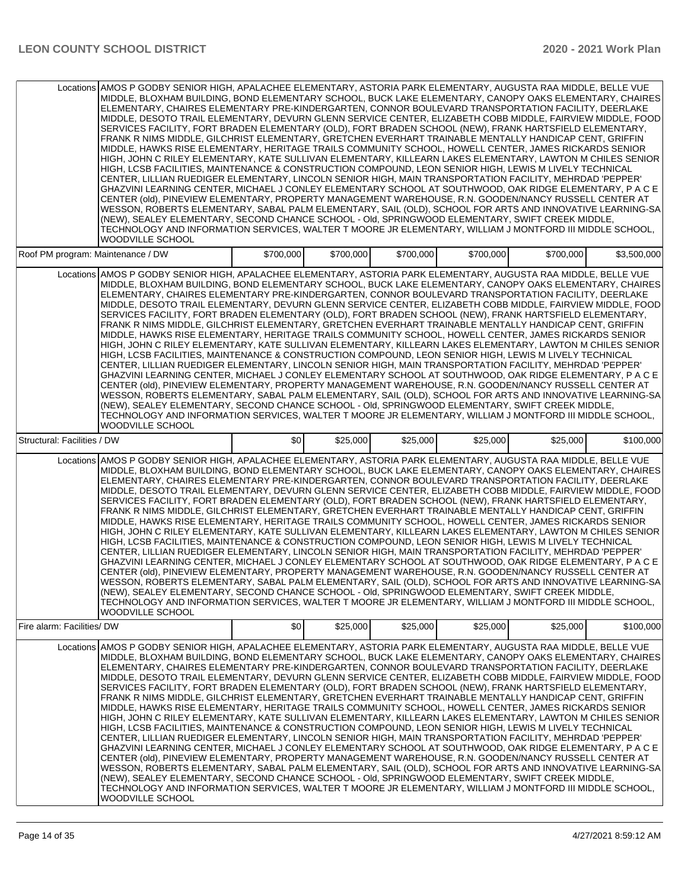| | | | | | | |
|---|---|---|---|---|---|---|
| Locations | AMOS P GODBY SENIOR HIGH, APALACHEE ELEMENTARY, ASTORIA PARK ELEMENTARY, AUGUSTA RAA MIDDLE, BELLE VUE MIDDLE, BLOXHAM BUILDING, BOND ELEMENTARY SCHOOL, BUCK LAKE ELEMENTARY, CANOPY OAKS ELEMENTARY, CHAIRES ELEMENTARY, CHAIRES ELEMENTARY PRE-KINDERGARTEN, CONNOR BOULEVARD TRANSPORTATION FACILITY, DEERLAKE MIDDLE, DESOTO TRAIL ELEMENTARY, DEVURN GLENN SERVICE CENTER, ELIZABETH COBB MIDDLE, FAIRVIEW MIDDLE, FOOD SERVICES FACILITY, FORT BRADEN ELEMENTARY (OLD), FORT BRADEN SCHOOL (NEW), FRANK HARTSFIELD ELEMENTARY, FRANK R NIMS MIDDLE, GILCHRIST ELEMENTARY, GRETCHEN EVERHART TRAINABLE MENTALLY HANDICAP CENT, GRIFFIN MIDDLE, HAWKS RISE ELEMENTARY, HERITAGE TRAILS COMMUNITY SCHOOL, HOWELL CENTER, JAMES RICKARDS SENIOR HIGH, JOHN C RILEY ELEMENTARY, KATE SULLIVAN ELEMENTARY, KILLEARN LAKES ELEMENTARY, LAWTON M CHILES SENIOR HIGH, LCSB FACILITIES, MAINTENANCE & CONSTRUCTION COMPOUND, LEON SENIOR HIGH, LEWIS M LIVELY TECHNICAL CENTER, LILLIAN RUEDIGER ELEMENTARY, LINCOLN SENIOR HIGH, MAIN TRANSPORTATION FACILITY, MEHRDAD 'PEPPER' GHAZVINI LEARNING CENTER, MICHAEL J CONLEY ELEMENTARY SCHOOL AT SOUTHWOOD, OAK RIDGE ELEMENTARY, P A C E CENTER (old), PINEVIEW ELEMENTARY, PROPERTY MANAGEMENT WAREHOUSE, R.N. GOODEN/NANCY RUSSELL CENTER AT WESSON, ROBERTS ELEMENTARY, SABAL PALM ELEMENTARY, SAIL (OLD), SCHOOL FOR ARTS AND INNOVATIVE LEARNING-SA (NEW), SEALEY ELEMENTARY, SECOND CHANCE SCHOOL - Old, SPRINGWOOD ELEMENTARY, SWIFT CREEK MIDDLE, TECHNOLOGY AND INFORMATION SERVICES, WALTER T MOORE JR ELEMENTARY, WILLIAM J MONTFORD III MIDDLE SCHOOL, WOODVILLE SCHOOL | | | | | |
| Roof PM program: Maintenance / DW | | $700,000 | $700,000 | $700,000 | $700,000 | $700,000 | $3,500,000 |
| Locations | AMOS P GODBY SENIOR HIGH, APALACHEE ELEMENTARY, ASTORIA PARK ELEMENTARY, AUGUSTA RAA MIDDLE, BELLE VUE MIDDLE, BLOXHAM BUILDING, BOND ELEMENTARY SCHOOL, BUCK LAKE ELEMENTARY, CANOPY OAKS ELEMENTARY, CHAIRES ELEMENTARY, CHAIRES ELEMENTARY PRE-KINDERGARTEN, CONNOR BOULEVARD TRANSPORTATION FACILITY, DEERLAKE MIDDLE, DESOTO TRAIL ELEMENTARY, DEVURN GLENN SERVICE CENTER, ELIZABETH COBB MIDDLE, FAIRVIEW MIDDLE, FOOD SERVICES FACILITY, FORT BRADEN ELEMENTARY (OLD), FORT BRADEN SCHOOL (NEW), FRANK HARTSFIELD ELEMENTARY, FRANK R NIMS MIDDLE, GILCHRIST ELEMENTARY, GRETCHEN EVERHART TRAINABLE MENTALLY HANDICAP CENT, GRIFFIN MIDDLE, HAWKS RISE ELEMENTARY, HERITAGE TRAILS COMMUNITY SCHOOL, HOWELL CENTER, JAMES RICKARDS SENIOR HIGH, JOHN C RILEY ELEMENTARY, KATE SULLIVAN ELEMENTARY, KILLEARN LAKES ELEMENTARY, LAWTON M CHILES SENIOR HIGH, LCSB FACILITIES, MAINTENANCE & CONSTRUCTION COMPOUND, LEON SENIOR HIGH, LEWIS M LIVELY TECHNICAL CENTER, LILLIAN RUEDIGER ELEMENTARY, LINCOLN SENIOR HIGH, MAIN TRANSPORTATION FACILITY, MEHRDAD 'PEPPER' GHAZVINI LEARNING CENTER, MICHAEL J CONLEY ELEMENTARY SCHOOL AT SOUTHWOOD, OAK RIDGE ELEMENTARY, P A C E CENTER (old), PINEVIEW ELEMENTARY, PROPERTY MANAGEMENT WAREHOUSE, R.N. GOODEN/NANCY RUSSELL CENTER AT WESSON, ROBERTS ELEMENTARY, SABAL PALM ELEMENTARY, SAIL (OLD), SCHOOL FOR ARTS AND INNOVATIVE LEARNING-SA (NEW), SEALEY ELEMENTARY, SECOND CHANCE SCHOOL - Old, SPRINGWOOD ELEMENTARY, SWIFT CREEK MIDDLE, TECHNOLOGY AND INFORMATION SERVICES, WALTER T MOORE JR ELEMENTARY, WILLIAM J MONTFORD III MIDDLE SCHOOL, WOODVILLE SCHOOL | | | | | |
| Structural: Facilities / DW | | $0 | $25,000 | $25,000 | $25,000 | $25,000 | $100,000 |
| Locations | AMOS P GODBY SENIOR HIGH, APALACHEE ELEMENTARY, ASTORIA PARK ELEMENTARY, AUGUSTA RAA MIDDLE, BELLE VUE MIDDLE, BLOXHAM BUILDING, BOND ELEMENTARY SCHOOL, BUCK LAKE ELEMENTARY, CANOPY OAKS ELEMENTARY, CHAIRES ELEMENTARY, CHAIRES ELEMENTARY PRE-KINDERGARTEN, CONNOR BOULEVARD TRANSPORTATION FACILITY, DEERLAKE MIDDLE, DESOTO TRAIL ELEMENTARY, DEVURN GLENN SERVICE CENTER, ELIZABETH COBB MIDDLE, FAIRVIEW MIDDLE, FOOD SERVICES FACILITY, FORT BRADEN ELEMENTARY (OLD), FORT BRADEN SCHOOL (NEW), FRANK HARTSFIELD ELEMENTARY, FRANK R NIMS MIDDLE, GILCHRIST ELEMENTARY, GRETCHEN EVERHART TRAINABLE MENTALLY HANDICAP CENT, GRIFFIN MIDDLE, HAWKS RISE ELEMENTARY, HERITAGE TRAILS COMMUNITY SCHOOL, HOWELL CENTER, JAMES RICKARDS SENIOR HIGH, JOHN C RILEY ELEMENTARY, KATE SULLIVAN ELEMENTARY, KILLEARN LAKES ELEMENTARY, LAWTON M CHILES SENIOR HIGH, LCSB FACILITIES, MAINTENANCE & CONSTRUCTION COMPOUND, LEON SENIOR HIGH, LEWIS M LIVELY TECHNICAL CENTER, LILLIAN RUEDIGER ELEMENTARY, LINCOLN SENIOR HIGH, MAIN TRANSPORTATION FACILITY, MEHRDAD 'PEPPER' GHAZVINI LEARNING CENTER, MICHAEL J CONLEY ELEMENTARY SCHOOL AT SOUTHWOOD, OAK RIDGE ELEMENTARY, P A C E CENTER (old), PINEVIEW ELEMENTARY, PROPERTY MANAGEMENT WAREHOUSE, R.N. GOODEN/NANCY RUSSELL CENTER AT WESSON, ROBERTS ELEMENTARY, SABAL PALM ELEMENTARY, SAIL (OLD), SCHOOL FOR ARTS AND INNOVATIVE LEARNING-SA (NEW), SEALEY ELEMENTARY, SECOND CHANCE SCHOOL - Old, SPRINGWOOD ELEMENTARY, SWIFT CREEK MIDDLE, TECHNOLOGY AND INFORMATION SERVICES, WALTER T MOORE JR ELEMENTARY, WILLIAM J MONTFORD III MIDDLE SCHOOL, WOODVILLE SCHOOL | | | | | |
| Fire alarm: Facilities/ DW | | $0 | $25,000 | $25,000 | $25,000 | $25,000 | $100,000 |
| Locations | AMOS P GODBY SENIOR HIGH, APALACHEE ELEMENTARY, ASTORIA PARK ELEMENTARY, AUGUSTA RAA MIDDLE, BELLE VUE MIDDLE, BLOXHAM BUILDING, BOND ELEMENTARY SCHOOL, BUCK LAKE ELEMENTARY, CANOPY OAKS ELEMENTARY, CHAIRES ELEMENTARY, CHAIRES ELEMENTARY PRE-KINDERGARTEN, CONNOR BOULEVARD TRANSPORTATION FACILITY, DEERLAKE MIDDLE, DESOTO TRAIL ELEMENTARY, DEVURN GLENN SERVICE CENTER, ELIZABETH COBB MIDDLE, FAIRVIEW MIDDLE, FOOD SERVICES FACILITY, FORT BRADEN ELEMENTARY (OLD), FORT BRADEN SCHOOL (NEW), FRANK HARTSFIELD ELEMENTARY, FRANK R NIMS MIDDLE, GILCHRIST ELEMENTARY, GRETCHEN EVERHART TRAINABLE MENTALLY HANDICAP CENT, GRIFFIN MIDDLE, HAWKS RISE ELEMENTARY, HERITAGE TRAILS COMMUNITY SCHOOL, HOWELL CENTER, JAMES RICKARDS SENIOR HIGH, JOHN C RILEY ELEMENTARY, KATE SULLIVAN ELEMENTARY, KILLEARN LAKES ELEMENTARY, LAWTON M CHILES SENIOR HIGH, LCSB FACILITIES, MAINTENANCE & CONSTRUCTION COMPOUND, LEON SENIOR HIGH, LEWIS M LIVELY TECHNICAL CENTER, LILLIAN RUEDIGER ELEMENTARY, LINCOLN SENIOR HIGH, MAIN TRANSPORTATION FACILITY, MEHRDAD 'PEPPER' GHAZVINI LEARNING CENTER, MICHAEL J CONLEY ELEMENTARY SCHOOL AT SOUTHWOOD, OAK RIDGE ELEMENTARY, P A C E CENTER (old), PINEVIEW ELEMENTARY, PROPERTY MANAGEMENT WAREHOUSE, R.N. GOODEN/NANCY RUSSELL CENTER AT WESSON, ROBERTS ELEMENTARY, SABAL PALM ELEMENTARY, SAIL (OLD), SCHOOL FOR ARTS AND INNOVATIVE LEARNING-SA (NEW), SEALEY ELEMENTARY, SECOND CHANCE SCHOOL - Old, SPRINGWOOD ELEMENTARY, SWIFT CREEK MIDDLE, TECHNOLOGY AND INFORMATION SERVICES, WALTER T MOORE JR ELEMENTARY, WILLIAM J MONTFORD III MIDDLE SCHOOL, WOODVILLE SCHOOL | | | | | |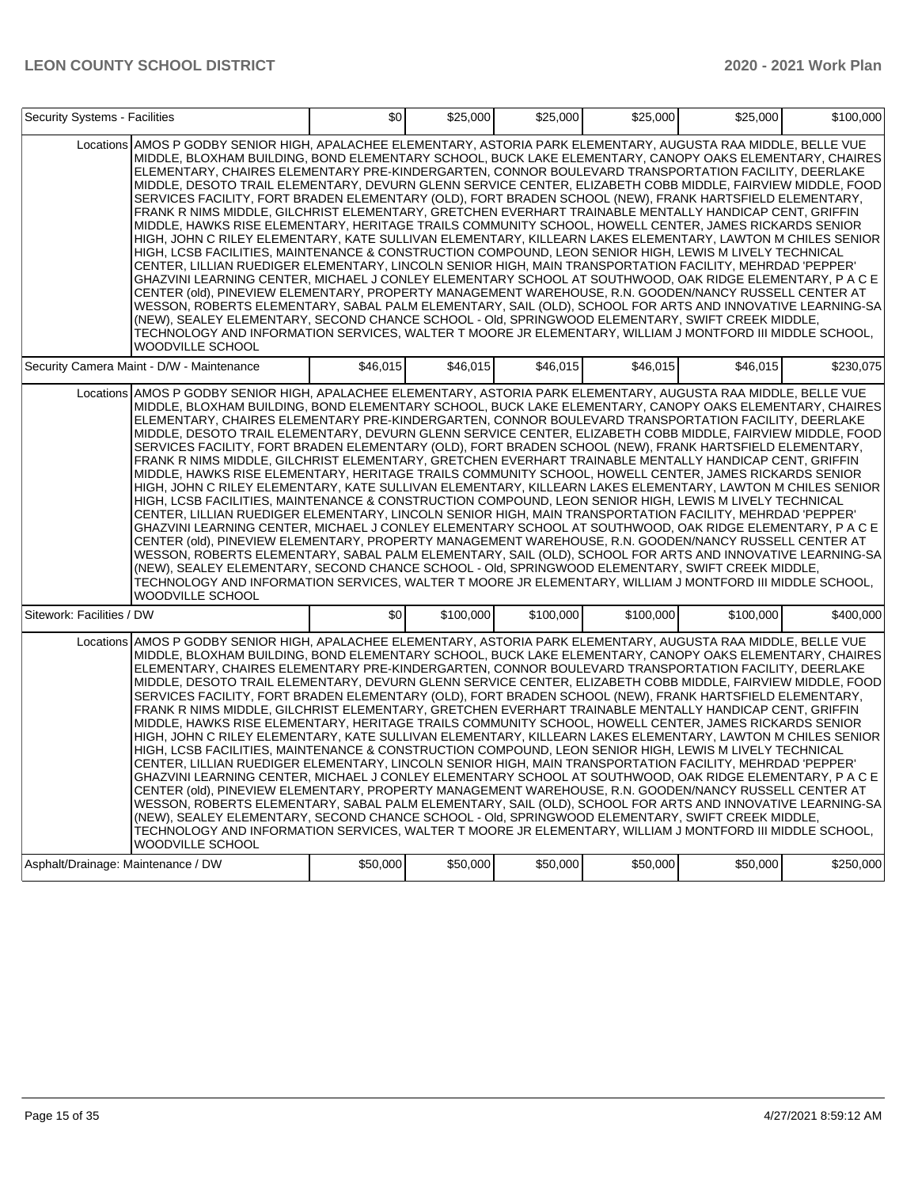| Security Systems - Facilities | | $0 | $25,000 | $25,000 | $25,000 | $25,000 | $100,000 |
|---|---|---|---|---|---|---|---|
| | Locations | AMOS P GODBY SENIOR HIGH, APALACHEE ELEMENTARY, ASTORIA PARK ELEMENTARY, AUGUSTA RAA MIDDLE, BELLE VUE MIDDLE, BLOXHAM BUILDING, BOND ELEMENTARY SCHOOL, BUCK LAKE ELEMENTARY, CANOPY OAKS ELEMENTARY, CHAIRES ELEMENTARY, CHAIRES ELEMENTARY PRE-KINDERGARTEN, CONNOR BOULEVARD TRANSPORTATION FACILITY, DEERLAKE MIDDLE, DESOTO TRAIL ELEMENTARY, DEVURN GLENN SERVICE CENTER, ELIZABETH COBB MIDDLE, FAIRVIEW MIDDLE, FOOD SERVICES FACILITY, FORT BRADEN ELEMENTARY (OLD), FORT BRADEN SCHOOL (NEW), FRANK HARTSFIELD ELEMENTARY, FRANK R NIMS MIDDLE, GILCHRIST ELEMENTARY, GRETCHEN EVERHART TRAINABLE MENTALLY HANDICAP CENT, GRIFFIN MIDDLE, HAWKS RISE ELEMENTARY, HERITAGE TRAILS COMMUNITY SCHOOL, HOWELL CENTER, JAMES RICKARDS SENIOR HIGH, JOHN C RILEY ELEMENTARY, KATE SULLIVAN ELEMENTARY, KILLEARN LAKES ELEMENTARY, LAWTON M CHILES SENIOR HIGH, LCSB FACILITIES, MAINTENANCE & CONSTRUCTION COMPOUND, LEON SENIOR HIGH, LEWIS M LIVELY TECHNICAL CENTER, LILLIAN RUEDIGER ELEMENTARY, LINCOLN SENIOR HIGH, MAIN TRANSPORTATION FACILITY, MEHRDAD 'PEPPER' GHAZVINI LEARNING CENTER, MICHAEL J CONLEY ELEMENTARY SCHOOL AT SOUTHWOOD, OAK RIDGE ELEMENTARY, P A C E CENTER (old), PINEVIEW ELEMENTARY, PROPERTY MANAGEMENT WAREHOUSE, R.N. GOODEN/NANCY RUSSELL CENTER AT WESSON, ROBERTS ELEMENTARY, SABAL PALM ELEMENTARY, SAIL (OLD), SCHOOL FOR ARTS AND INNOVATIVE LEARNING-SA (NEW), SEALEY ELEMENTARY, SECOND CHANCE SCHOOL - Old, SPRINGWOOD ELEMENTARY, SWIFT CREEK MIDDLE, TECHNOLOGY AND INFORMATION SERVICES, WALTER T MOORE JR ELEMENTARY, WILLIAM J MONTFORD III MIDDLE SCHOOL, WOODVILLE SCHOOL | | | | | | |
| Security Camera Maint - D/W - Maintenance | | $46,015 | $46,015 | $46,015 | $46,015 | $46,015 | $230,075 |
| | Locations | AMOS P GODBY SENIOR HIGH, APALACHEE ELEMENTARY, ASTORIA PARK ELEMENTARY, AUGUSTA RAA MIDDLE, BELLE VUE MIDDLE, BLOXHAM BUILDING, BOND ELEMENTARY SCHOOL, BUCK LAKE ELEMENTARY, CANOPY OAKS ELEMENTARY, CHAIRES ELEMENTARY, CHAIRES ELEMENTARY PRE-KINDERGARTEN, CONNOR BOULEVARD TRANSPORTATION FACILITY, DEERLAKE MIDDLE, DESOTO TRAIL ELEMENTARY, DEVURN GLENN SERVICE CENTER, ELIZABETH COBB MIDDLE, FAIRVIEW MIDDLE, FOOD SERVICES FACILITY, FORT BRADEN ELEMENTARY (OLD), FORT BRADEN SCHOOL (NEW), FRANK HARTSFIELD ELEMENTARY, FRANK R NIMS MIDDLE, GILCHRIST ELEMENTARY, GRETCHEN EVERHART TRAINABLE MENTALLY HANDICAP CENT, GRIFFIN MIDDLE, HAWKS RISE ELEMENTARY, HERITAGE TRAILS COMMUNITY SCHOOL, HOWELL CENTER, JAMES RICKARDS SENIOR HIGH, JOHN C RILEY ELEMENTARY, KATE SULLIVAN ELEMENTARY, KILLEARN LAKES ELEMENTARY, LAWTON M CHILES SENIOR HIGH, LCSB FACILITIES, MAINTENANCE & CONSTRUCTION COMPOUND, LEON SENIOR HIGH, LEWIS M LIVELY TECHNICAL CENTER, LILLIAN RUEDIGER ELEMENTARY, LINCOLN SENIOR HIGH, MAIN TRANSPORTATION FACILITY, MEHRDAD 'PEPPER' GHAZVINI LEARNING CENTER, MICHAEL J CONLEY ELEMENTARY SCHOOL AT SOUTHWOOD, OAK RIDGE ELEMENTARY, P A C E CENTER (old), PINEVIEW ELEMENTARY, PROPERTY MANAGEMENT WAREHOUSE, R.N. GOODEN/NANCY RUSSELL CENTER AT WESSON, ROBERTS ELEMENTARY, SABAL PALM ELEMENTARY, SAIL (OLD), SCHOOL FOR ARTS AND INNOVATIVE LEARNING-SA (NEW), SEALEY ELEMENTARY, SECOND CHANCE SCHOOL - Old, SPRINGWOOD ELEMENTARY, SWIFT CREEK MIDDLE, TECHNOLOGY AND INFORMATION SERVICES, WALTER T MOORE JR ELEMENTARY, WILLIAM J MONTFORD III MIDDLE SCHOOL, WOODVILLE SCHOOL | | | | | | |
| Sitework: Facilities / DW | | $0 | $100,000 | $100,000 | $100,000 | $100,000 | $400,000 |
| | Locations | AMOS P GODBY SENIOR HIGH, APALACHEE ELEMENTARY, ASTORIA PARK ELEMENTARY, AUGUSTA RAA MIDDLE, BELLE VUE MIDDLE, BLOXHAM BUILDING, BOND ELEMENTARY SCHOOL, BUCK LAKE ELEMENTARY, CANOPY OAKS ELEMENTARY, CHAIRES ELEMENTARY, CHAIRES ELEMENTARY PRE-KINDERGARTEN, CONNOR BOULEVARD TRANSPORTATION FACILITY, DEERLAKE MIDDLE, DESOTO TRAIL ELEMENTARY, DEVURN GLENN SERVICE CENTER, ELIZABETH COBB MIDDLE, FAIRVIEW MIDDLE, FOOD SERVICES FACILITY, FORT BRADEN ELEMENTARY (OLD), FORT BRADEN SCHOOL (NEW), FRANK HARTSFIELD ELEMENTARY, FRANK R NIMS MIDDLE, GILCHRIST ELEMENTARY, GRETCHEN EVERHART TRAINABLE MENTALLY HANDICAP CENT, GRIFFIN MIDDLE, HAWKS RISE ELEMENTARY, HERITAGE TRAILS COMMUNITY SCHOOL, HOWELL CENTER, JAMES RICKARDS SENIOR HIGH, JOHN C RILEY ELEMENTARY, KATE SULLIVAN ELEMENTARY, KILLEARN LAKES ELEMENTARY, LAWTON M CHILES SENIOR HIGH, LCSB FACILITIES, MAINTENANCE & CONSTRUCTION COMPOUND, LEON SENIOR HIGH, LEWIS M LIVELY TECHNICAL CENTER, LILLIAN RUEDIGER ELEMENTARY, LINCOLN SENIOR HIGH, MAIN TRANSPORTATION FACILITY, MEHRDAD 'PEPPER' GHAZVINI LEARNING CENTER, MICHAEL J CONLEY ELEMENTARY SCHOOL AT SOUTHWOOD, OAK RIDGE ELEMENTARY, P A C E CENTER (old), PINEVIEW ELEMENTARY, PROPERTY MANAGEMENT WAREHOUSE, R.N. GOODEN/NANCY RUSSELL CENTER AT WESSON, ROBERTS ELEMENTARY, SABAL PALM ELEMENTARY, SAIL (OLD), SCHOOL FOR ARTS AND INNOVATIVE LEARNING-SA (NEW), SEALEY ELEMENTARY, SECOND CHANCE SCHOOL - Old, SPRINGWOOD ELEMENTARY, SWIFT CREEK MIDDLE, TECHNOLOGY AND INFORMATION SERVICES, WALTER T MOORE JR ELEMENTARY, WILLIAM J MONTFORD III MIDDLE SCHOOL, WOODVILLE SCHOOL | | | | | | |
| Asphalt/Drainage: Maintenance / DW | | $50,000 | $50,000 | $50,000 | $50,000 | $50,000 | $250,000 |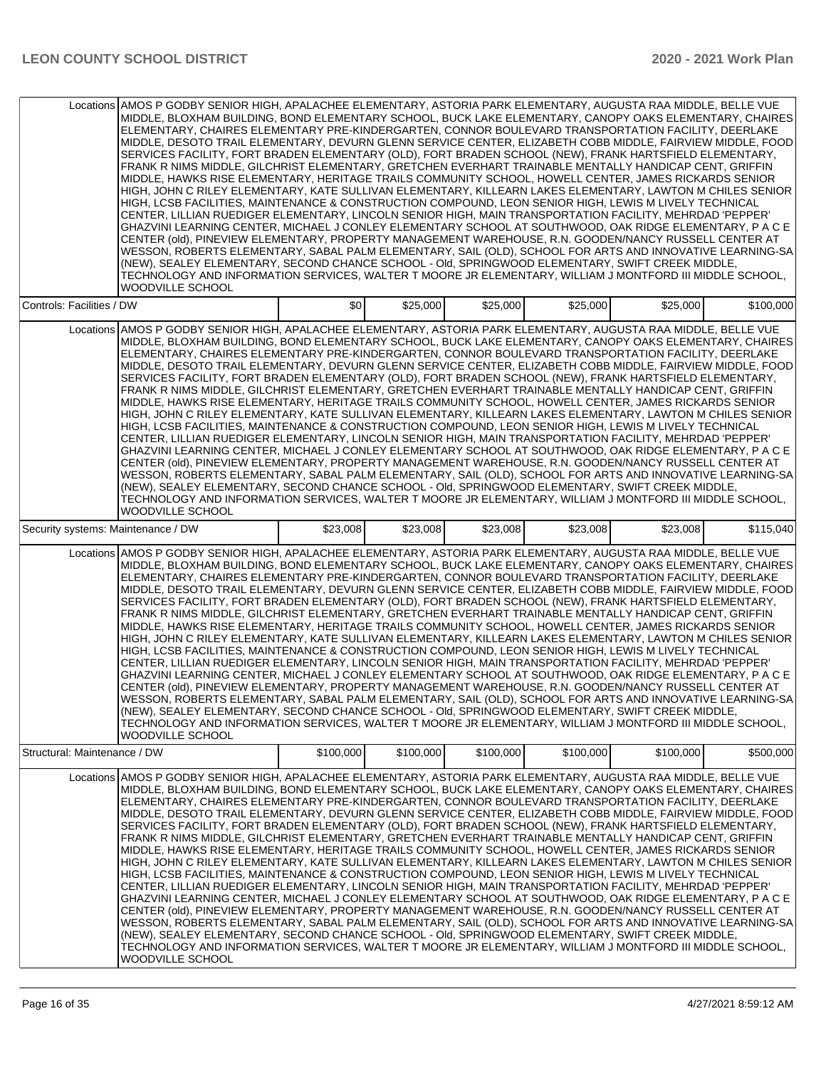| | | | | | | |
|---|---|---|---|---|---|---|
| Locations | AMOS P GODBY SENIOR HIGH, APALACHEE ELEMENTARY, ASTORIA PARK ELEMENTARY, AUGUSTA RAA MIDDLE, BELLE VUE MIDDLE, BLOXHAM BUILDING, BOND ELEMENTARY SCHOOL, BUCK LAKE ELEMENTARY, CANOPY OAKS ELEMENTARY, CHAIRES ELEMENTARY, CHAIRES ELEMENTARY PRE-KINDERGARTEN, CONNOR BOULEVARD TRANSPORTATION FACILITY, DEERLAKE MIDDLE, DESOTO TRAIL ELEMENTARY, DEVURN GLENN SERVICE CENTER, ELIZABETH COBB MIDDLE, FAIRVIEW MIDDLE, FOOD SERVICES FACILITY, FORT BRADEN ELEMENTARY (OLD), FORT BRADEN SCHOOL (NEW), FRANK HARTSFIELD ELEMENTARY, FRANK R NIMS MIDDLE, GILCHRIST ELEMENTARY, GRETCHEN EVERHART TRAINABLE MENTALLY HANDICAP CENT, GRIFFIN MIDDLE, HAWKS RISE ELEMENTARY, HERITAGE TRAILS COMMUNITY SCHOOL, HOWELL CENTER, JAMES RICKARDS SENIOR HIGH, JOHN C RILEY ELEMENTARY, KATE SULLIVAN ELEMENTARY, KILLEARN LAKES ELEMENTARY, LAWTON M CHILES SENIOR HIGH, LCSB FACILITIES, MAINTENANCE & CONSTRUCTION COMPOUND, LEON SENIOR HIGH, LEWIS M LIVELY TECHNICAL CENTER, LILLIAN RUEDIGER ELEMENTARY, LINCOLN SENIOR HIGH, MAIN TRANSPORTATION FACILITY, MEHRDAD 'PEPPER' GHAZVINI LEARNING CENTER, MICHAEL J CONLEY ELEMENTARY SCHOOL AT SOUTHWOOD, OAK RIDGE ELEMENTARY, P A C E CENTER (old), PINEVIEW ELEMENTARY, PROPERTY MANAGEMENT WAREHOUSE, R.N. GOODEN/NANCY RUSSELL CENTER AT WESSON, ROBERTS ELEMENTARY, SABAL PALM ELEMENTARY, SAIL (OLD), SCHOOL FOR ARTS AND INNOVATIVE LEARNING-SA (NEW), SEALEY ELEMENTARY, SECOND CHANCE SCHOOL - Old, SPRINGWOOD ELEMENTARY, SWIFT CREEK MIDDLE, TECHNOLOGY AND INFORMATION SERVICES, WALTER T MOORE JR ELEMENTARY, WILLIAM J MONTFORD III MIDDLE SCHOOL, WOODVILLE SCHOOL | | | | | |
| Controls: Facilities / DW | | $0 | $25,000 | $25,000 | $25,000 | $25,000 | $100,000 |
| Locations | AMOS P GODBY SENIOR HIGH, APALACHEE ELEMENTARY, ASTORIA PARK ELEMENTARY, AUGUSTA RAA MIDDLE, BELLE VUE MIDDLE, BLOXHAM BUILDING, BOND ELEMENTARY SCHOOL, BUCK LAKE ELEMENTARY, CANOPY OAKS ELEMENTARY, CHAIRES ELEMENTARY, CHAIRES ELEMENTARY PRE-KINDERGARTEN, CONNOR BOULEVARD TRANSPORTATION FACILITY, DEERLAKE MIDDLE, DESOTO TRAIL ELEMENTARY, DEVURN GLENN SERVICE CENTER, ELIZABETH COBB MIDDLE, FAIRVIEW MIDDLE, FOOD SERVICES FACILITY, FORT BRADEN ELEMENTARY (OLD), FORT BRADEN SCHOOL (NEW), FRANK HARTSFIELD ELEMENTARY, FRANK R NIMS MIDDLE, GILCHRIST ELEMENTARY, GRETCHEN EVERHART TRAINABLE MENTALLY HANDICAP CENT, GRIFFIN MIDDLE, HAWKS RISE ELEMENTARY, HERITAGE TRAILS COMMUNITY SCHOOL, HOWELL CENTER, JAMES RICKARDS SENIOR HIGH, JOHN C RILEY ELEMENTARY, KATE SULLIVAN ELEMENTARY, KILLEARN LAKES ELEMENTARY, LAWTON M CHILES SENIOR HIGH, LCSB FACILITIES, MAINTENANCE & CONSTRUCTION COMPOUND, LEON SENIOR HIGH, LEWIS M LIVELY TECHNICAL CENTER, LILLIAN RUEDIGER ELEMENTARY, LINCOLN SENIOR HIGH, MAIN TRANSPORTATION FACILITY, MEHRDAD 'PEPPER' GHAZVINI LEARNING CENTER, MICHAEL J CONLEY ELEMENTARY SCHOOL AT SOUTHWOOD, OAK RIDGE ELEMENTARY, P A C E CENTER (old), PINEVIEW ELEMENTARY, PROPERTY MANAGEMENT WAREHOUSE, R.N. GOODEN/NANCY RUSSELL CENTER AT WESSON, ROBERTS ELEMENTARY, SABAL PALM ELEMENTARY, SAIL (OLD), SCHOOL FOR ARTS AND INNOVATIVE LEARNING-SA (NEW), SEALEY ELEMENTARY, SECOND CHANCE SCHOOL - Old, SPRINGWOOD ELEMENTARY, SWIFT CREEK MIDDLE, TECHNOLOGY AND INFORMATION SERVICES, WALTER T MOORE JR ELEMENTARY, WILLIAM J MONTFORD III MIDDLE SCHOOL, WOODVILLE SCHOOL | | | | | |
| Security systems: Maintenance / DW | | $23,008 | $23,008 | $23,008 | $23,008 | $23,008 | $115,040 |
| Locations | AMOS P GODBY SENIOR HIGH, APALACHEE ELEMENTARY, ASTORIA PARK ELEMENTARY, AUGUSTA RAA MIDDLE, BELLE VUE MIDDLE, BLOXHAM BUILDING, BOND ELEMENTARY SCHOOL, BUCK LAKE ELEMENTARY, CANOPY OAKS ELEMENTARY, CHAIRES ELEMENTARY, CHAIRES ELEMENTARY PRE-KINDERGARTEN, CONNOR BOULEVARD TRANSPORTATION FACILITY, DEERLAKE MIDDLE, DESOTO TRAIL ELEMENTARY, DEVURN GLENN SERVICE CENTER, ELIZABETH COBB MIDDLE, FAIRVIEW MIDDLE, FOOD SERVICES FACILITY, FORT BRADEN ELEMENTARY (OLD), FORT BRADEN SCHOOL (NEW), FRANK HARTSFIELD ELEMENTARY, FRANK R NIMS MIDDLE, GILCHRIST ELEMENTARY, GRETCHEN EVERHART TRAINABLE MENTALLY HANDICAP CENT, GRIFFIN MIDDLE, HAWKS RISE ELEMENTARY, HERITAGE TRAILS COMMUNITY SCHOOL, HOWELL CENTER, JAMES RICKARDS SENIOR HIGH, JOHN C RILEY ELEMENTARY, KATE SULLIVAN ELEMENTARY, KILLEARN LAKES ELEMENTARY, LAWTON M CHILES SENIOR HIGH, LCSB FACILITIES, MAINTENANCE & CONSTRUCTION COMPOUND, LEON SENIOR HIGH, LEWIS M LIVELY TECHNICAL CENTER, LILLIAN RUEDIGER ELEMENTARY, LINCOLN SENIOR HIGH, MAIN TRANSPORTATION FACILITY, MEHRDAD 'PEPPER' GHAZVINI LEARNING CENTER, MICHAEL J CONLEY ELEMENTARY SCHOOL AT SOUTHWOOD, OAK RIDGE ELEMENTARY, P A C E CENTER (old), PINEVIEW ELEMENTARY, PROPERTY MANAGEMENT WAREHOUSE, R.N. GOODEN/NANCY RUSSELL CENTER AT WESSON, ROBERTS ELEMENTARY, SABAL PALM ELEMENTARY, SAIL (OLD), SCHOOL FOR ARTS AND INNOVATIVE LEARNING-SA (NEW), SEALEY ELEMENTARY, SECOND CHANCE SCHOOL - Old, SPRINGWOOD ELEMENTARY, SWIFT CREEK MIDDLE, TECHNOLOGY AND INFORMATION SERVICES, WALTER T MOORE JR ELEMENTARY, WILLIAM J MONTFORD III MIDDLE SCHOOL, WOODVILLE SCHOOL | | | | | |
| Structural: Maintenance / DW | | $100,000 | $100,000 | $100,000 | $100,000 | $100,000 | $500,000 |
| Locations | AMOS P GODBY SENIOR HIGH, APALACHEE ELEMENTARY, ASTORIA PARK ELEMENTARY, AUGUSTA RAA MIDDLE, BELLE VUE MIDDLE, BLOXHAM BUILDING, BOND ELEMENTARY SCHOOL, BUCK LAKE ELEMENTARY, CANOPY OAKS ELEMENTARY, CHAIRES ELEMENTARY, CHAIRES ELEMENTARY PRE-KINDERGARTEN, CONNOR BOULEVARD TRANSPORTATION FACILITY, DEERLAKE MIDDLE, DESOTO TRAIL ELEMENTARY, DEVURN GLENN SERVICE CENTER, ELIZABETH COBB MIDDLE, FAIRVIEW MIDDLE, FOOD SERVICES FACILITY, FORT BRADEN ELEMENTARY (OLD), FORT BRADEN SCHOOL (NEW), FRANK HARTSFIELD ELEMENTARY, FRANK R NIMS MIDDLE, GILCHRIST ELEMENTARY, GRETCHEN EVERHART TRAINABLE MENTALLY HANDICAP CENT, GRIFFIN MIDDLE, HAWKS RISE ELEMENTARY, HERITAGE TRAILS COMMUNITY SCHOOL, HOWELL CENTER, JAMES RICKARDS SENIOR HIGH, JOHN C RILEY ELEMENTARY, KATE SULLIVAN ELEMENTARY, KILLEARN LAKES ELEMENTARY, LAWTON M CHILES SENIOR HIGH, LCSB FACILITIES, MAINTENANCE & CONSTRUCTION COMPOUND, LEON SENIOR HIGH, LEWIS M LIVELY TECHNICAL CENTER, LILLIAN RUEDIGER ELEMENTARY, LINCOLN SENIOR HIGH, MAIN TRANSPORTATION FACILITY, MEHRDAD 'PEPPER' GHAZVINI LEARNING CENTER, MICHAEL J CONLEY ELEMENTARY SCHOOL AT SOUTHWOOD, OAK RIDGE ELEMENTARY, P A C E CENTER (old), PINEVIEW ELEMENTARY, PROPERTY MANAGEMENT WAREHOUSE, R.N. GOODEN/NANCY RUSSELL CENTER AT WESSON, ROBERTS ELEMENTARY, SABAL PALM ELEMENTARY, SAIL (OLD), SCHOOL FOR ARTS AND INNOVATIVE LEARNING-SA (NEW), SEALEY ELEMENTARY, SECOND CHANCE SCHOOL - Old, SPRINGWOOD ELEMENTARY, SWIFT CREEK MIDDLE, TECHNOLOGY AND INFORMATION SERVICES, WALTER T MOORE JR ELEMENTARY, WILLIAM J MONTFORD III MIDDLE SCHOOL, WOODVILLE SCHOOL | | | | | |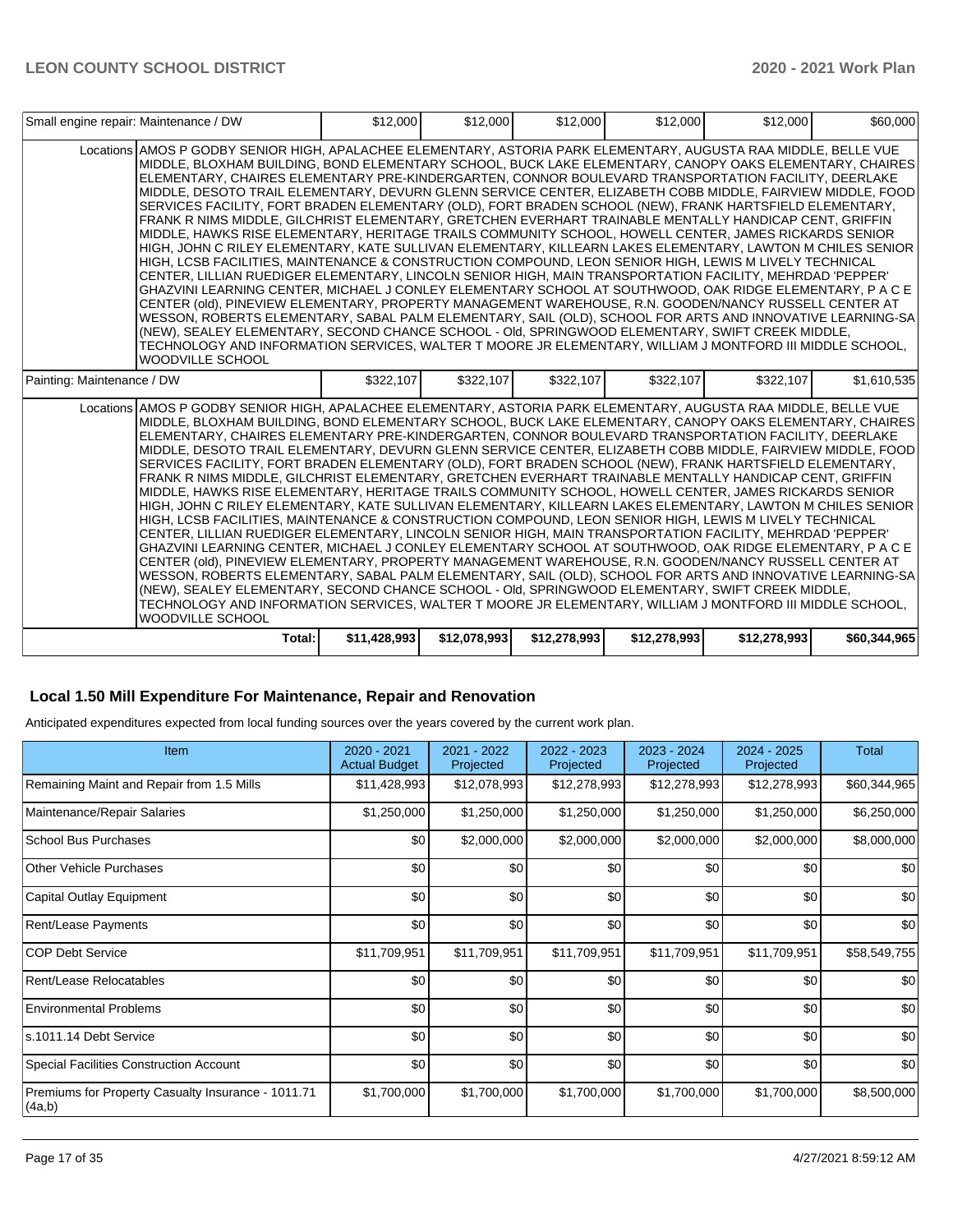| | | | | | | |
|---|---|---|---|---|---|---|
| Small engine repair: Maintenance / DW | | $12,000 | $12,000 | $12,000 | $12,000 | $12,000 | $60,000 |
| Locations | AMOS P GODBY SENIOR HIGH, APALACHEE ELEMENTARY, ASTORIA PARK ELEMENTARY, AUGUSTA RAA MIDDLE, BELLE VUE MIDDLE, BLOXHAM BUILDING, BOND ELEMENTARY SCHOOL, BUCK LAKE ELEMENTARY, CANOPY OAKS ELEMENTARY, CHAIRES ELEMENTARY, CHAIRES ELEMENTARY PRE-KINDERGARTEN, CONNOR BOULEVARD TRANSPORTATION FACILITY, DEERLAKE MIDDLE, DESOTO TRAIL ELEMENTARY, DEVURN GLENN SERVICE CENTER, ELIZABETH COBB MIDDLE, FAIRVIEW MIDDLE, FOOD SERVICES FACILITY, FORT BRADEN ELEMENTARY (OLD), FORT BRADEN SCHOOL (NEW), FRANK HARTSFIELD ELEMENTARY, FRANK R NIMS MIDDLE, GILCHRIST ELEMENTARY, GRETCHEN EVERHART TRAINABLE MENTALLY HANDICAP CENT, GRIFFIN MIDDLE, HAWKS RISE ELEMENTARY, HERITAGE TRAILS COMMUNITY SCHOOL, HOWELL CENTER, JAMES RICKARDS SENIOR HIGH, JOHN C RILEY ELEMENTARY, KATE SULLIVAN ELEMENTARY, KILLEARN LAKES ELEMENTARY, LAWTON M CHILES SENIOR HIGH, LCSB FACILITIES, MAINTENANCE & CONSTRUCTION COMPOUND, LEON SENIOR HIGH, LEWIS M LIVELY TECHNICAL CENTER, LILLIAN RUEDIGER ELEMENTARY, LINCOLN SENIOR HIGH, MAIN TRANSPORTATION FACILITY, MEHRDAD 'PEPPER' GHAZVINI LEARNING CENTER, MICHAEL J CONLEY ELEMENTARY SCHOOL AT SOUTHWOOD, OAK RIDGE ELEMENTARY, P A C E CENTER (old), PINEVIEW ELEMENTARY, PROPERTY MANAGEMENT WAREHOUSE, R.N. GOODEN/NANCY RUSSELL CENTER AT WESSON, ROBERTS ELEMENTARY, SABAL PALM ELEMENTARY, SAIL (OLD), SCHOOL FOR ARTS AND INNOVATIVE LEARNING-SA (NEW), SEALEY ELEMENTARY, SECOND CHANCE SCHOOL - Old, SPRINGWOOD ELEMENTARY, SWIFT CREEK MIDDLE, TECHNOLOGY AND INFORMATION SERVICES, WALTER T MOORE JR ELEMENTARY, WILLIAM J MONTFORD III MIDDLE SCHOOL, WOODVILLE SCHOOL | | | | | | |
| Painting: Maintenance / DW | | $322,107 | $322,107 | $322,107 | $322,107 | $322,107 | $1,610,535 |
| Locations | AMOS P GODBY SENIOR HIGH, APALACHEE ELEMENTARY, ASTORIA PARK ELEMENTARY, AUGUSTA RAA MIDDLE, BELLE VUE MIDDLE, BLOXHAM BUILDING, BOND ELEMENTARY SCHOOL, BUCK LAKE ELEMENTARY, CANOPY OAKS ELEMENTARY, CHAIRES ELEMENTARY, CHAIRES ELEMENTARY PRE-KINDERGARTEN, CONNOR BOULEVARD TRANSPORTATION FACILITY, DEERLAKE MIDDLE, DESOTO TRAIL ELEMENTARY, DEVURN GLENN SERVICE CENTER, ELIZABETH COBB MIDDLE, FAIRVIEW MIDDLE, FOOD SERVICES FACILITY, FORT BRADEN ELEMENTARY (OLD), FORT BRADEN SCHOOL (NEW), FRANK HARTSFIELD ELEMENTARY, FRANK R NIMS MIDDLE, GILCHRIST ELEMENTARY, GRETCHEN EVERHART TRAINABLE MENTALLY HANDICAP CENT, GRIFFIN MIDDLE, HAWKS RISE ELEMENTARY, HERITAGE TRAILS COMMUNITY SCHOOL, HOWELL CENTER, JAMES RICKARDS SENIOR HIGH, JOHN C RILEY ELEMENTARY, KATE SULLIVAN ELEMENTARY, KILLEARN LAKES ELEMENTARY, LAWTON M CHILES SENIOR HIGH, LCSB FACILITIES, MAINTENANCE & CONSTRUCTION COMPOUND, LEON SENIOR HIGH, LEWIS M LIVELY TECHNICAL CENTER, LILLIAN RUEDIGER ELEMENTARY, LINCOLN SENIOR HIGH, MAIN TRANSPORTATION FACILITY, MEHRDAD 'PEPPER' GHAZVINI LEARNING CENTER, MICHAEL J CONLEY ELEMENTARY SCHOOL AT SOUTHWOOD, OAK RIDGE ELEMENTARY, P A C E CENTER (old), PINEVIEW ELEMENTARY, PROPERTY MANAGEMENT WAREHOUSE, R.N. GOODEN/NANCY RUSSELL CENTER AT WESSON, ROBERTS ELEMENTARY, SABAL PALM ELEMENTARY, SAIL (OLD), SCHOOL FOR ARTS AND INNOVATIVE LEARNING-SA (NEW), SEALEY ELEMENTARY, SECOND CHANCE SCHOOL - Old, SPRINGWOOD ELEMENTARY, SWIFT CREEK MIDDLE, TECHNOLOGY AND INFORMATION SERVICES, WALTER T MOORE JR ELEMENTARY, WILLIAM J MONTFORD III MIDDLE SCHOOL, WOODVILLE SCHOOL | | | | | | |
| | Total: | $11,428,993 | $12,078,993 | $12,278,993 | $12,278,993 | $12,278,993 | $60,344,965 |

## Local 1.50 Mill Expenditure For Maintenance, Repair and Renovation

Anticipated expenditures expected from local funding sources over the years covered by the current work plan.

| Item | 2020 - 2021 Actual Budget | 2021 - 2022 Projected | 2022 - 2023 Projected | 2023 - 2024 Projected | 2024 - 2025 Projected | Total |
|---|---|---|---|---|---|---|
| Remaining Maint and Repair from 1.5 Mills | $11,428,993 | $12,078,993 | $12,278,993 | $12,278,993 | $12,278,993 | $60,344,965 |
| Maintenance/Repair Salaries | $1,250,000 | $1,250,000 | $1,250,000 | $1,250,000 | $1,250,000 | $6,250,000 |
| School Bus Purchases | $0 | $2,000,000 | $2,000,000 | $2,000,000 | $2,000,000 | $8,000,000 |
| Other Vehicle Purchases | $0 | $0 | $0 | $0 | $0 | $0 |
| Capital Outlay Equipment | $0 | $0 | $0 | $0 | $0 | $0 |
| Rent/Lease Payments | $0 | $0 | $0 | $0 | $0 | $0 |
| COP Debt Service | $11,709,951 | $11,709,951 | $11,709,951 | $11,709,951 | $11,709,951 | $58,549,755 |
| Rent/Lease Relocatables | $0 | $0 | $0 | $0 | $0 | $0 |
| Environmental Problems | $0 | $0 | $0 | $0 | $0 | $0 |
| s.1011.14 Debt Service | $0 | $0 | $0 | $0 | $0 | $0 |
| Special Facilities Construction Account | $0 | $0 | $0 | $0 | $0 | $0 |
| Premiums for Property Casualty Insurance - 1011.71 (4a,b) | $1,700,000 | $1,700,000 | $1,700,000 | $1,700,000 | $1,700,000 | $8,500,000 |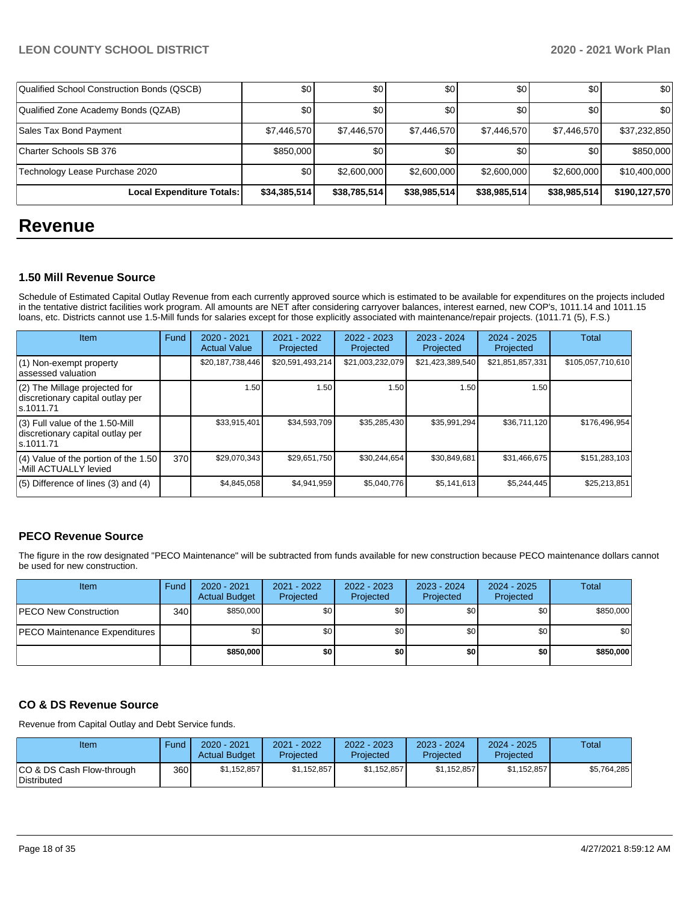| Qualified School Construction Bonds (QSCB) | $0 | $0 | $0 | $0 | $0 | $0 |
|---|---|---|---|---|---|---|
| Qualified Zone Academy Bonds (QZAB) | $0 | $0 | $0 | $0 | $0 | $0 |
| Sales Tax Bond Payment | $7,446,570 | $7,446,570 | $7,446,570 | $7,446,570 | $7,446,570 | $37,232,850 |
| Charter Schools SB 376 | $850,000 | $0 | $0 | $0 | $0 | $850,000 |
| Technology Lease Purchase 2020 | $0 | $2,600,000 | $2,600,000 | $2,600,000 | $2,600,000 | $10,400,000 |
| **Local Expenditure Totals:** | **$34,385,514** | **$38,785,514** | **$38,985,514** | **$38,985,514** | **$38,985,514** | **$190,127,570** |

# Revenue

### 1.50 Mill Revenue Source

Schedule of Estimated Capital Outlay Revenue from each currently approved source which is estimated to be available for expenditures on the projects included in the tentative district facilities work program. All amounts are NET after considering carryover balances, interest earned, new COP's, 1011.14 and 1011.15 loans, etc. Districts cannot use 1.5-Mill funds for salaries except for those explicitly associated with maintenance/repair projects. (1011.71 (5), F.S.)

| Item | Fund | 2020 - 2021 Actual Value | 2021 - 2022 Projected | 2022 - 2023 Projected | 2023 - 2024 Projected | 2024 - 2025 Projected | Total |
|---|---|---|---|---|---|---|---|
| (1) Non-exempt property assessed valuation | | $20,187,738,446 | $20,591,493,214 | $21,003,232,079 | $21,423,389,540 | $21,851,857,331 | $105,057,710,610 |
| (2) The Millage projected for discretionary capital outlay per s.1011.71 | | 1.50 | 1.50 | 1.50 | 1.50 | 1.50 | |
| (3) Full value of the 1.50-Mill discretionary capital outlay per s.1011.71 | | $33,915,401 | $34,593,709 | $35,285,430 | $35,991,294 | $36,711,120 | $176,496,954 |
| (4) Value of the portion of the 1.50 -Mill ACTUALLY levied | 370 | $29,070,343 | $29,651,750 | $30,244,654 | $30,849,681 | $31,466,675 | $151,283,103 |
| (5) Difference of lines (3) and (4) | | $4,845,058 | $4,941,959 | $5,040,776 | $5,141,613 | $5,244,445 | $25,213,851 |

### PECO Revenue Source

The figure in the row designated "PECO Maintenance" will be subtracted from funds available for new construction because PECO maintenance dollars cannot be used for new construction.

| Item | Fund | 2020 - 2021 Actual Budget | 2021 - 2022 Projected | 2022 - 2023 Projected | 2023 - 2024 Projected | 2024 - 2025 Projected | Total |
|---|---|---|---|---|---|---|---|
| PECO New Construction | 340 | $850,000 | $0 | $0 | $0 | $0 | $850,000 |
| PECO Maintenance Expenditures | | $0 | $0 | $0 | $0 | $0 | $0 |
| | | **$850,000** | **$0** | **$0** | **$0** | **$0** | **$850,000** |

### CO & DS Revenue Source

Revenue from Capital Outlay and Debt Service funds.

| Item | Fund | 2020 - 2021 Actual Budget | 2021 - 2022 Projected | 2022 - 2023 Projected | 2023 - 2024 Projected | 2024 - 2025 Projected | Total |
|---|---|---|---|---|---|---|---|
| CO & DS Cash Flow-through Distributed | 360 | $1,152,857 | $1,152,857 | $1,152,857 | $1,152,857 | $1,152,857 | $5,764,285 |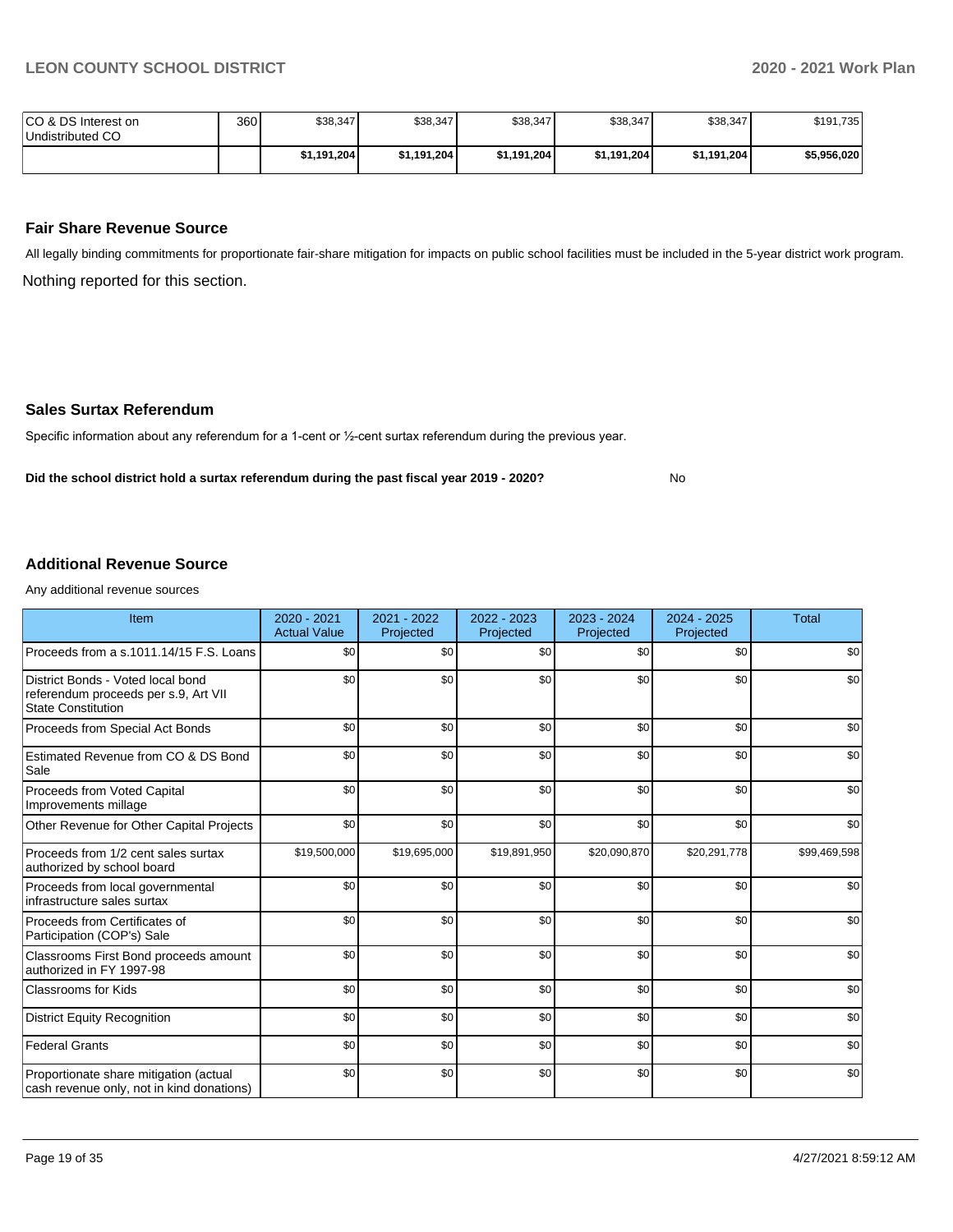| | | | | | | | |
|---|---|---|---|---|---|---|---|
| CO & DS Interest on Undistributed CO | 360 | $38,347 | $38,347 | $38,347 | $38,347 | $38,347 | $191,735 |
| | | **$1,191,204** | **$1,191,204** | **$1,191,204** | **$1,191,204** | **$1,191,204** | **$5,956,020** |

## Fair Share Revenue Source

All legally binding commitments for proportionate fair-share mitigation for impacts on public school facilities must be included in the 5-year district work program.

Nothing reported for this section.

## Sales Surtax Referendum

Specific information about any referendum for a 1-cent or ½-cent surtax referendum during the previous year.

**Did the school district hold a surtax referendum during the past fiscal year 2019 - 2020?** No

## Additional Revenue Source

Any additional revenue sources

| Item | 2020 - 2021 Actual Value | 2021 - 2022 Projected | 2022 - 2023 Projected | 2023 - 2024 Projected | 2024 - 2025 Projected | Total |
|---|---|---|---|---|---|---|
| Proceeds from a s.1011.14/15 F.S. Loans | $0 | $0 | $0 | $0 | $0 | $0 |
| District Bonds - Voted local bond referendum proceeds per s.9, Art VII State Constitution | $0 | $0 | $0 | $0 | $0 | $0 |
| Proceeds from Special Act Bonds | $0 | $0 | $0 | $0 | $0 | $0 |
| Estimated Revenue from CO & DS Bond Sale | $0 | $0 | $0 | $0 | $0 | $0 |
| Proceeds from Voted Capital Improvements millage | $0 | $0 | $0 | $0 | $0 | $0 |
| Other Revenue for Other Capital Projects | $0 | $0 | $0 | $0 | $0 | $0 |
| Proceeds from 1/2 cent sales surtax authorized by school board | $19,500,000 | $19,695,000 | $19,891,950 | $20,090,870 | $20,291,778 | $99,469,598 |
| Proceeds from local governmental infrastructure sales surtax | $0 | $0 | $0 | $0 | $0 | $0 |
| Proceeds from Certificates of Participation (COP's) Sale | $0 | $0 | $0 | $0 | $0 | $0 |
| Classrooms First Bond proceeds amount authorized in FY 1997-98 | $0 | $0 | $0 | $0 | $0 | $0 |
| Classrooms for Kids | $0 | $0 | $0 | $0 | $0 | $0 |
| District Equity Recognition | $0 | $0 | $0 | $0 | $0 | $0 |
| Federal Grants | $0 | $0 | $0 | $0 | $0 | $0 |
| Proportionate share mitigation (actual cash revenue only, not in kind donations) | $0 | $0 | $0 | $0 | $0 | $0 |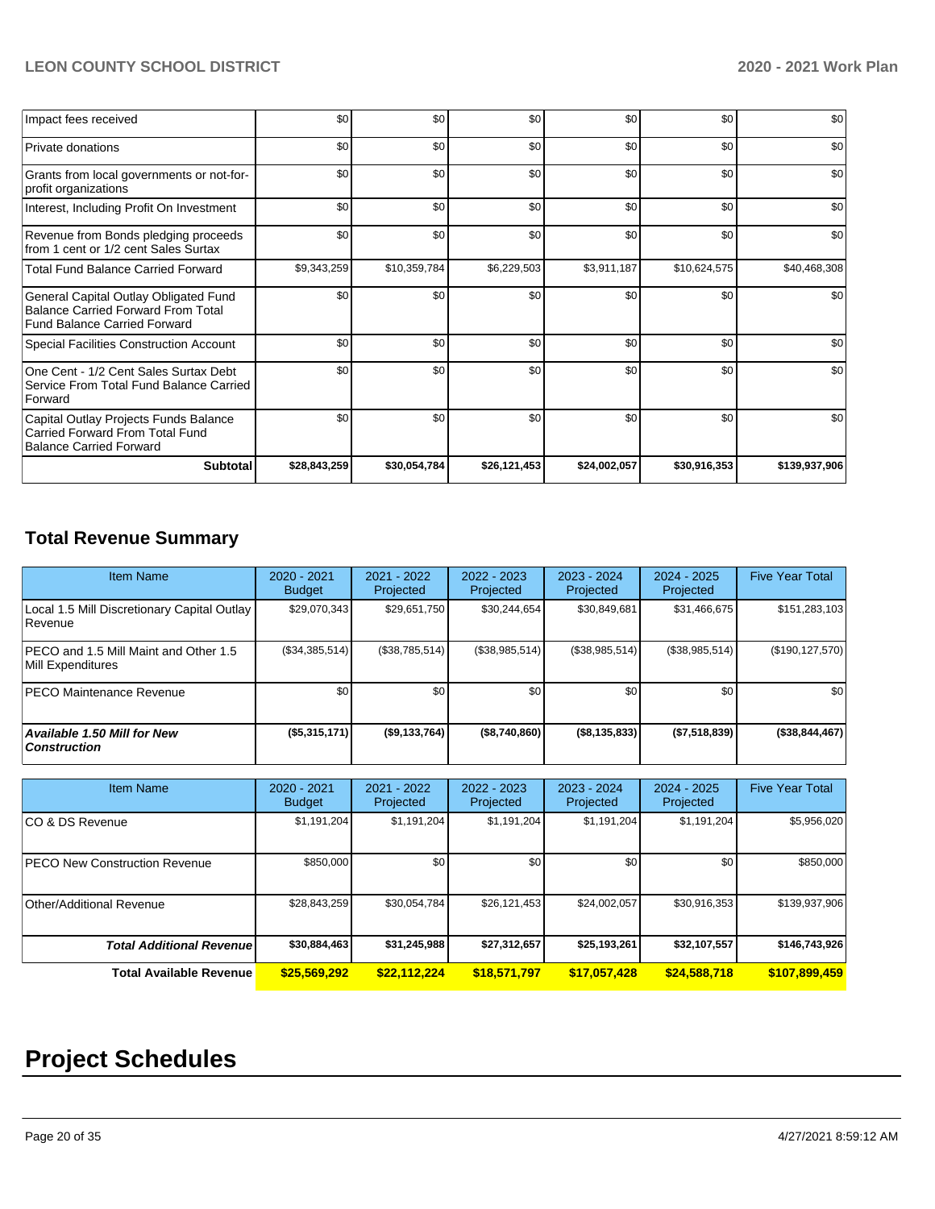| | | | | | | |
|---|---|---|---|---|---|---|
| Impact fees received | $0 | $0 | $0 | $0 | $0 | $0 |
| Private donations | $0 | $0 | $0 | $0 | $0 | $0 |
| Grants from local governments or not-for-profit organizations | $0 | $0 | $0 | $0 | $0 | $0 |
| Interest, Including Profit On Investment | $0 | $0 | $0 | $0 | $0 | $0 |
| Revenue from Bonds pledging proceeds from 1 cent or 1/2 cent Sales Surtax | $0 | $0 | $0 | $0 | $0 | $0 |
| Total Fund Balance Carried Forward | $9,343,259 | $10,359,784 | $6,229,503 | $3,911,187 | $10,624,575 | $40,468,308 |
| General Capital Outlay Obligated Fund Balance Carried Forward From Total Fund Balance Carried Forward | $0 | $0 | $0 | $0 | $0 | $0 |
| Special Facilities Construction Account | $0 | $0 | $0 | $0 | $0 | $0 |
| One Cent - 1/2 Cent Sales Surtax Debt Service From Total Fund Balance Carried Forward | $0 | $0 | $0 | $0 | $0 | $0 |
| Capital Outlay Projects Funds Balance Carried Forward From Total Fund Balance Carried Forward | $0 | $0 | $0 | $0 | $0 | $0 |
| **Subtotal** | **$28,843,259** | **$30,054,784** | **$26,121,453** | **$24,002,057** | **$30,916,353** | **$139,937,906** |

## Total Revenue Summary

| Item Name | 2020 - 2021 Budget | 2021 - 2022 Projected | 2022 - 2023 Projected | 2023 - 2024 Projected | 2024 - 2025 Projected | Five Year Total |
|---|---|---|---|---|---|---|
| Local 1.5 Mill Discretionary Capital Outlay Revenue | $29,070,343 | $29,651,750 | $30,244,654 | $30,849,681 | $31,466,675 | $151,283,103 |
| PECO and 1.5 Mill Maint and Other 1.5 Mill Expenditures | ($34,385,514) | ($38,785,514) | ($38,985,514) | ($38,985,514) | ($38,985,514) | ($190,127,570) |
| PECO Maintenance Revenue | $0 | $0 | $0 | $0 | $0 | $0 |
| ***Available 1.50 Mill for New Construction*** | **($5,315,171)** | **($9,133,764)** | **($8,740,860)** | **($8,135,833)** | **($7,518,839)** | **($38,844,467)** |

| Item Name | 2020 - 2021 Budget | 2021 - 2022 Projected | 2022 - 2023 Projected | 2023 - 2024 Projected | 2024 - 2025 Projected | Five Year Total |
|---|---|---|---|---|---|---|
| CO & DS Revenue | $1,191,204 | $1,191,204 | $1,191,204 | $1,191,204 | $1,191,204 | $5,956,020 |
| PECO New Construction Revenue | $850,000 | $0 | $0 | $0 | $0 | $850,000 |
| Other/Additional Revenue | $28,843,259 | $30,054,784 | $26,121,453 | $24,002,057 | $30,916,353 | $139,937,906 |
| ***Total Additional Revenue*** | **$30,884,463** | **$31,245,988** | **$27,312,657** | **$25,193,261** | **$32,107,557** | **$146,743,926** |
| **Total Available Revenue** | **$25,569,292** | **$22,112,224** | **$18,571,797** | **$17,057,428** | **$24,588,718** | **$107,899,459** |

# Project Schedules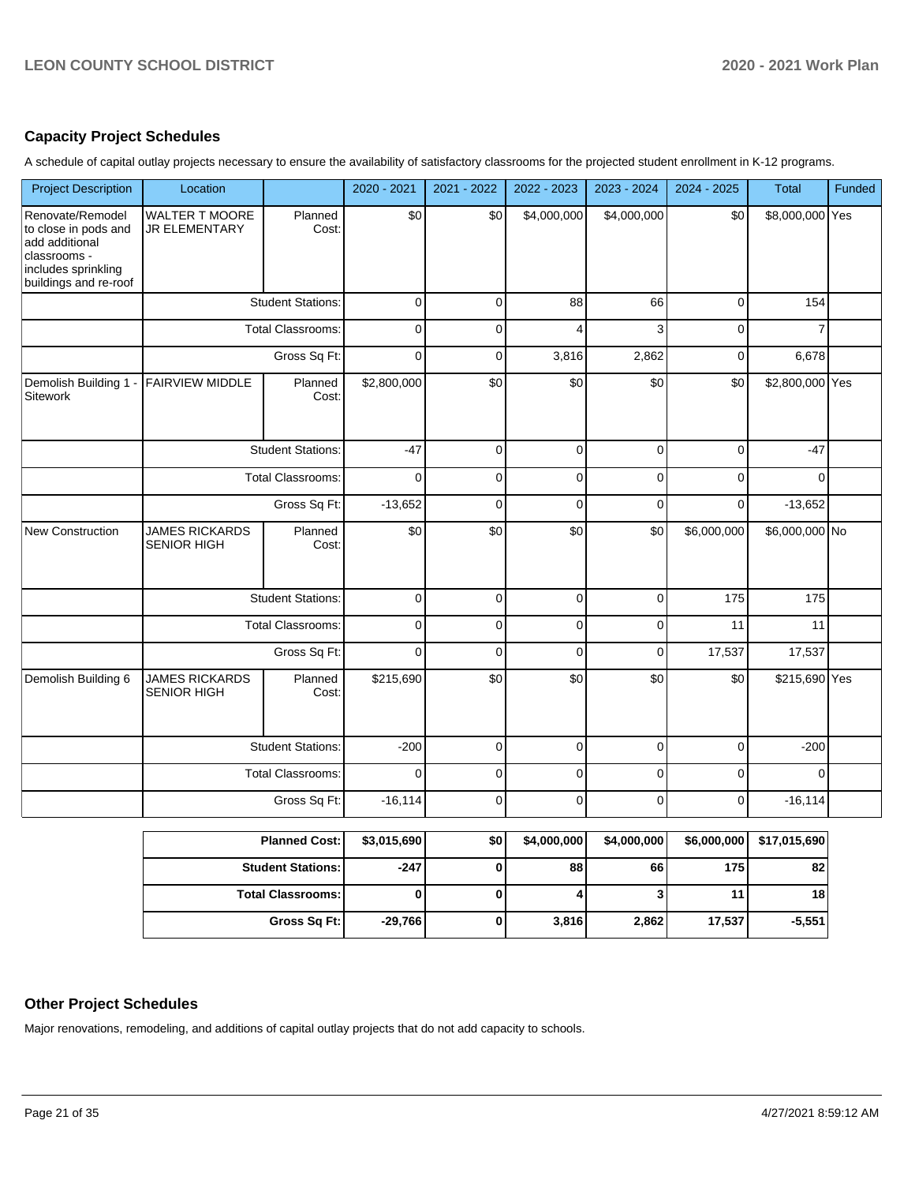## Capacity Project Schedules

A schedule of capital outlay projects necessary to ensure the availability of satisfactory classrooms for the projected student enrollment in K-12 programs.

| Project Description | Location | | 2020 - 2021 | 2021 - 2022 | 2022 - 2023 | 2023 - 2024 | 2024 - 2025 | Total | Funded |
|---|---|---|---|---|---|---|---|---|---|
| Renovate/Remodel to close in pods and add additional classrooms - includes sprinkling buildings and re-roof | WALTER T MOORE JR ELEMENTARY | Planned Cost: | $0 | $0 | $4,000,000 | $4,000,000 | $0 | $8,000,000 | Yes |
| | | Student Stations: | 0 | 0 | 88 | 66 | 0 | 154 | |
| | | Total Classrooms: | 0 | 0 | 4 | 3 | 0 | 7 | |
| | | Gross Sq Ft: | 0 | 0 | 3,816 | 2,862 | 0 | 6,678 | |
| Demolish Building 1 - Sitework | FAIRVIEW MIDDLE | Planned Cost: | $2,800,000 | $0 | $0 | $0 | $0 | $2,800,000 | Yes |
| | | Student Stations: | -47 | 0 | 0 | 0 | 0 | -47 | |
| | | Total Classrooms: | 0 | 0 | 0 | 0 | 0 | 0 | |
| | | Gross Sq Ft: | -13,652 | 0 | 0 | 0 | 0 | -13,652 | |
| New Construction | JAMES RICKARDS SENIOR HIGH | Planned Cost: | $0 | $0 | $0 | $0 | $6,000,000 | $6,000,000 | No |
| | | Student Stations: | 0 | 0 | 0 | 0 | 175 | 175 | |
| | | Total Classrooms: | 0 | 0 | 0 | 0 | 11 | 11 | |
| | | Gross Sq Ft: | 0 | 0 | 0 | 0 | 17,537 | 17,537 | |
| Demolish Building 6 | JAMES RICKARDS SENIOR HIGH | Planned Cost: | $215,690 | $0 | $0 | $0 | $0 | $215,690 | Yes |
| | | Student Stations: | -200 | 0 | 0 | 0 | 0 | -200 | |
| | | Total Classrooms: | 0 | 0 | 0 | 0 | 0 | 0 | |
| | | Gross Sq Ft: | -16,114 | 0 | 0 | 0 | 0 | -16,114 | |

| | 2020 - 2021 | 2021 - 2022 | 2022 - 2023 | 2023 - 2024 | 2024 - 2025 | Total |
|---|---|---|---|---|---|---|
| **Planned Cost:** | **$3,015,690** | **$0** | **$4,000,000** | **$4,000,000** | **$6,000,000** | **$17,015,690** |
| **Student Stations:** | **-247** | **0** | **88** | **66** | **175** | **82** |
| **Total Classrooms:** | **0** | **0** | **4** | **3** | **11** | **18** |
| **Gross Sq Ft:** | **-29,766** | **0** | **3,816** | **2,862** | **17,537** | **-5,551** |

## Other Project Schedules

Major renovations, remodeling, and additions of capital outlay projects that do not add capacity to schools.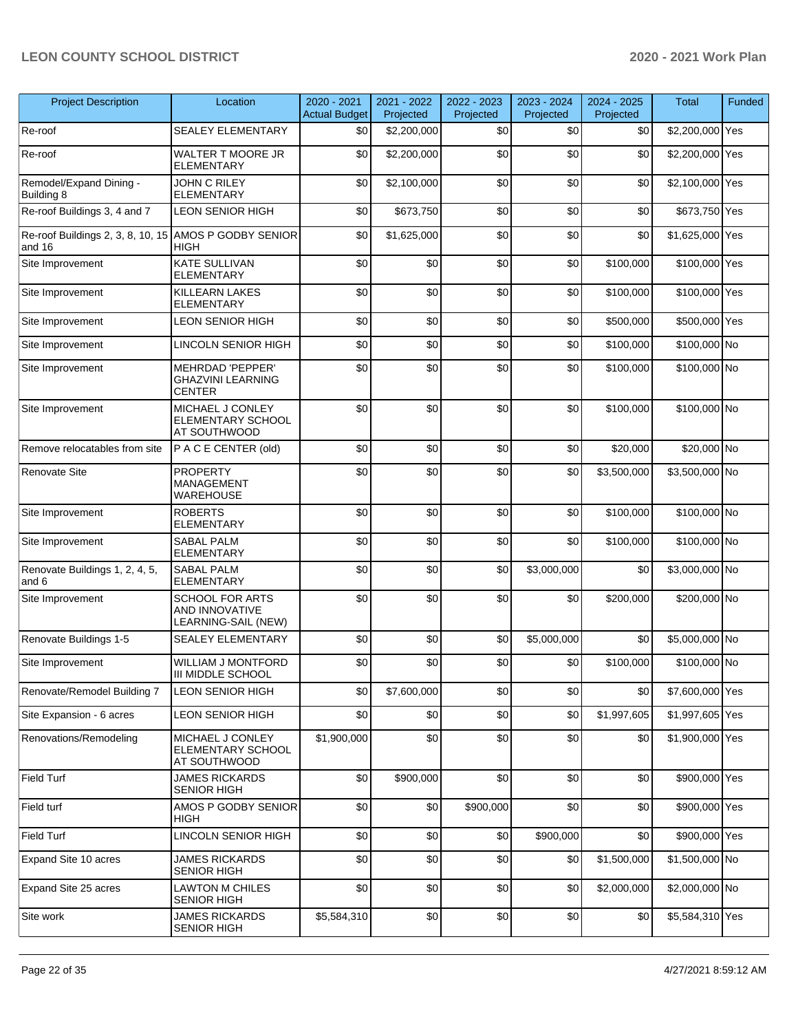| Project Description | Location | 2020 - 2021 Actual Budget | 2021 - 2022 Projected | 2022 - 2023 Projected | 2023 - 2024 Projected | 2024 - 2025 Projected | Total | Funded |
|---|---|---|---|---|---|---|---|---|
| Re-roof | SEALEY ELEMENTARY | $0 | $2,200,000 | $0 | $0 | $0 | $2,200,000 | Yes |
| Re-roof | WALTER T MOORE JR ELEMENTARY | $0 | $2,200,000 | $0 | $0 | $0 | $2,200,000 | Yes |
| Remodel/Expand Dining - Building 8 | JOHN C RILEY ELEMENTARY | $0 | $2,100,000 | $0 | $0 | $0 | $2,100,000 | Yes |
| Re-roof Buildings 3, 4 and 7 | LEON SENIOR HIGH | $0 | $673,750 | $0 | $0 | $0 | $673,750 | Yes |
| Re-roof Buildings 2, 3, 8, 10, 15 and 16 | AMOS P GODBY SENIOR HIGH | $0 | $1,625,000 | $0 | $0 | $0 | $1,625,000 | Yes |
| Site Improvement | KATE SULLIVAN ELEMENTARY | $0 | $0 | $0 | $0 | $100,000 | $100,000 | Yes |
| Site Improvement | KILLEARN LAKES ELEMENTARY | $0 | $0 | $0 | $0 | $100,000 | $100,000 | Yes |
| Site Improvement | LEON SENIOR HIGH | $0 | $0 | $0 | $0 | $500,000 | $500,000 | Yes |
| Site Improvement | LINCOLN SENIOR HIGH | $0 | $0 | $0 | $0 | $100,000 | $100,000 | No |
| Site Improvement | MEHRDAD 'PEPPER' GHAZVINI LEARNING CENTER | $0 | $0 | $0 | $0 | $100,000 | $100,000 | No |
| Site Improvement | MICHAEL J CONLEY ELEMENTARY SCHOOL AT SOUTHWOOD | $0 | $0 | $0 | $0 | $100,000 | $100,000 | No |
| Remove relocatables from site | P A C E CENTER (old) | $0 | $0 | $0 | $0 | $20,000 | $20,000 | No |
| Renovate Site | PROPERTY MANAGEMENT WAREHOUSE | $0 | $0 | $0 | $0 | $3,500,000 | $3,500,000 | No |
| Site Improvement | ROBERTS ELEMENTARY | $0 | $0 | $0 | $0 | $100,000 | $100,000 | No |
| Site Improvement | SABAL PALM ELEMENTARY | $0 | $0 | $0 | $0 | $100,000 | $100,000 | No |
| Renovate Buildings 1, 2, 4, 5, and 6 | SABAL PALM ELEMENTARY | $0 | $0 | $0 | $3,000,000 | $0 | $3,000,000 | No |
| Site Improvement | SCHOOL FOR ARTS AND INNOVATIVE LEARNING-SAIL (NEW) | $0 | $0 | $0 | $0 | $200,000 | $200,000 | No |
| Renovate Buildings 1-5 | SEALEY ELEMENTARY | $0 | $0 | $0 | $5,000,000 | $0 | $5,000,000 | No |
| Site Improvement | WILLIAM J MONTFORD III MIDDLE SCHOOL | $0 | $0 | $0 | $0 | $100,000 | $100,000 | No |
| Renovate/Remodel Building 7 | LEON SENIOR HIGH | $0 | $7,600,000 | $0 | $0 | $0 | $7,600,000 | Yes |
| Site Expansion - 6 acres | LEON SENIOR HIGH | $0 | $0 | $0 | $0 | $1,997,605 | $1,997,605 | Yes |
| Renovations/Remodeling | MICHAEL J CONLEY ELEMENTARY SCHOOL AT SOUTHWOOD | $1,900,000 | $0 | $0 | $0 | $0 | $1,900,000 | Yes |
| Field Turf | JAMES RICKARDS SENIOR HIGH | $0 | $900,000 | $0 | $0 | $0 | $900,000 | Yes |
| Field turf | AMOS P GODBY SENIOR HIGH | $0 | $0 | $900,000 | $0 | $0 | $900,000 | Yes |
| Field Turf | LINCOLN SENIOR HIGH | $0 | $0 | $0 | $900,000 | $0 | $900,000 | Yes |
| Expand Site 10 acres | JAMES RICKARDS SENIOR HIGH | $0 | $0 | $0 | $0 | $1,500,000 | $1,500,000 | No |
| Expand Site 25 acres | LAWTON M CHILES SENIOR HIGH | $0 | $0 | $0 | $0 | $2,000,000 | $2,000,000 | No |
| Site work | JAMES RICKARDS SENIOR HIGH | $5,584,310 | $0 | $0 | $0 | $0 | $5,584,310 | Yes |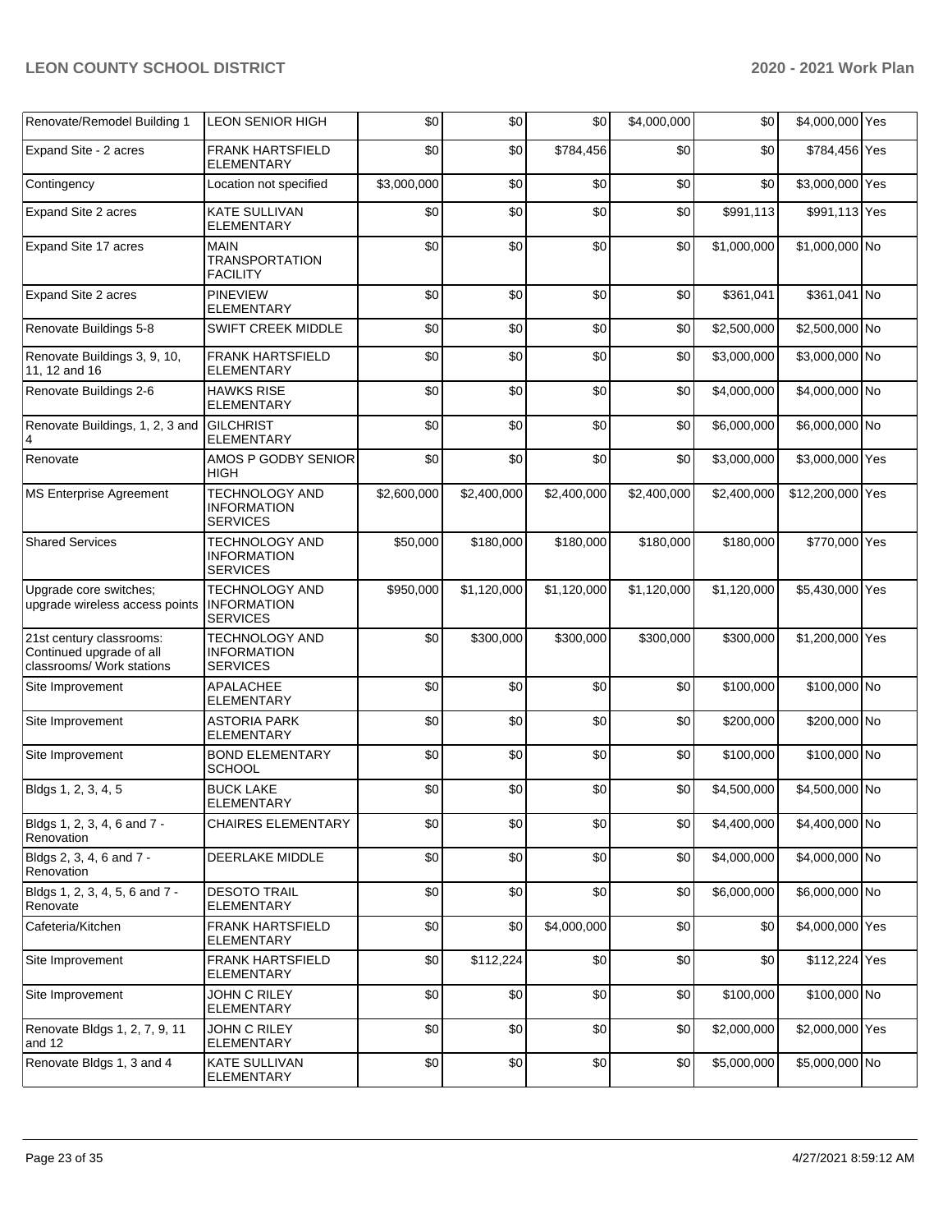| Renovate/Remodel Building 1 | LEON SENIOR HIGH | $0 | $0 | $0 | $4,000,000 | $0 | $4,000,000 | Yes |
|---|---|---|---|---|---|---|---|---|
| Expand Site - 2 acres | FRANK HARTSFIELD ELEMENTARY | $0 | $0 | $784,456 | $0 | $0 | $784,456 | Yes |
| Contingency | Location not specified | $3,000,000 | $0 | $0 | $0 | $0 | $3,000,000 | Yes |
| Expand Site 2 acres | KATE SULLIVAN ELEMENTARY | $0 | $0 | $0 | $0 | $991,113 | $991,113 | Yes |
| Expand Site 17 acres | MAIN TRANSPORTATION FACILITY | $0 | $0 | $0 | $0 | $1,000,000 | $1,000,000 | No |
| Expand Site 2 acres | PINEVIEW ELEMENTARY | $0 | $0 | $0 | $0 | $361,041 | $361,041 | No |
| Renovate Buildings 5-8 | SWIFT CREEK MIDDLE | $0 | $0 | $0 | $0 | $2,500,000 | $2,500,000 | No |
| Renovate Buildings 3, 9, 10, 11, 12 and 16 | FRANK HARTSFIELD ELEMENTARY | $0 | $0 | $0 | $0 | $3,000,000 | $3,000,000 | No |
| Renovate Buildings 2-6 | HAWKS RISE ELEMENTARY | $0 | $0 | $0 | $0 | $4,000,000 | $4,000,000 | No |
| Renovate Buildings, 1, 2, 3 and 4 | GILCHRIST ELEMENTARY | $0 | $0 | $0 | $0 | $6,000,000 | $6,000,000 | No |
| Renovate | AMOS P GODBY SENIOR HIGH | $0 | $0 | $0 | $0 | $3,000,000 | $3,000,000 | Yes |
| MS Enterprise Agreement | TECHNOLOGY AND INFORMATION SERVICES | $2,600,000 | $2,400,000 | $2,400,000 | $2,400,000 | $2,400,000 | $12,200,000 | Yes |
| Shared Services | TECHNOLOGY AND INFORMATION SERVICES | $50,000 | $180,000 | $180,000 | $180,000 | $180,000 | $770,000 | Yes |
| Upgrade core switches; upgrade wireless access points | TECHNOLOGY AND INFORMATION SERVICES | $950,000 | $1,120,000 | $1,120,000 | $1,120,000 | $1,120,000 | $5,430,000 | Yes |
| 21st century classrooms: Continued upgrade of all classrooms/ Work stations | TECHNOLOGY AND INFORMATION SERVICES | $0 | $300,000 | $300,000 | $300,000 | $300,000 | $1,200,000 | Yes |
| Site Improvement | APALACHEE ELEMENTARY | $0 | $0 | $0 | $0 | $100,000 | $100,000 | No |
| Site Improvement | ASTORIA PARK ELEMENTARY | $0 | $0 | $0 | $0 | $200,000 | $200,000 | No |
| Site Improvement | BOND ELEMENTARY SCHOOL | $0 | $0 | $0 | $0 | $100,000 | $100,000 | No |
| Bldgs 1, 2, 3, 4, 5 | BUCK LAKE ELEMENTARY | $0 | $0 | $0 | $0 | $4,500,000 | $4,500,000 | No |
| Bldgs 1, 2, 3, 4, 6 and 7 - Renovation | CHAIRES ELEMENTARY | $0 | $0 | $0 | $0 | $4,400,000 | $4,400,000 | No |
| Bldgs 2, 3, 4, 6 and 7 - Renovation | DEERLAKE MIDDLE | $0 | $0 | $0 | $0 | $4,000,000 | $4,000,000 | No |
| Bldgs 1, 2, 3, 4, 5, 6 and 7 - Renovate | DESOTO TRAIL ELEMENTARY | $0 | $0 | $0 | $0 | $6,000,000 | $6,000,000 | No |
| Cafeteria/Kitchen | FRANK HARTSFIELD ELEMENTARY | $0 | $0 | $4,000,000 | $0 | $0 | $4,000,000 | Yes |
| Site Improvement | FRANK HARTSFIELD ELEMENTARY | $0 | $112,224 | $0 | $0 | $0 | $112,224 | Yes |
| Site Improvement | JOHN C RILEY ELEMENTARY | $0 | $0 | $0 | $0 | $100,000 | $100,000 | No |
| Renovate Bldgs 1, 2, 7, 9, 11 and 12 | JOHN C RILEY ELEMENTARY | $0 | $0 | $0 | $0 | $2,000,000 | $2,000,000 | Yes |
| Renovate Bldgs 1, 3 and 4 | KATE SULLIVAN ELEMENTARY | $0 | $0 | $0 | $0 | $5,000,000 | $5,000,000 | No |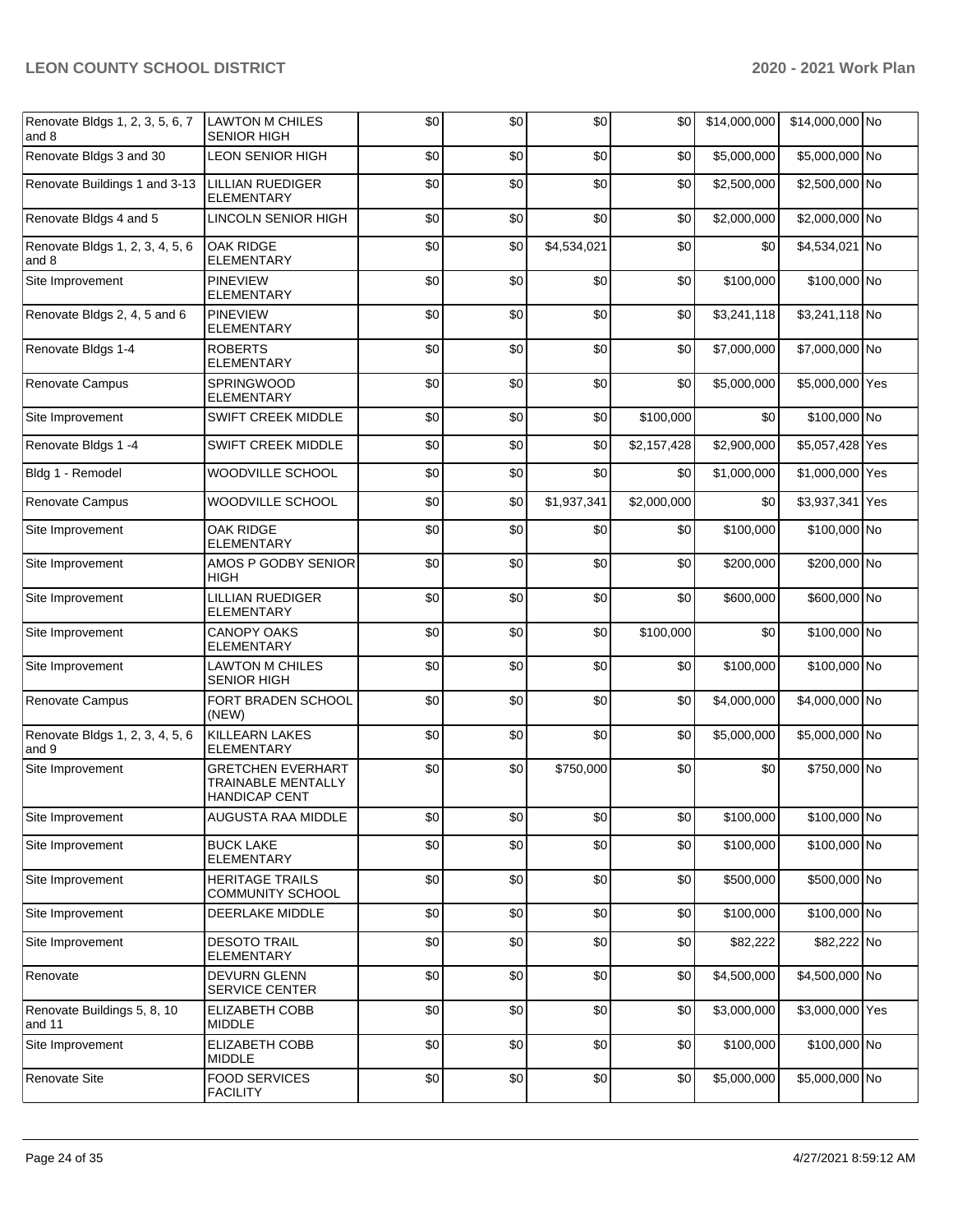| | | | | | | | | |
|---|---|---|---|---|---|---|---|---|
| Renovate Bldgs 1, 2, 3, 5, 6, 7 and 8 | LAWTON M CHILES SENIOR HIGH | $0 | $0 | $0 | $0 | $14,000,000 | $14,000,000 | No |
| Renovate Bldgs 3 and 30 | LEON SENIOR HIGH | $0 | $0 | $0 | $0 | $5,000,000 | $5,000,000 | No |
| Renovate Buildings 1 and 3-13 | LILLIAN RUEDIGER ELEMENTARY | $0 | $0 | $0 | $0 | $2,500,000 | $2,500,000 | No |
| Renovate Bldgs 4 and 5 | LINCOLN SENIOR HIGH | $0 | $0 | $0 | $0 | $2,000,000 | $2,000,000 | No |
| Renovate Bldgs 1, 2, 3, 4, 5, 6 and 8 | OAK RIDGE ELEMENTARY | $0 | $0 | $4,534,021 | $0 | $0 | $4,534,021 | No |
| Site Improvement | PINEVIEW ELEMENTARY | $0 | $0 | $0 | $0 | $100,000 | $100,000 | No |
| Renovate Bldgs 2, 4, 5 and 6 | PINEVIEW ELEMENTARY | $0 | $0 | $0 | $0 | $3,241,118 | $3,241,118 | No |
| Renovate Bldgs 1-4 | ROBERTS ELEMENTARY | $0 | $0 | $0 | $0 | $7,000,000 | $7,000,000 | No |
| Renovate Campus | SPRINGWOOD ELEMENTARY | $0 | $0 | $0 | $0 | $5,000,000 | $5,000,000 | Yes |
| Site Improvement | SWIFT CREEK MIDDLE | $0 | $0 | $0 | $100,000 | $0 | $100,000 | No |
| Renovate Bldgs 1 -4 | SWIFT CREEK MIDDLE | $0 | $0 | $0 | $2,157,428 | $2,900,000 | $5,057,428 | Yes |
| Bldg 1 - Remodel | WOODVILLE SCHOOL | $0 | $0 | $0 | $0 | $1,000,000 | $1,000,000 | Yes |
| Renovate Campus | WOODVILLE SCHOOL | $0 | $0 | $1,937,341 | $2,000,000 | $0 | $3,937,341 | Yes |
| Site Improvement | OAK RIDGE ELEMENTARY | $0 | $0 | $0 | $0 | $100,000 | $100,000 | No |
| Site Improvement | AMOS P GODBY SENIOR HIGH | $0 | $0 | $0 | $0 | $200,000 | $200,000 | No |
| Site Improvement | LILLIAN RUEDIGER ELEMENTARY | $0 | $0 | $0 | $0 | $600,000 | $600,000 | No |
| Site Improvement | CANOPY OAKS ELEMENTARY | $0 | $0 | $0 | $100,000 | $0 | $100,000 | No |
| Site Improvement | LAWTON M CHILES SENIOR HIGH | $0 | $0 | $0 | $0 | $100,000 | $100,000 | No |
| Renovate Campus | FORT BRADEN SCHOOL (NEW) | $0 | $0 | $0 | $0 | $4,000,000 | $4,000,000 | No |
| Renovate Bldgs 1, 2, 3, 4, 5, 6 and 9 | KILLEARN LAKES ELEMENTARY | $0 | $0 | $0 | $0 | $5,000,000 | $5,000,000 | No |
| Site Improvement | GRETCHEN EVERHART TRAINABLE MENTALLY HANDICAP CENT | $0 | $0 | $750,000 | $0 | $0 | $750,000 | No |
| Site Improvement | AUGUSTA RAA MIDDLE | $0 | $0 | $0 | $0 | $100,000 | $100,000 | No |
| Site Improvement | BUCK LAKE ELEMENTARY | $0 | $0 | $0 | $0 | $100,000 | $100,000 | No |
| Site Improvement | HERITAGE TRAILS COMMUNITY SCHOOL | $0 | $0 | $0 | $0 | $500,000 | $500,000 | No |
| Site Improvement | DEERLAKE MIDDLE | $0 | $0 | $0 | $0 | $100,000 | $100,000 | No |
| Site Improvement | DESOTO TRAIL ELEMENTARY | $0 | $0 | $0 | $0 | $82,222 | $82,222 | No |
| Renovate | DEVURN GLENN SERVICE CENTER | $0 | $0 | $0 | $0 | $4,500,000 | $4,500,000 | No |
| Renovate Buildings 5, 8, 10 and 11 | ELIZABETH COBB MIDDLE | $0 | $0 | $0 | $0 | $3,000,000 | $3,000,000 | Yes |
| Site Improvement | ELIZABETH COBB MIDDLE | $0 | $0 | $0 | $0 | $100,000 | $100,000 | No |
| Renovate Site | FOOD SERVICES FACILITY | $0 | $0 | $0 | $0 | $5,000,000 | $5,000,000 | No |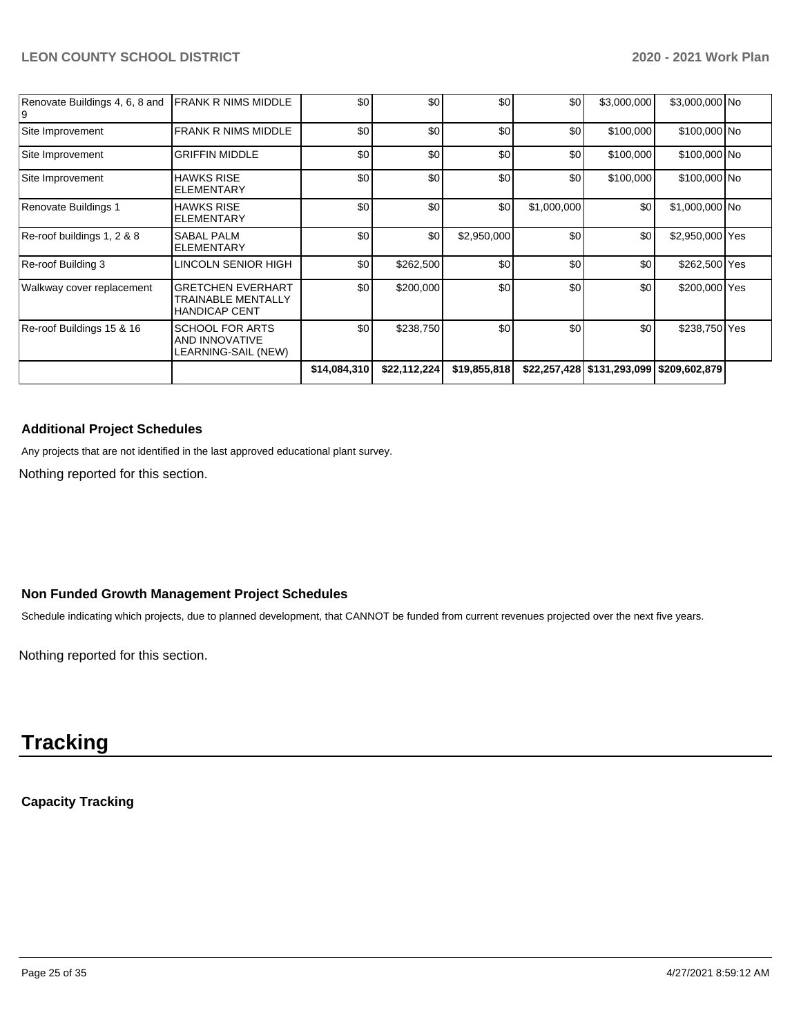| | | | | | | | | |
|---|---|---|---|---|---|---|---|---|
| Renovate Buildings 4, 6, 8 and 9 | FRANK R NIMS MIDDLE | $0 | $0 | $0 | $0 | $3,000,000 | $3,000,000 | No |
| Site Improvement | FRANK R NIMS MIDDLE | $0 | $0 | $0 | $0 | $100,000 | $100,000 | No |
| Site Improvement | GRIFFIN MIDDLE | $0 | $0 | $0 | $0 | $100,000 | $100,000 | No |
| Site Improvement | HAWKS RISE ELEMENTARY | $0 | $0 | $0 | $0 | $100,000 | $100,000 | No |
| Renovate Buildings 1 | HAWKS RISE ELEMENTARY | $0 | $0 | $0 | $1,000,000 | $0 | $1,000,000 | No |
| Re-roof buildings 1, 2 & 8 | SABAL PALM ELEMENTARY | $0 | $0 | $2,950,000 | $0 | $0 | $2,950,000 | Yes |
| Re-roof Building 3 | LINCOLN SENIOR HIGH | $0 | $262,500 | $0 | $0 | $0 | $262,500 | Yes |
| Walkway cover replacement | GRETCHEN EVERHART TRAINABLE MENTALLY HANDICAP CENT | $0 | $200,000 | $0 | $0 | $0 | $200,000 | Yes |
| Re-roof Buildings 15 & 16 | SCHOOL FOR ARTS AND INNOVATIVE LEARNING-SAIL (NEW) | $0 | $238,750 | $0 | $0 | $0 | $238,750 | Yes |
| | | $14,084,310 | $22,112,224 | $19,855,818 | $22,257,428 | $131,293,099 | $209,602,879 | |

### Additional Project Schedules

Any projects that are not identified in the last approved educational plant survey.

Nothing reported for this section.

### Non Funded Growth Management Project Schedules

Schedule indicating which projects, due to planned development, that CANNOT be funded from current revenues projected over the next five years.

Nothing reported for this section.

# Tracking

### Capacity Tracking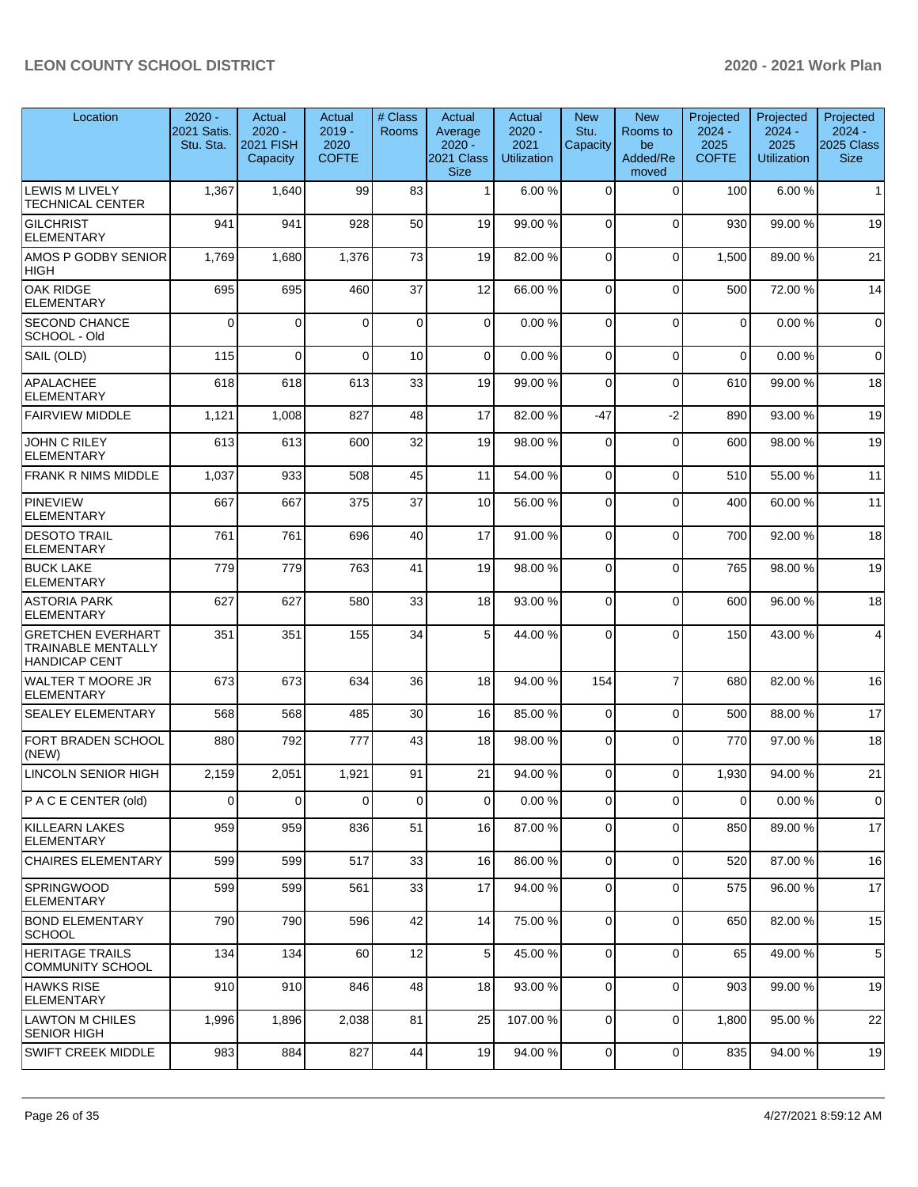| Location | 2020 - 2021 Satis. Stu. Sta. | Actual 2020 - 2021 FISH Capacity | Actual 2019 - 2020 COFTE | # Class Rooms | Actual Average 2020 - 2021 Class Size | Actual 2020 - 2021 Utilization | New Stu. Capacity | New Rooms to be Added/Re moved | Projected 2024 - 2025 COFTE | Projected 2024 - 2025 Utilization | Projected 2024 - 2025 Class Size |
|---|---|---|---|---|---|---|---|---|---|---|---|
| LEWIS M LIVELY TECHNICAL CENTER | 1,367 | 1,640 | 99 | 83 | 1 | 6.00 % | 0 | 0 | 100 | 6.00 % | 1 |
| GILCHRIST ELEMENTARY | 941 | 941 | 928 | 50 | 19 | 99.00 % | 0 | 0 | 930 | 99.00 % | 19 |
| AMOS P GODBY SENIOR HIGH | 1,769 | 1,680 | 1,376 | 73 | 19 | 82.00 % | 0 | 0 | 1,500 | 89.00 % | 21 |
| OAK RIDGE ELEMENTARY | 695 | 695 | 460 | 37 | 12 | 66.00 % | 0 | 0 | 500 | 72.00 % | 14 |
| SECOND CHANCE SCHOOL - Old | 0 | 0 | 0 | 0 | 0 | 0.00 % | 0 | 0 | 0 | 0.00 % | 0 |
| SAIL (OLD) | 115 | 0 | 0 | 10 | 0 | 0.00 % | 0 | 0 | 0 | 0.00 % | 0 |
| APALACHEE ELEMENTARY | 618 | 618 | 613 | 33 | 19 | 99.00 % | 0 | 0 | 610 | 99.00 % | 18 |
| FAIRVIEW MIDDLE | 1,121 | 1,008 | 827 | 48 | 17 | 82.00 % | -47 | -2 | 890 | 93.00 % | 19 |
| JOHN C RILEY ELEMENTARY | 613 | 613 | 600 | 32 | 19 | 98.00 % | 0 | 0 | 600 | 98.00 % | 19 |
| FRANK R NIMS MIDDLE | 1,037 | 933 | 508 | 45 | 11 | 54.00 % | 0 | 0 | 510 | 55.00 % | 11 |
| PINEVIEW ELEMENTARY | 667 | 667 | 375 | 37 | 10 | 56.00 % | 0 | 0 | 400 | 60.00 % | 11 |
| DESOTO TRAIL ELEMENTARY | 761 | 761 | 696 | 40 | 17 | 91.00 % | 0 | 0 | 700 | 92.00 % | 18 |
| BUCK LAKE ELEMENTARY | 779 | 779 | 763 | 41 | 19 | 98.00 % | 0 | 0 | 765 | 98.00 % | 19 |
| ASTORIA PARK ELEMENTARY | 627 | 627 | 580 | 33 | 18 | 93.00 % | 0 | 0 | 600 | 96.00 % | 18 |
| GRETCHEN EVERHART TRAINABLE MENTALLY HANDICAP CENT | 351 | 351 | 155 | 34 | 5 | 44.00 % | 0 | 0 | 150 | 43.00 % | 4 |
| WALTER T MOORE JR ELEMENTARY | 673 | 673 | 634 | 36 | 18 | 94.00 % | 154 | 7 | 680 | 82.00 % | 16 |
| SEALEY ELEMENTARY | 568 | 568 | 485 | 30 | 16 | 85.00 % | 0 | 0 | 500 | 88.00 % | 17 |
| FORT BRADEN SCHOOL (NEW) | 880 | 792 | 777 | 43 | 18 | 98.00 % | 0 | 0 | 770 | 97.00 % | 18 |
| LINCOLN SENIOR HIGH | 2,159 | 2,051 | 1,921 | 91 | 21 | 94.00 % | 0 | 0 | 1,930 | 94.00 % | 21 |
| P A C E CENTER (old) | 0 | 0 | 0 | 0 | 0 | 0.00 % | 0 | 0 | 0 | 0.00 % | 0 |
| KILLEARN LAKES ELEMENTARY | 959 | 959 | 836 | 51 | 16 | 87.00 % | 0 | 0 | 850 | 89.00 % | 17 |
| CHAIRES ELEMENTARY | 599 | 599 | 517 | 33 | 16 | 86.00 % | 0 | 0 | 520 | 87.00 % | 16 |
| SPRINGWOOD ELEMENTARY | 599 | 599 | 561 | 33 | 17 | 94.00 % | 0 | 0 | 575 | 96.00 % | 17 |
| BOND ELEMENTARY SCHOOL | 790 | 790 | 596 | 42 | 14 | 75.00 % | 0 | 0 | 650 | 82.00 % | 15 |
| HERITAGE TRAILS COMMUNITY SCHOOL | 134 | 134 | 60 | 12 | 5 | 45.00 % | 0 | 0 | 65 | 49.00 % | 5 |
| HAWKS RISE ELEMENTARY | 910 | 910 | 846 | 48 | 18 | 93.00 % | 0 | 0 | 903 | 99.00 % | 19 |
| LAWTON M CHILES SENIOR HIGH | 1,996 | 1,896 | 2,038 | 81 | 25 | 107.00 % | 0 | 0 | 1,800 | 95.00 % | 22 |
| SWIFT CREEK MIDDLE | 983 | 884 | 827 | 44 | 19 | 94.00 % | 0 | 0 | 835 | 94.00 % | 19 |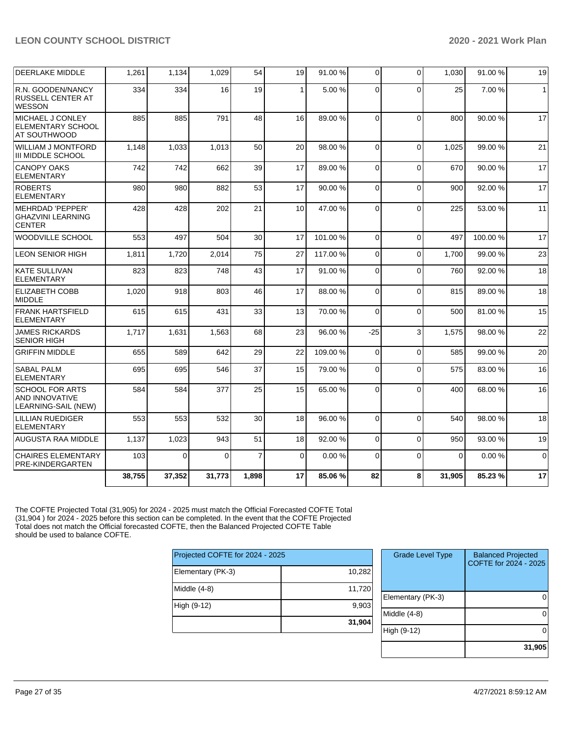| | | | | | | | | | | | |
|---|---|---|---|---|---|---|---|---|---|---|---|
| DEERLAKE MIDDLE | 1,261 | 1,134 | 1,029 | 54 | 19 | 91.00 % | 0 | 0 | 1,030 | 91.00 % | 19 |
| R.N. GOODEN/NANCY RUSSELL CENTER AT WESSON | 334 | 334 | 16 | 19 | 1 | 5.00 % | 0 | 0 | 25 | 7.00 % | 1 |
| MICHAEL J CONLEY ELEMENTARY SCHOOL AT SOUTHWOOD | 885 | 885 | 791 | 48 | 16 | 89.00 % | 0 | 0 | 800 | 90.00 % | 17 |
| WILLIAM J MONTFORD III MIDDLE SCHOOL | 1,148 | 1,033 | 1,013 | 50 | 20 | 98.00 % | 0 | 0 | 1,025 | 99.00 % | 21 |
| CANOPY OAKS ELEMENTARY | 742 | 742 | 662 | 39 | 17 | 89.00 % | 0 | 0 | 670 | 90.00 % | 17 |
| ROBERTS ELEMENTARY | 980 | 980 | 882 | 53 | 17 | 90.00 % | 0 | 0 | 900 | 92.00 % | 17 |
| MEHRDAD 'PEPPER' GHAZVINI LEARNING CENTER | 428 | 428 | 202 | 21 | 10 | 47.00 % | 0 | 0 | 225 | 53.00 % | 11 |
| WOODVILLE SCHOOL | 553 | 497 | 504 | 30 | 17 | 101.00 % | 0 | 0 | 497 | 100.00 % | 17 |
| LEON SENIOR HIGH | 1,811 | 1,720 | 2,014 | 75 | 27 | 117.00 % | 0 | 0 | 1,700 | 99.00 % | 23 |
| KATE SULLIVAN ELEMENTARY | 823 | 823 | 748 | 43 | 17 | 91.00 % | 0 | 0 | 760 | 92.00 % | 18 |
| ELIZABETH COBB MIDDLE | 1,020 | 918 | 803 | 46 | 17 | 88.00 % | 0 | 0 | 815 | 89.00 % | 18 |
| FRANK HARTSFIELD ELEMENTARY | 615 | 615 | 431 | 33 | 13 | 70.00 % | 0 | 0 | 500 | 81.00 % | 15 |
| JAMES RICKARDS SENIOR HIGH | 1,717 | 1,631 | 1,563 | 68 | 23 | 96.00 % | -25 | 3 | 1,575 | 98.00 % | 22 |
| GRIFFIN MIDDLE | 655 | 589 | 642 | 29 | 22 | 109.00 % | 0 | 0 | 585 | 99.00 % | 20 |
| SABAL PALM ELEMENTARY | 695 | 695 | 546 | 37 | 15 | 79.00 % | 0 | 0 | 575 | 83.00 % | 16 |
| SCHOOL FOR ARTS AND INNOVATIVE LEARNING-SAIL (NEW) | 584 | 584 | 377 | 25 | 15 | 65.00 % | 0 | 0 | 400 | 68.00 % | 16 |
| LILLIAN RUEDIGER ELEMENTARY | 553 | 553 | 532 | 30 | 18 | 96.00 % | 0 | 0 | 540 | 98.00 % | 18 |
| AUGUSTA RAA MIDDLE | 1,137 | 1,023 | 943 | 51 | 18 | 92.00 % | 0 | 0 | 950 | 93.00 % | 19 |
| CHAIRES ELEMENTARY PRE-KINDERGARTEN | 103 | 0 | 0 | 7 | 0 | 0.00 % | 0 | 0 | 0 | 0.00 % | 0 |
| | **38,755** | **37,352** | **31,773** | **1,898** | **17** | **85.06 %** | **82** | **8** | **31,905** | **85.23 %** | **17** |

The COFTE Projected Total (31,905) for 2024 - 2025 must match the Official Forecasted COFTE Total (31,904 ) for 2024 - 2025 before this section can be completed. In the event that the COFTE Projected Total does not match the Official forecasted COFTE, then the Balanced Projected COFTE Table should be used to balance COFTE.

| Projected COFTE for 2024 - 2025 | |
|---|---|
| Elementary (PK-3) | 10,282 |
| Middle (4-8) | 11,720 |
| High (9-12) | 9,903 |
| | **31,904** |

| Grade Level Type | Balanced Projected COFTE for 2024 - 2025 |
|---|---|
| Elementary (PK-3) | 0 |
| Middle (4-8) | 0 |
| High (9-12) | 0 |
| | **31,905** |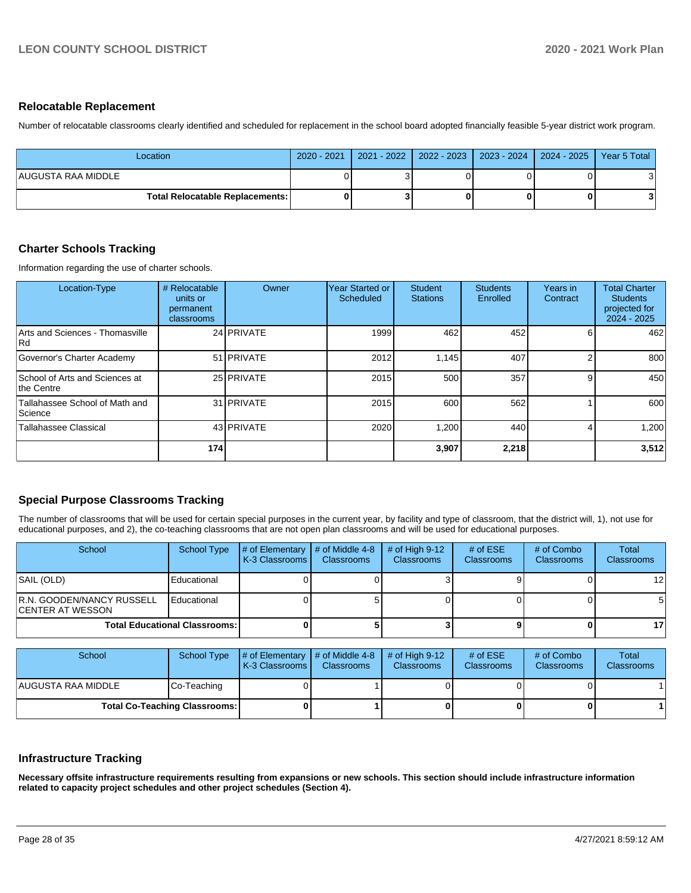## Relocatable Replacement

Number of relocatable classrooms clearly identified and scheduled for replacement in the school board adopted financially feasible 5-year district work program.

| Location | 2020 - 2021 | 2021 - 2022 | 2022 - 2023 | 2023 - 2024 | 2024 - 2025 | Year 5 Total |
|---|---|---|---|---|---|---|
| AUGUSTA RAA MIDDLE | 0 | 3 | 0 | 0 | 0 | 3 |
| **Total Relocatable Replacements:** | **0** | **3** | **0** | **0** | **0** | **3** |

## Charter Schools Tracking

Information regarding the use of charter schools.

| Location-Type | # Relocatable units or permanent classrooms | Owner | Year Started or Scheduled | Student Stations | Students Enrolled | Years in Contract | Total Charter Students projected for 2024 - 2025 |
|---|---|---|---|---|---|---|---|
| Arts and Sciences - Thomasville Rd | 24 | PRIVATE | 1999 | 462 | 452 | 6 | 462 |
| Governor's Charter Academy | 51 | PRIVATE | 2012 | 1,145 | 407 | 2 | 800 |
| School of Arts and Sciences at the Centre | 25 | PRIVATE | 2015 | 500 | 357 | 9 | 450 |
| Tallahassee School of Math and Science | 31 | PRIVATE | 2015 | 600 | 562 | 1 | 600 |
| Tallahassee Classical | 43 | PRIVATE | 2020 | 1,200 | 440 | 4 | 1,200 |
| | **174** | | | **3,907** | **2,218** | | **3,512** |

## Special Purpose Classrooms Tracking

The number of classrooms that will be used for certain special purposes in the current year, by facility and type of classroom, that the district will, 1), not use for educational purposes, and 2), the co-teaching classrooms that are not open plan classrooms and will be used for educational purposes.

| School | School Type | # of Elementary K-3 Classrooms | # of Middle 4-8 Classrooms | # of High 9-12 Classrooms | # of ESE Classrooms | # of Combo Classrooms | Total Classrooms |
|---|---|---|---|---|---|---|---|
| SAIL (OLD) | Educational | 0 | 0 | 3 | 9 | 0 | 12 |
| R.N. GOODEN/NANCY RUSSELL CENTER AT WESSON | Educational | 0 | 5 | 0 | 0 | 0 | 5 |
| **Total Educational Classrooms:** | | **0** | **5** | **3** | **9** | **0** | **17** |

| School | School Type | # of Elementary K-3 Classrooms | # of Middle 4-8 Classrooms | # of High 9-12 Classrooms | # of ESE Classrooms | # of Combo Classrooms | Total Classrooms |
|---|---|---|---|---|---|---|---|
| AUGUSTA RAA MIDDLE | Co-Teaching | 0 | 1 | 0 | 0 | 0 | 1 |
| **Total Co-Teaching Classrooms:** | | **0** | **1** | **0** | **0** | **0** | **1** |

## Infrastructure Tracking

**Necessary offsite infrastructure requirements resulting from expansions or new schools. This section should include infrastructure information related to capacity project schedules and other project schedules (Section 4).**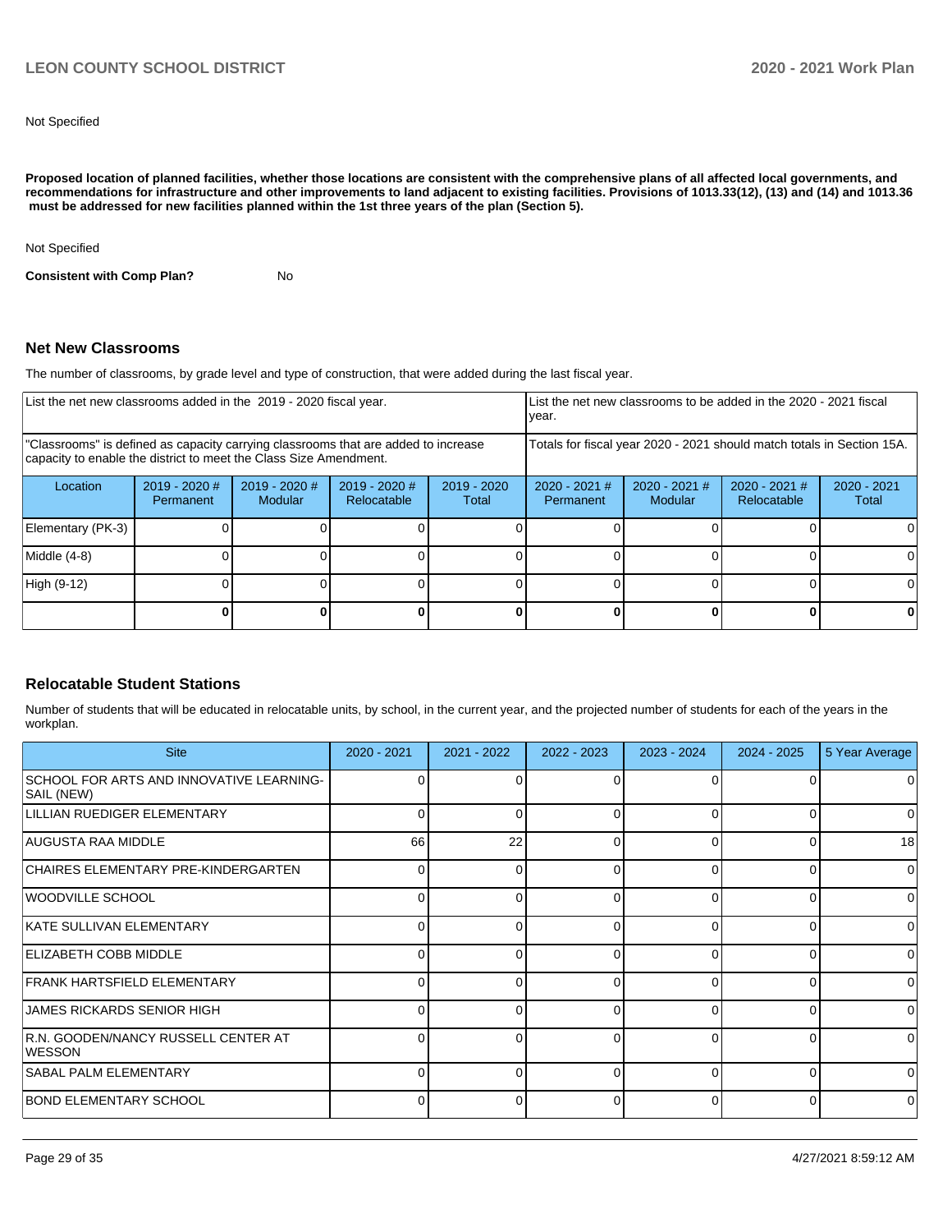Not Specified

**Proposed location of planned facilities, whether those locations are consistent with the comprehensive plans of all affected local governments, and recommendations for infrastructure and other improvements to land adjacent to existing facilities. Provisions of 1013.33(12), (13) and (14) and 1013.36 must be addressed for new facilities planned within the 1st three years of the plan (Section 5).**

Not Specified

**Consistent with Comp Plan?** No

### Net New Classrooms

The number of classrooms, by grade level and type of construction, that were added during the last fiscal year.

| List the net new classrooms added in the 2019 - 2020 fiscal year. | | | | | List the net new classrooms to be added in the 2020 - 2021 fiscal year. | | | |
|---|---|---|---|---|---|---|---|---|
| "Classrooms" is defined as capacity carrying classrooms that are added to increase capacity to enable the district to meet the Class Size Amendment. | | | | | Totals for fiscal year 2020 - 2021 should match totals in Section 15A. | | | |
| Location | 2019 - 2020 # Permanent | 2019 - 2020 # Modular | 2019 - 2020 # Relocatable | 2019 - 2020 Total | 2020 - 2021 # Permanent | 2020 - 2021 # Modular | 2020 - 2021 # Relocatable | 2020 - 2021 Total |
| Elementary (PK-3) | 0 | 0 | 0 | 0 | 0 | 0 | 0 | 0 |
| Middle (4-8) | 0 | 0 | 0 | 0 | 0 | 0 | 0 | 0 |
| High (9-12) | 0 | 0 | 0 | 0 | 0 | 0 | 0 | 0 |
| | **0** | **0** | **0** | **0** | **0** | **0** | **0** | **0** |

### Relocatable Student Stations

Number of students that will be educated in relocatable units, by school, in the current year, and the projected number of students for each of the years in the workplan.

| Site | 2020 - 2021 | 2021 - 2022 | 2022 - 2023 | 2023 - 2024 | 2024 - 2025 | 5 Year Average |
|---|---|---|---|---|---|---|
| SCHOOL FOR ARTS AND INNOVATIVE LEARNING-SAIL (NEW) | 0 | 0 | 0 | 0 | 0 | 0 |
| LILLIAN RUEDIGER ELEMENTARY | 0 | 0 | 0 | 0 | 0 | 0 |
| AUGUSTA RAA MIDDLE | 66 | 22 | 0 | 0 | 0 | 18 |
| CHAIRES ELEMENTARY PRE-KINDERGARTEN | 0 | 0 | 0 | 0 | 0 | 0 |
| WOODVILLE SCHOOL | 0 | 0 | 0 | 0 | 0 | 0 |
| KATE SULLIVAN ELEMENTARY | 0 | 0 | 0 | 0 | 0 | 0 |
| ELIZABETH COBB MIDDLE | 0 | 0 | 0 | 0 | 0 | 0 |
| FRANK HARTSFIELD ELEMENTARY | 0 | 0 | 0 | 0 | 0 | 0 |
| JAMES RICKARDS SENIOR HIGH | 0 | 0 | 0 | 0 | 0 | 0 |
| R.N. GOODEN/NANCY RUSSELL CENTER AT WESSON | 0 | 0 | 0 | 0 | 0 | 0 |
| SABAL PALM ELEMENTARY | 0 | 0 | 0 | 0 | 0 | 0 |
| BOND ELEMENTARY SCHOOL | 0 | 0 | 0 | 0 | 0 | 0 |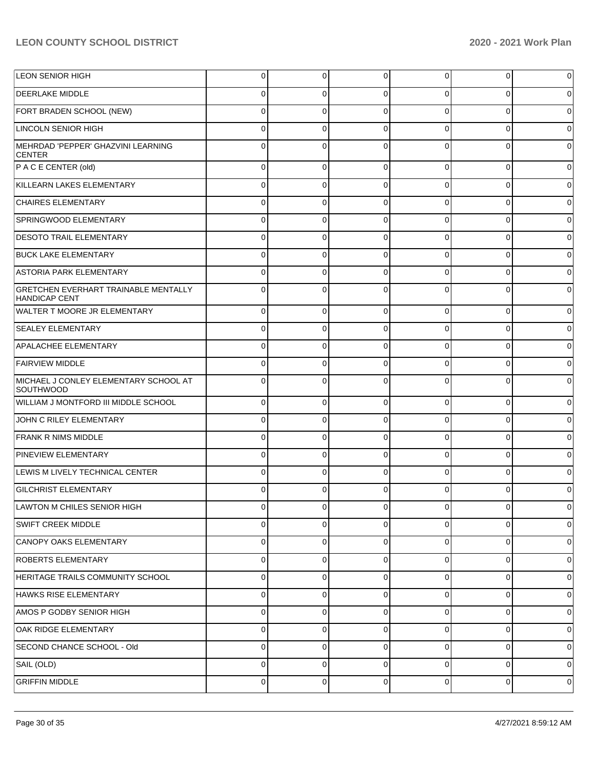| | | | | | | |
|---|---|---|---|---|---|---|
| LEON SENIOR HIGH | 0 | 0 | 0 | 0 | 0 | 0 |
| DEERLAKE MIDDLE | 0 | 0 | 0 | 0 | 0 | 0 |
| FORT BRADEN SCHOOL (NEW) | 0 | 0 | 0 | 0 | 0 | 0 |
| LINCOLN SENIOR HIGH | 0 | 0 | 0 | 0 | 0 | 0 |
| MEHRDAD 'PEPPER' GHAZVINI LEARNING CENTER | 0 | 0 | 0 | 0 | 0 | 0 |
| P A C E CENTER (old) | 0 | 0 | 0 | 0 | 0 | 0 |
| KILLEARN LAKES ELEMENTARY | 0 | 0 | 0 | 0 | 0 | 0 |
| CHAIRES ELEMENTARY | 0 | 0 | 0 | 0 | 0 | 0 |
| SPRINGWOOD ELEMENTARY | 0 | 0 | 0 | 0 | 0 | 0 |
| DESOTO TRAIL ELEMENTARY | 0 | 0 | 0 | 0 | 0 | 0 |
| BUCK LAKE ELEMENTARY | 0 | 0 | 0 | 0 | 0 | 0 |
| ASTORIA PARK ELEMENTARY | 0 | 0 | 0 | 0 | 0 | 0 |
| GRETCHEN EVERHART TRAINABLE MENTALLY HANDICAP CENT | 0 | 0 | 0 | 0 | 0 | 0 |
| WALTER T MOORE JR ELEMENTARY | 0 | 0 | 0 | 0 | 0 | 0 |
| SEALEY ELEMENTARY | 0 | 0 | 0 | 0 | 0 | 0 |
| APALACHEE ELEMENTARY | 0 | 0 | 0 | 0 | 0 | 0 |
| FAIRVIEW MIDDLE | 0 | 0 | 0 | 0 | 0 | 0 |
| MICHAEL J CONLEY ELEMENTARY SCHOOL AT SOUTHWOOD | 0 | 0 | 0 | 0 | 0 | 0 |
| WILLIAM J MONTFORD III MIDDLE SCHOOL | 0 | 0 | 0 | 0 | 0 | 0 |
| JOHN C RILEY ELEMENTARY | 0 | 0 | 0 | 0 | 0 | 0 |
| FRANK R NIMS MIDDLE | 0 | 0 | 0 | 0 | 0 | 0 |
| PINEVIEW ELEMENTARY | 0 | 0 | 0 | 0 | 0 | 0 |
| LEWIS M LIVELY TECHNICAL CENTER | 0 | 0 | 0 | 0 | 0 | 0 |
| GILCHRIST ELEMENTARY | 0 | 0 | 0 | 0 | 0 | 0 |
| LAWTON M CHILES SENIOR HIGH | 0 | 0 | 0 | 0 | 0 | 0 |
| SWIFT CREEK MIDDLE | 0 | 0 | 0 | 0 | 0 | 0 |
| CANOPY OAKS ELEMENTARY | 0 | 0 | 0 | 0 | 0 | 0 |
| ROBERTS ELEMENTARY | 0 | 0 | 0 | 0 | 0 | 0 |
| HERITAGE TRAILS COMMUNITY SCHOOL | 0 | 0 | 0 | 0 | 0 | 0 |
| HAWKS RISE ELEMENTARY | 0 | 0 | 0 | 0 | 0 | 0 |
| AMOS P GODBY SENIOR HIGH | 0 | 0 | 0 | 0 | 0 | 0 |
| OAK RIDGE ELEMENTARY | 0 | 0 | 0 | 0 | 0 | 0 |
| SECOND CHANCE SCHOOL - Old | 0 | 0 | 0 | 0 | 0 | 0 |
| SAIL (OLD) | 0 | 0 | 0 | 0 | 0 | 0 |
| GRIFFIN MIDDLE | 0 | 0 | 0 | 0 | 0 | 0 |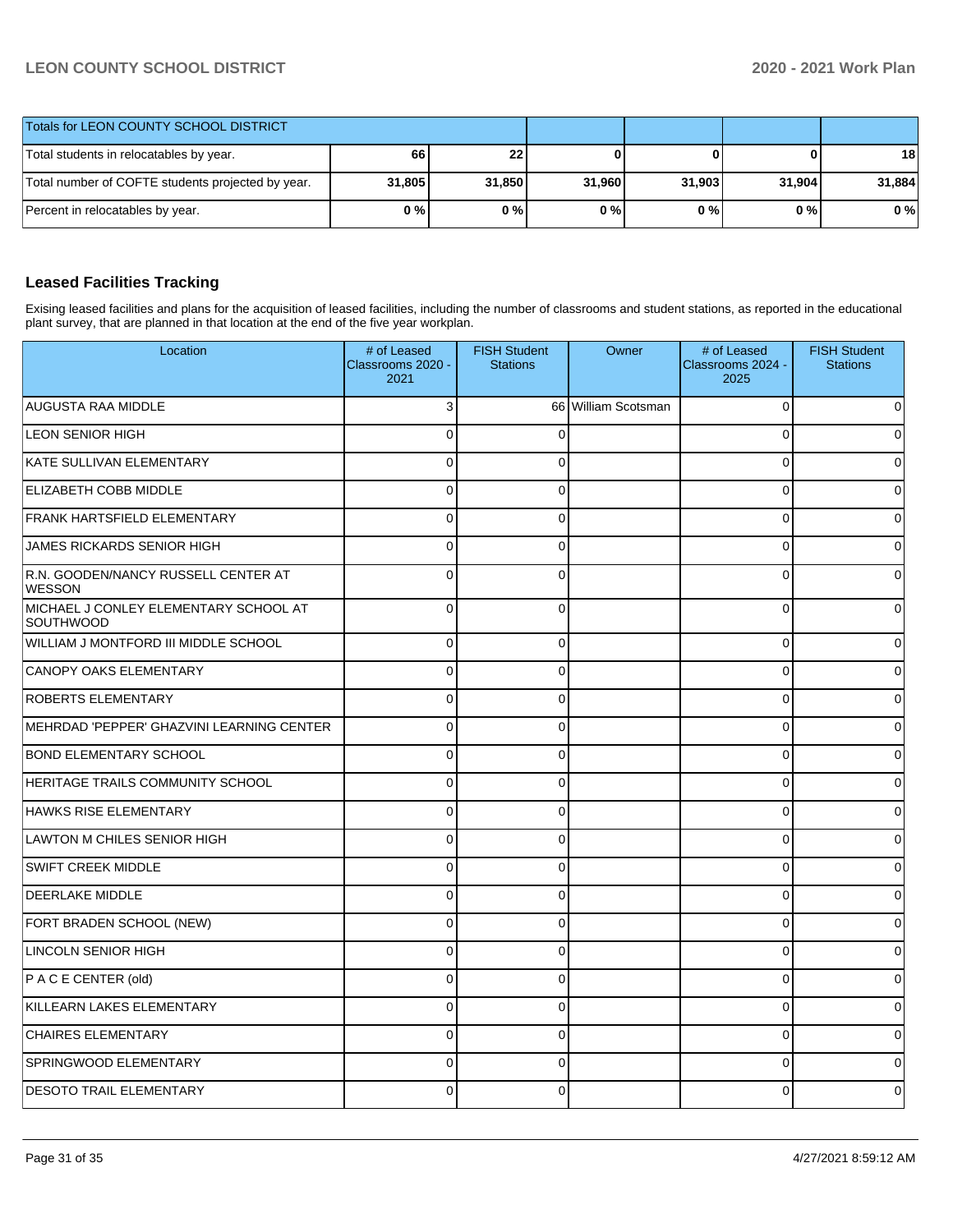| Totals for LEON COUNTY SCHOOL DISTRICT | | | | | | |
|---|---|---|---|---|---|---|
| Total students in relocatables by year. | 66 | 22 | 0 | 0 | 0 | 18 |
| Total number of COFTE students projected by year. | 31,805 | 31,850 | 31,960 | 31,903 | 31,904 | 31,884 |
| Percent in relocatables by year. | 0 % | 0 % | 0 % | 0 % | 0 % | 0 % |

## Leased Facilities Tracking

Exising leased facilities and plans for the acquisition of leased facilities, including the number of classrooms and student stations, as reported in the educational plant survey, that are planned in that location at the end of the five year workplan.

| Location | # of Leased Classrooms 2020 - 2021 | FISH Student Stations | Owner | # of Leased Classrooms 2024 - 2025 | FISH Student Stations |
|---|---|---|---|---|---|
| AUGUSTA RAA MIDDLE | 3 | 66 | William Scotsman | 0 | 0 |
| LEON SENIOR HIGH | 0 | 0 | | 0 | 0 |
| KATE SULLIVAN ELEMENTARY | 0 | 0 | | 0 | 0 |
| ELIZABETH COBB MIDDLE | 0 | 0 | | 0 | 0 |
| FRANK HARTSFIELD ELEMENTARY | 0 | 0 | | 0 | 0 |
| JAMES RICKARDS SENIOR HIGH | 0 | 0 | | 0 | 0 |
| R.N. GOODEN/NANCY RUSSELL CENTER AT WESSON | 0 | 0 | | 0 | 0 |
| MICHAEL J CONLEY ELEMENTARY SCHOOL AT SOUTHWOOD | 0 | 0 | | 0 | 0 |
| WILLIAM J MONTFORD III MIDDLE SCHOOL | 0 | 0 | | 0 | 0 |
| CANOPY OAKS ELEMENTARY | 0 | 0 | | 0 | 0 |
| ROBERTS ELEMENTARY | 0 | 0 | | 0 | 0 |
| MEHRDAD 'PEPPER' GHAZVINI LEARNING CENTER | 0 | 0 | | 0 | 0 |
| BOND ELEMENTARY SCHOOL | 0 | 0 | | 0 | 0 |
| HERITAGE TRAILS COMMUNITY SCHOOL | 0 | 0 | | 0 | 0 |
| HAWKS RISE ELEMENTARY | 0 | 0 | | 0 | 0 |
| LAWTON M CHILES SENIOR HIGH | 0 | 0 | | 0 | 0 |
| SWIFT CREEK MIDDLE | 0 | 0 | | 0 | 0 |
| DEERLAKE MIDDLE | 0 | 0 | | 0 | 0 |
| FORT BRADEN SCHOOL (NEW) | 0 | 0 | | 0 | 0 |
| LINCOLN SENIOR HIGH | 0 | 0 | | 0 | 0 |
| P A C E CENTER (old) | 0 | 0 | | 0 | 0 |
| KILLEARN LAKES ELEMENTARY | 0 | 0 | | 0 | 0 |
| CHAIRES ELEMENTARY | 0 | 0 | | 0 | 0 |
| SPRINGWOOD ELEMENTARY | 0 | 0 | | 0 | 0 |
| DESOTO TRAIL ELEMENTARY | 0 | 0 | | 0 | 0 |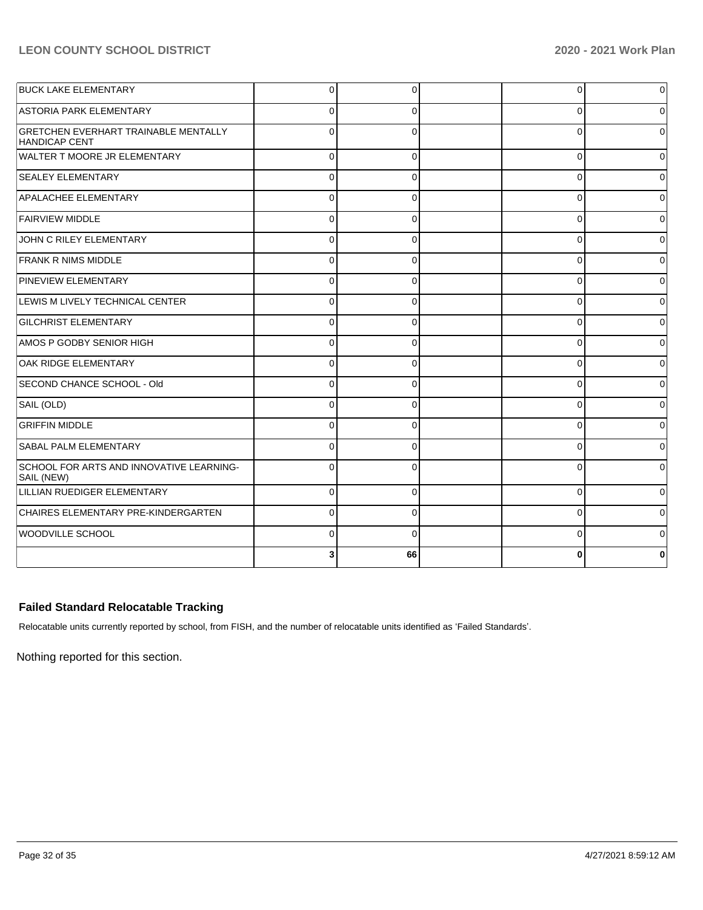| | | | | | |
|---|---|---|---|---|---|
| BUCK LAKE ELEMENTARY | 0 | 0 | | 0 | 0 |
| ASTORIA PARK ELEMENTARY | 0 | 0 | | 0 | 0 |
| GRETCHEN EVERHART TRAINABLE MENTALLY HANDICAP CENT | 0 | 0 | | 0 | 0 |
| WALTER T MOORE JR ELEMENTARY | 0 | 0 | | 0 | 0 |
| SEALEY ELEMENTARY | 0 | 0 | | 0 | 0 |
| APALACHEE ELEMENTARY | 0 | 0 | | 0 | 0 |
| FAIRVIEW MIDDLE | 0 | 0 | | 0 | 0 |
| JOHN C RILEY ELEMENTARY | 0 | 0 | | 0 | 0 |
| FRANK R NIMS MIDDLE | 0 | 0 | | 0 | 0 |
| PINEVIEW ELEMENTARY | 0 | 0 | | 0 | 0 |
| LEWIS M LIVELY TECHNICAL CENTER | 0 | 0 | | 0 | 0 |
| GILCHRIST ELEMENTARY | 0 | 0 | | 0 | 0 |
| AMOS P GODBY SENIOR HIGH | 0 | 0 | | 0 | 0 |
| OAK RIDGE ELEMENTARY | 0 | 0 | | 0 | 0 |
| SECOND CHANCE SCHOOL - Old | 0 | 0 | | 0 | 0 |
| SAIL (OLD) | 0 | 0 | | 0 | 0 |
| GRIFFIN MIDDLE | 0 | 0 | | 0 | 0 |
| SABAL PALM ELEMENTARY | 0 | 0 | | 0 | 0 |
| SCHOOL FOR ARTS AND INNOVATIVE LEARNING-SAIL (NEW) | 0 | 0 | | 0 | 0 |
| LILLIAN RUEDIGER ELEMENTARY | 0 | 0 | | 0 | 0 |
| CHAIRES ELEMENTARY PRE-KINDERGARTEN | 0 | 0 | | 0 | 0 |
| WOODVILLE SCHOOL | 0 | 0 | | 0 | 0 |
| | **3** | **66** | | **0** | **0** |

### Failed Standard Relocatable Tracking

Relocatable units currently reported by school, from FISH, and the number of relocatable units identified as 'Failed Standards'.

Nothing reported for this section.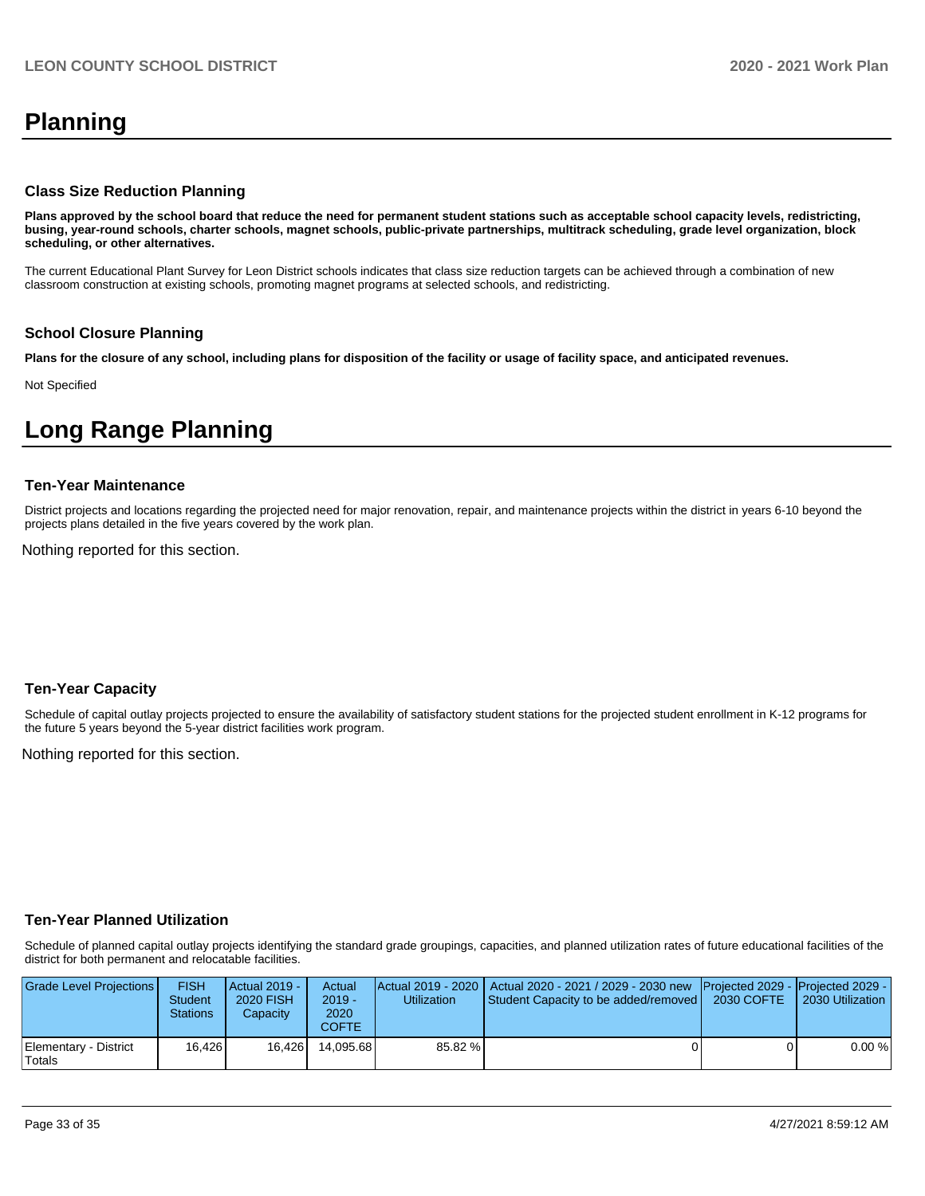# Planning

### Class Size Reduction Planning

**Plans approved by the school board that reduce the need for permanent student stations such as acceptable school capacity levels, redistricting, busing, year-round schools, charter schools, magnet schools, public-private partnerships, multitrack scheduling, grade level organization, block scheduling, or other alternatives.**

The current Educational Plant Survey for Leon District schools indicates that class size reduction targets can be achieved through a combination of new classroom construction at existing schools, promoting magnet programs at selected schools, and redistricting.

### School Closure Planning

**Plans for the closure of any school, including plans for disposition of the facility or usage of facility space, and anticipated revenues.**

Not Specified

# Long Range Planning

### Ten-Year Maintenance

District projects and locations regarding the projected need for major renovation, repair, and maintenance projects within the district in years 6-10 beyond the projects plans detailed in the five years covered by the work plan.

Nothing reported for this section.

### Ten-Year Capacity

Schedule of capital outlay projects projected to ensure the availability of satisfactory student stations for the projected student enrollment in K-12 programs for the future 5 years beyond the 5-year district facilities work program.

Nothing reported for this section.

### Ten-Year Planned Utilization

Schedule of planned capital outlay projects identifying the standard grade groupings, capacities, and planned utilization rates of future educational facilities of the district for both permanent and relocatable facilities.

| Grade Level Projections | FISH Student Stations | Actual 2019 - 2020 FISH Capacity | Actual 2019 - 2020 COFTE | Actual 2019 - 2020 Utilization | Actual 2020 - 2021 / 2029 - 2030 new Student Capacity to be added/removed | Projected 2029 - 2030 COFTE | Projected 2029 - 2030 Utilization |
|---|---|---|---|---|---|---|---|
| Elementary - District Totals | 16,426 | 16,426 | 14,095.68 | 85.82 % | 0 | 0 | 0.00 % |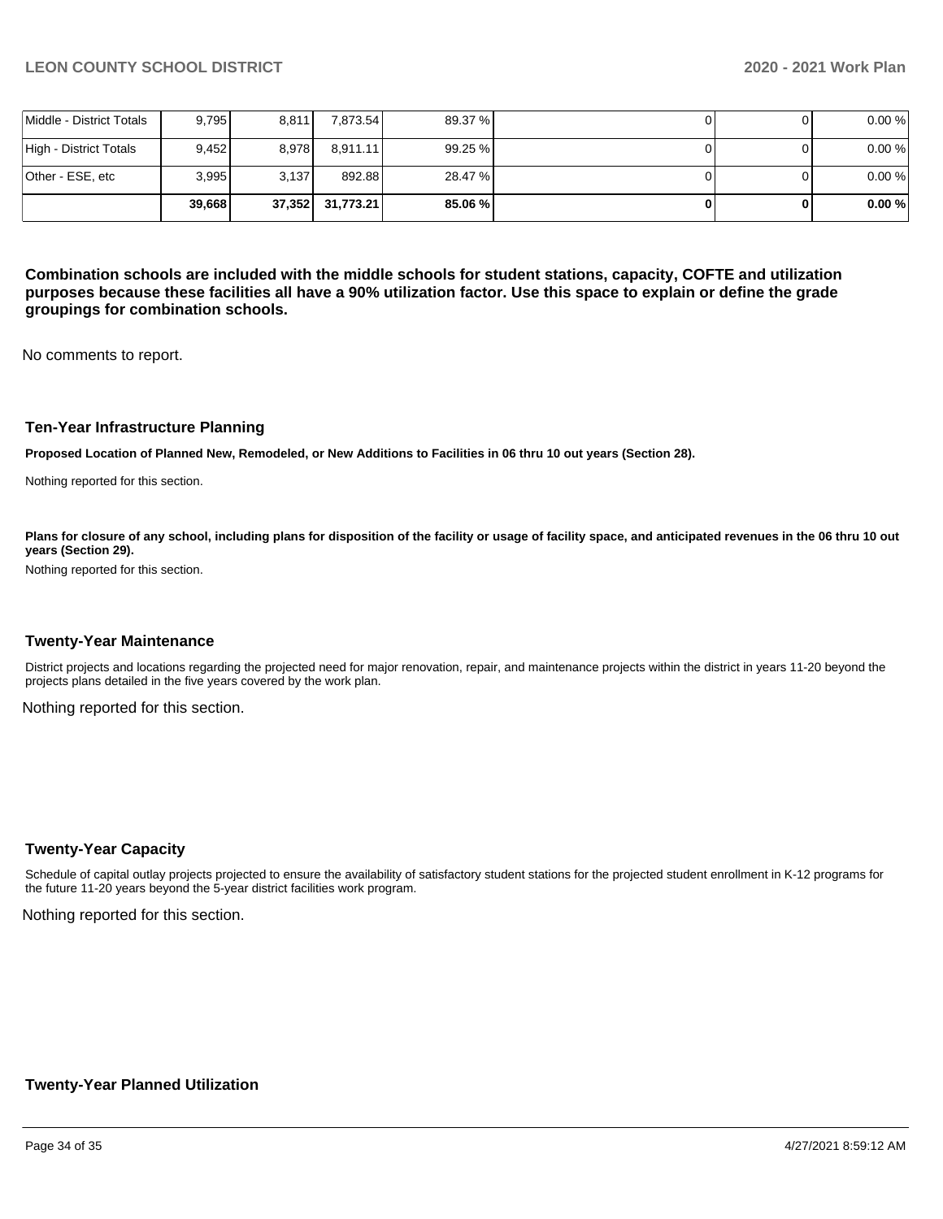| | | | | | | | |
|---|---|---|---|---|---|---|---|
| Middle - District Totals | 9,795 | 8,811 | 7,873.54 | 89.37 % | 0 | 0 | 0.00 % |
| High - District Totals | 9,452 | 8,978 | 8,911.11 | 99.25 % | 0 | 0 | 0.00 % |
| Other - ESE, etc | 3,995 | 3,137 | 892.88 | 28.47 % | 0 | 0 | 0.00 % |
| | **39,668** | **37,352** | **31,773.21** | **85.06 %** | **0** | **0** | **0.00 %** |

**Combination schools are included with the middle schools for student stations, capacity, COFTE and utilization purposes because these facilities all have a 90% utilization factor. Use this space to explain or define the grade groupings for combination schools.**

No comments to report.

### Ten-Year Infrastructure Planning

**Proposed Location of Planned New, Remodeled, or New Additions to Facilities in 06 thru 10 out years (Section 28).**

Nothing reported for this section.

**Plans for closure of any school, including plans for disposition of the facility or usage of facility space, and anticipated revenues in the 06 thru 10 out years (Section 29).**

Nothing reported for this section.

### Twenty-Year Maintenance

District projects and locations regarding the projected need for major renovation, repair, and maintenance projects within the district in years 11-20 beyond the projects plans detailed in the five years covered by the work plan.

Nothing reported for this section.

### Twenty-Year Capacity

Schedule of capital outlay projects projected to ensure the availability of satisfactory student stations for the projected student enrollment in K-12 programs for the future 11-20 years beyond the 5-year district facilities work program.

Nothing reported for this section.

### Twenty-Year Planned Utilization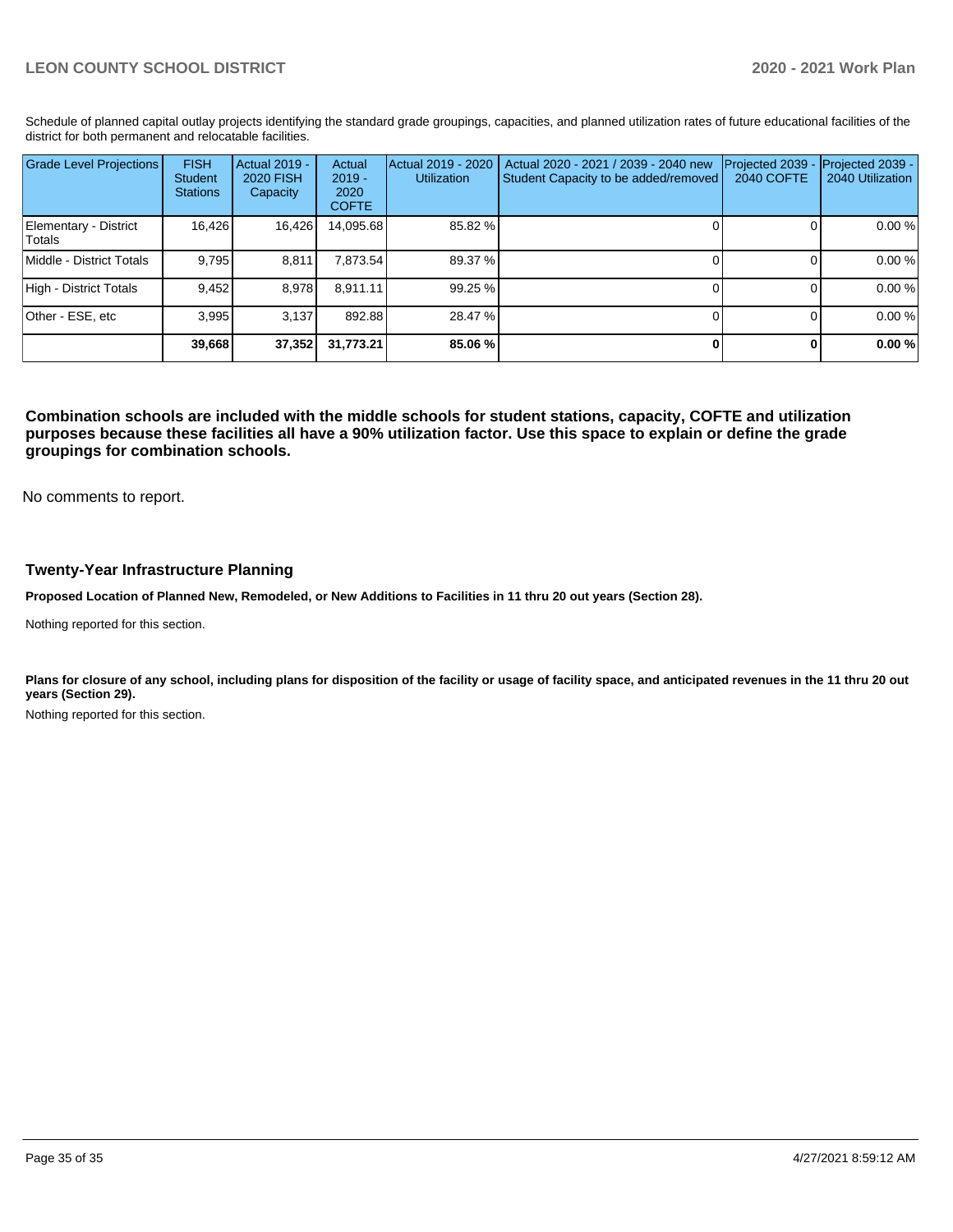Schedule of planned capital outlay projects identifying the standard grade groupings, capacities, and planned utilization rates of future educational facilities of the district for both permanent and relocatable facilities.

| Grade Level Projections | FISH Student Stations | Actual 2019 - 2020 FISH Capacity | Actual 2019 - 2020 COFTE | Actual 2019 - 2020 Utilization | Actual 2020 - 2021 / 2039 - 2040 new Student Capacity to be added/removed | Projected 2039 - 2040 COFTE | Projected 2039 - 2040 Utilization |
|---|---|---|---|---|---|---|---|
| Elementary - District Totals | 16,426 | 16,426 | 14,095.68 | 85.82 % | 0 | 0 | 0.00 % |
| Middle - District Totals | 9,795 | 8,811 | 7,873.54 | 89.37 % | 0 | 0 | 0.00 % |
| High - District Totals | 9,452 | 8,978 | 8,911.11 | 99.25 % | 0 | 0 | 0.00 % |
| Other - ESE, etc | 3,995 | 3,137 | 892.88 | 28.47 % | 0 | 0 | 0.00 % |
| | **39,668** | **37,352** | **31,773.21** | **85.06 %** | **0** | **0** | **0.00 %** |

**Combination schools are included with the middle schools for student stations, capacity, COFTE and utilization purposes because these facilities all have a 90% utilization factor. Use this space to explain or define the grade groupings for combination schools.**

No comments to report.

### Twenty-Year Infrastructure Planning

**Proposed Location of Planned New, Remodeled, or New Additions to Facilities in 11 thru 20 out years (Section 28).**

Nothing reported for this section.

**Plans for closure of any school, including plans for disposition of the facility or usage of facility space, and anticipated revenues in the 11 thru 20 out years (Section 29).**

Nothing reported for this section.